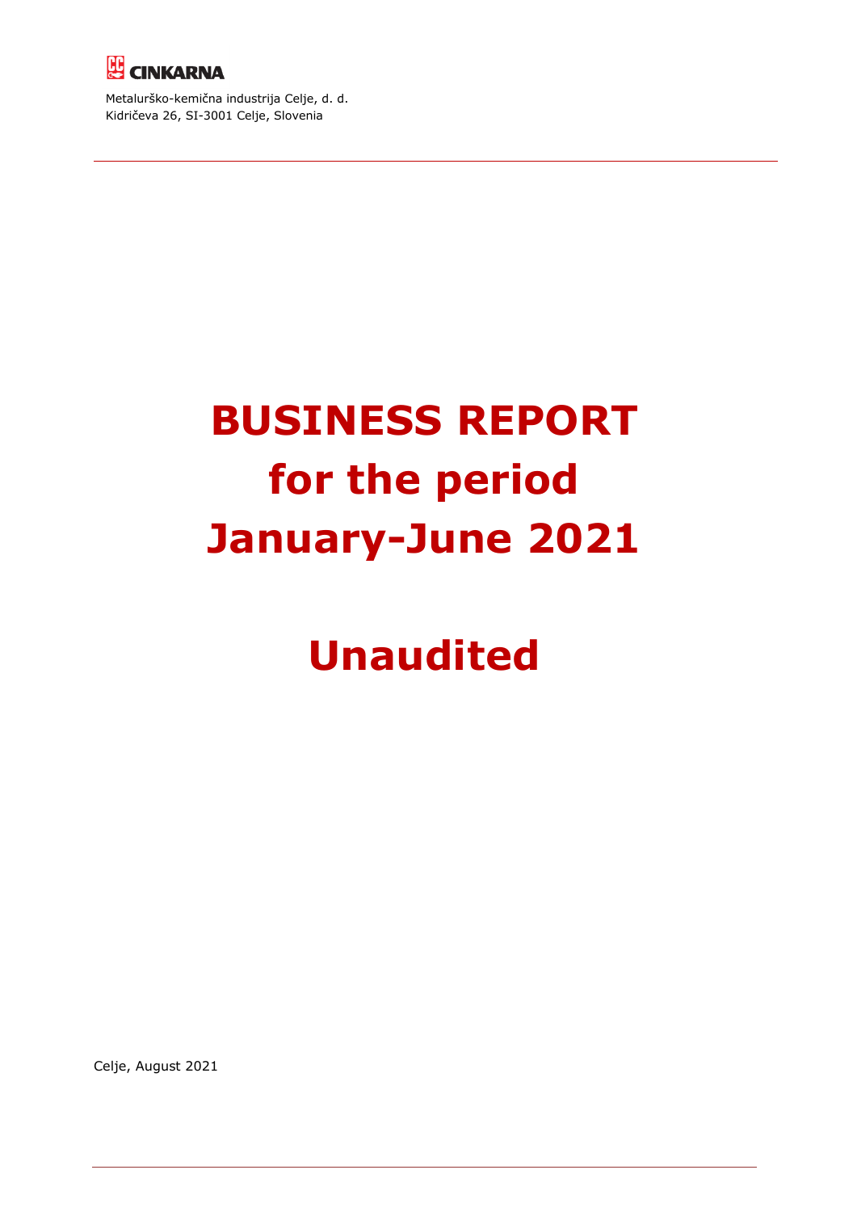CINKARNA

Metalurško-kemična industrija Celje, d. d.
Kidričeva 26, SI-3001 Celje, Slovenia

# BUSINESS REPORT for the period January-June 2021

# Unaudited

Celje, August 2021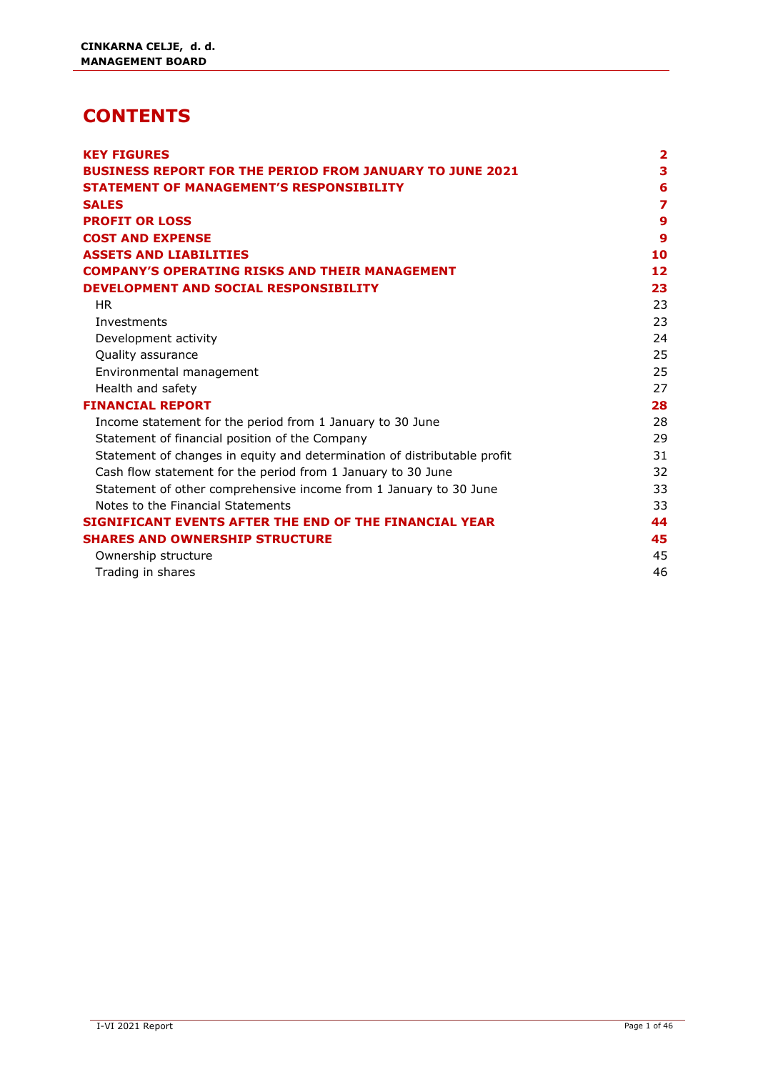# CONTENTS

| | |
|---|---|
| **KEY FIGURES** | **2** |
| **BUSINESS REPORT FOR THE PERIOD FROM JANUARY TO JUNE 2021** | **3** |
| **STATEMENT OF MANAGEMENT'S RESPONSIBILITY** | **6** |
| **SALES** | **7** |
| **PROFIT OR LOSS** | **9** |
| **COST AND EXPENSE** | **9** |
| **ASSETS AND LIABILITIES** | **10** |
| **COMPANY'S OPERATING RISKS AND THEIR MANAGEMENT** | **12** |
| **DEVELOPMENT AND SOCIAL RESPONSIBILITY** | **23** |
| HR | 23 |
| Investments | 23 |
| Development activity | 24 |
| Quality assurance | 25 |
| Environmental management | 25 |
| Health and safety | 27 |
| **FINANCIAL REPORT** | **28** |
| Income statement for the period from 1 January to 30 June | 28 |
| Statement of financial position of the Company | 29 |
| Statement of changes in equity and determination of distributable profit | 31 |
| Cash flow statement for the period from 1 January to 30 June | 32 |
| Statement of other comprehensive income from 1 January to 30 June | 33 |
| Notes to the Financial Statements | 33 |
| **SIGNIFICANT EVENTS AFTER THE END OF THE FINANCIAL YEAR** | **44** |
| **SHARES AND OWNERSHIP STRUCTURE** | **45** |
| Ownership structure | 45 |
| Trading in shares | 46 |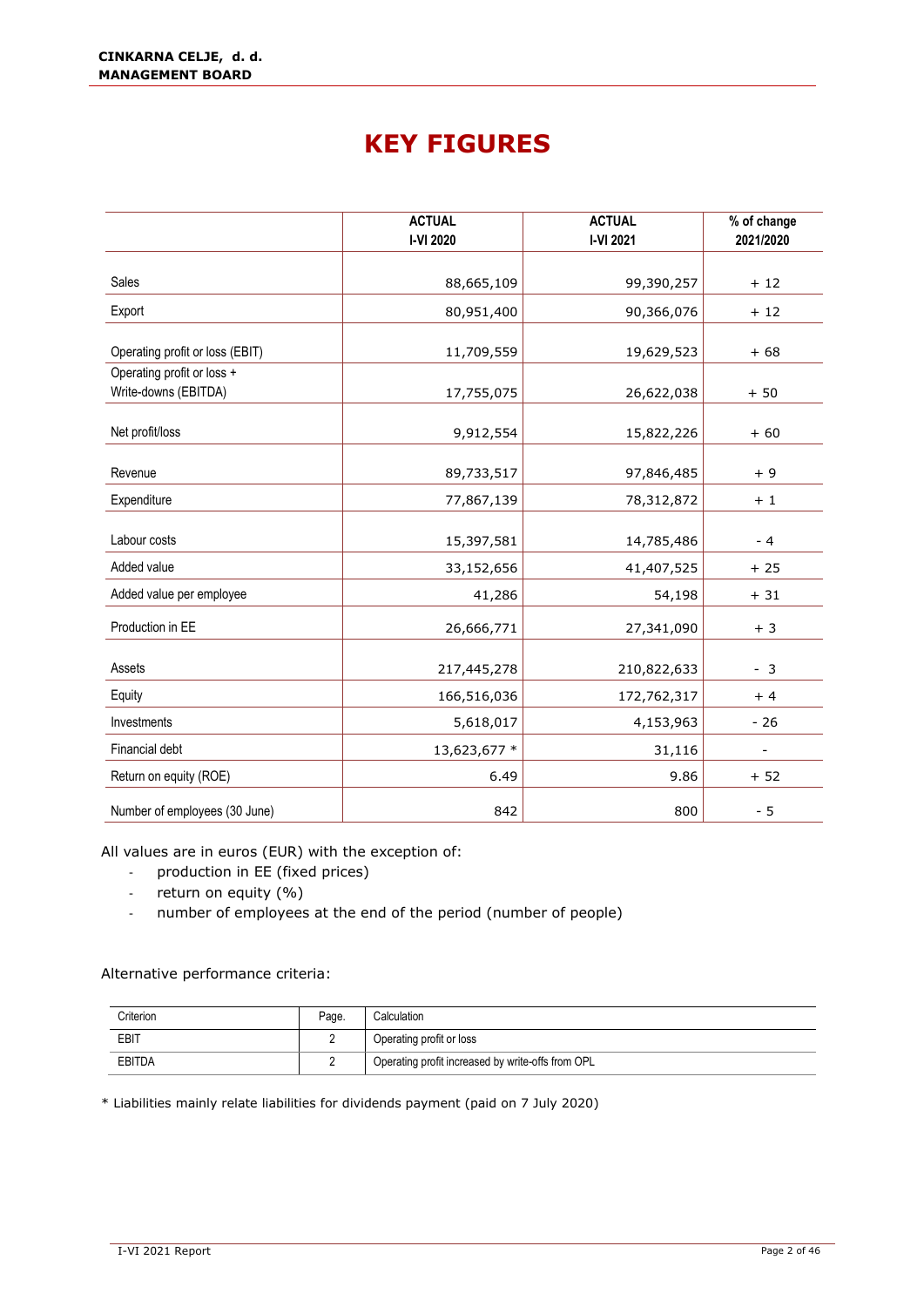# KEY FIGURES

| | ACTUAL I-VI 2020 | ACTUAL I-VI 2021 | % of change 2021/2020 |
|---|---|---|---|
| Sales | 88,665,109 | 99,390,257 | + 12 |
| Export | 80,951,400 | 90,366,076 | + 12 |
| Operating profit or loss (EBIT) | 11,709,559 | 19,629,523 | + 68 |
| Operating profit or loss + Write-downs (EBITDA) | 17,755,075 | 26,622,038 | + 50 |
| Net profit/loss | 9,912,554 | 15,822,226 | + 60 |
| Revenue | 89,733,517 | 97,846,485 | + 9 |
| Expenditure | 77,867,139 | 78,312,872 | + 1 |
| Labour costs | 15,397,581 | 14,785,486 | - 4 |
| Added value | 33,152,656 | 41,407,525 | + 25 |
| Added value per employee | 41,286 | 54,198 | + 31 |
| Production in EE | 26,666,771 | 27,341,090 | + 3 |
| Assets | 217,445,278 | 210,822,633 | - 3 |
| Equity | 166,516,036 | 172,762,317 | + 4 |
| Investments | 5,618,017 | 4,153,963 | - 26 |
| Financial debt | 13,623,677 * | 31,116 | - |
| Return on equity (ROE) | 6.49 | 9.86 | + 52 |
| Number of employees (30 June) | 842 | 800 | - 5 |

All values are in euros (EUR) with the exception of:

- production in EE (fixed prices)
- return on equity (%)
- number of employees at the end of the period (number of people)

Alternative performance criteria:

| Criterion | Page. | Calculation |
|---|---|---|
| EBIT | 2 | Operating profit or loss |
| EBITDA | 2 | Operating profit increased by write-offs from OPL |

* Liabilities mainly relate liabilities for dividends payment (paid on 7 July 2020)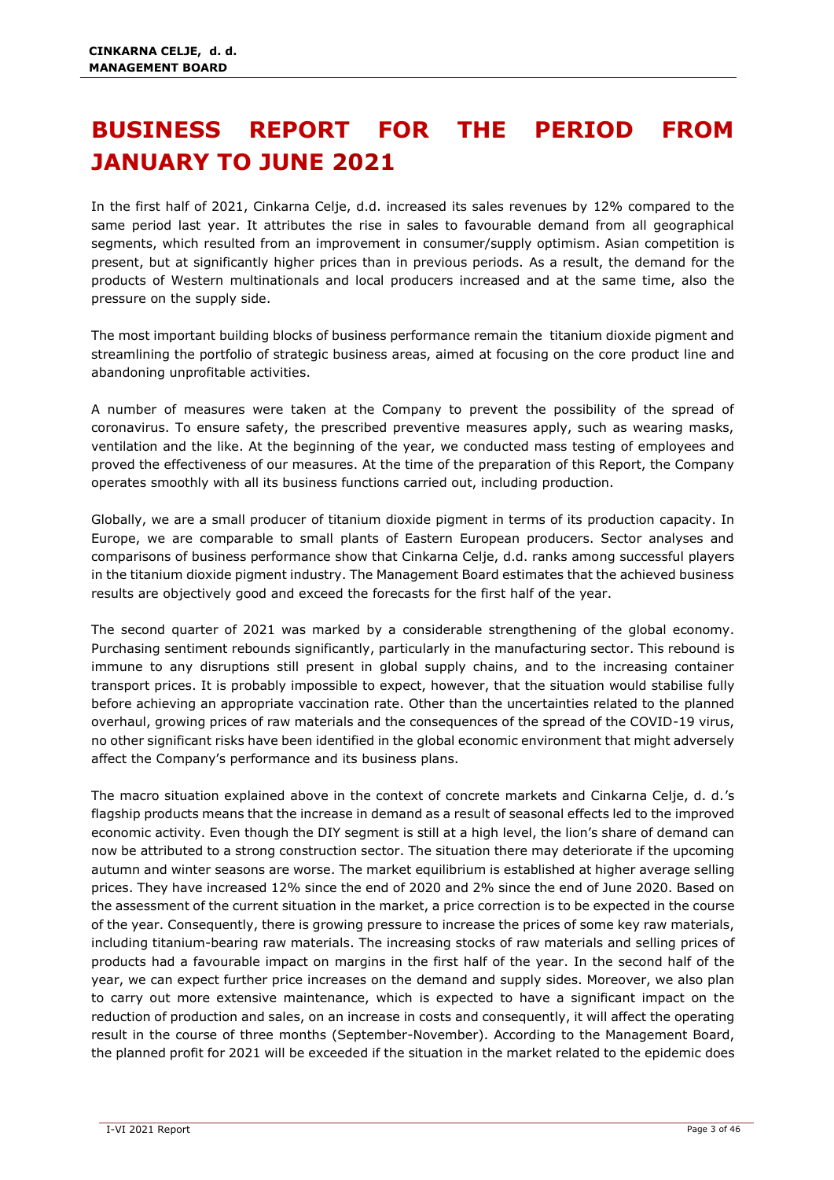# BUSINESS REPORT FOR THE PERIOD FROM JANUARY TO JUNE 2021

In the first half of 2021, Cinkarna Celje, d.d. increased its sales revenues by 12% compared to the same period last year. It attributes the rise in sales to favourable demand from all geographical segments, which resulted from an improvement in consumer/supply optimism. Asian competition is present, but at significantly higher prices than in previous periods. As a result, the demand for the products of Western multinationals and local producers increased and at the same time, also the pressure on the supply side.

The most important building blocks of business performance remain the titanium dioxide pigment and streamlining the portfolio of strategic business areas, aimed at focusing on the core product line and abandoning unprofitable activities.

A number of measures were taken at the Company to prevent the possibility of the spread of coronavirus. To ensure safety, the prescribed preventive measures apply, such as wearing masks, ventilation and the like. At the beginning of the year, we conducted mass testing of employees and proved the effectiveness of our measures. At the time of the preparation of this Report, the Company operates smoothly with all its business functions carried out, including production.

Globally, we are a small producer of titanium dioxide pigment in terms of its production capacity. In Europe, we are comparable to small plants of Eastern European producers. Sector analyses and comparisons of business performance show that Cinkarna Celje, d.d. ranks among successful players in the titanium dioxide pigment industry. The Management Board estimates that the achieved business results are objectively good and exceed the forecasts for the first half of the year.

The second quarter of 2021 was marked by a considerable strengthening of the global economy. Purchasing sentiment rebounds significantly, particularly in the manufacturing sector. This rebound is immune to any disruptions still present in global supply chains, and to the increasing container transport prices. It is probably impossible to expect, however, that the situation would stabilise fully before achieving an appropriate vaccination rate. Other than the uncertainties related to the planned overhaul, growing prices of raw materials and the consequences of the spread of the COVID-19 virus, no other significant risks have been identified in the global economic environment that might adversely affect the Company's performance and its business plans.

The macro situation explained above in the context of concrete markets and Cinkarna Celje, d. d.'s flagship products means that the increase in demand as a result of seasonal effects led to the improved economic activity. Even though the DIY segment is still at a high level, the lion's share of demand can now be attributed to a strong construction sector. The situation there may deteriorate if the upcoming autumn and winter seasons are worse. The market equilibrium is established at higher average selling prices. They have increased 12% since the end of 2020 and 2% since the end of June 2020. Based on the assessment of the current situation in the market, a price correction is to be expected in the course of the year. Consequently, there is growing pressure to increase the prices of some key raw materials, including titanium-bearing raw materials. The increasing stocks of raw materials and selling prices of products had a favourable impact on margins in the first half of the year. In the second half of the year, we can expect further price increases on the demand and supply sides. Moreover, we also plan to carry out more extensive maintenance, which is expected to have a significant impact on the reduction of production and sales, on an increase in costs and consequently, it will affect the operating result in the course of three months (September-November). According to the Management Board, the planned profit for 2021 will be exceeded if the situation in the market related to the epidemic does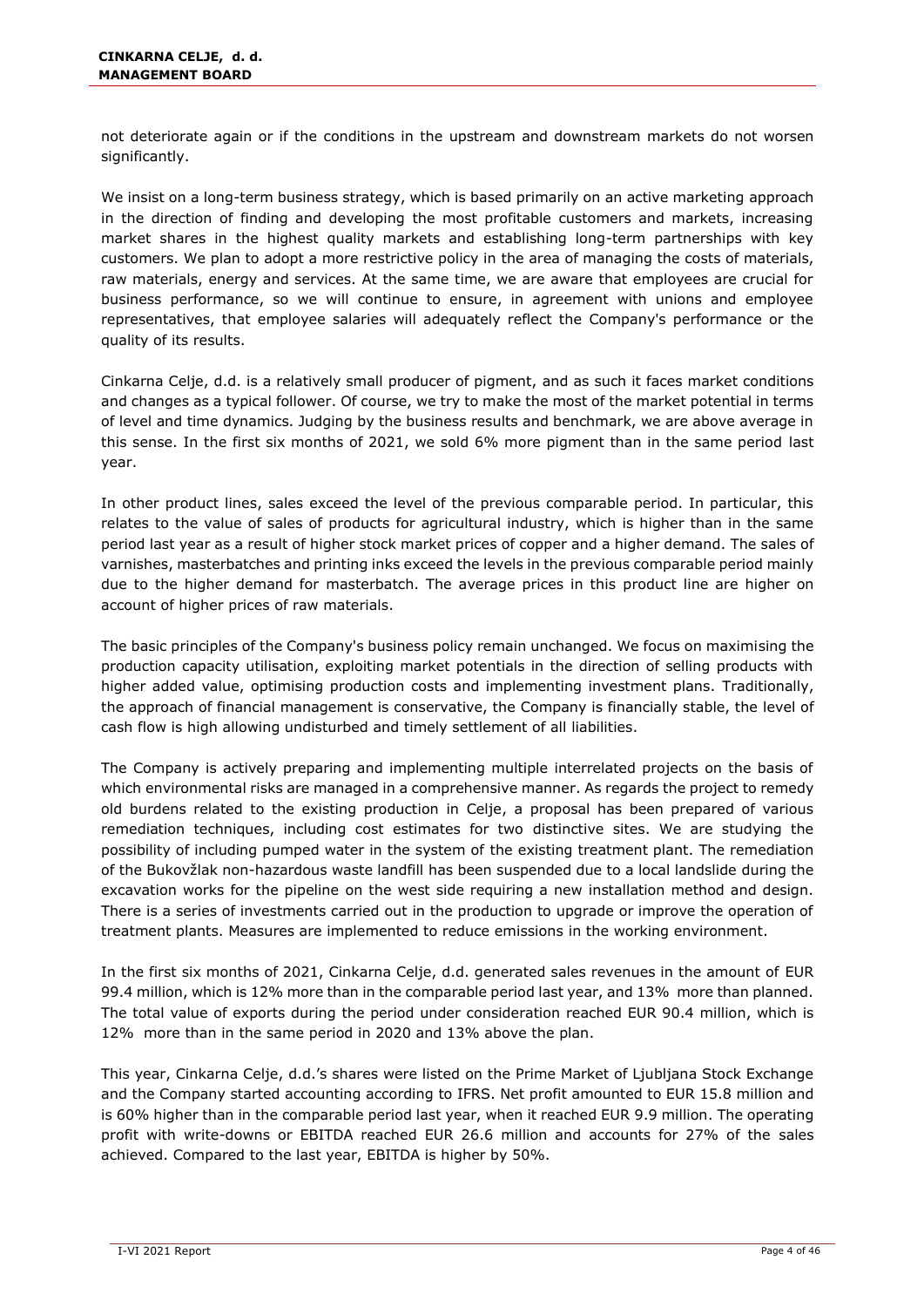not deteriorate again or if the conditions in the upstream and downstream markets do not worsen significantly.

We insist on a long-term business strategy, which is based primarily on an active marketing approach in the direction of finding and developing the most profitable customers and markets, increasing market shares in the highest quality markets and establishing long-term partnerships with key customers. We plan to adopt a more restrictive policy in the area of managing the costs of materials, raw materials, energy and services. At the same time, we are aware that employees are crucial for business performance, so we will continue to ensure, in agreement with unions and employee representatives, that employee salaries will adequately reflect the Company's performance or the quality of its results.

Cinkarna Celje, d.d. is a relatively small producer of pigment, and as such it faces market conditions and changes as a typical follower. Of course, we try to make the most of the market potential in terms of level and time dynamics. Judging by the business results and benchmark, we are above average in this sense. In the first six months of 2021, we sold 6% more pigment than in the same period last year.

In other product lines, sales exceed the level of the previous comparable period. In particular, this relates to the value of sales of products for agricultural industry, which is higher than in the same period last year as a result of higher stock market prices of copper and a higher demand. The sales of varnishes, masterbatches and printing inks exceed the levels in the previous comparable period mainly due to the higher demand for masterbatch. The average prices in this product line are higher on account of higher prices of raw materials.

The basic principles of the Company's business policy remain unchanged. We focus on maximising the production capacity utilisation, exploiting market potentials in the direction of selling products with higher added value, optimising production costs and implementing investment plans. Traditionally, the approach of financial management is conservative, the Company is financially stable, the level of cash flow is high allowing undisturbed and timely settlement of all liabilities.

The Company is actively preparing and implementing multiple interrelated projects on the basis of which environmental risks are managed in a comprehensive manner. As regards the project to remedy old burdens related to the existing production in Celje, a proposal has been prepared of various remediation techniques, including cost estimates for two distinctive sites. We are studying the possibility of including pumped water in the system of the existing treatment plant. The remediation of the Bukovžlak non-hazardous waste landfill has been suspended due to a local landslide during the excavation works for the pipeline on the west side requiring a new installation method and design. There is a series of investments carried out in the production to upgrade or improve the operation of treatment plants. Measures are implemented to reduce emissions in the working environment.

In the first six months of 2021, Cinkarna Celje, d.d. generated sales revenues in the amount of EUR 99.4 million, which is 12% more than in the comparable period last year, and 13% more than planned. The total value of exports during the period under consideration reached EUR 90.4 million, which is 12% more than in the same period in 2020 and 13% above the plan.

This year, Cinkarna Celje, d.d.'s shares were listed on the Prime Market of Ljubljana Stock Exchange and the Company started accounting according to IFRS. Net profit amounted to EUR 15.8 million and is 60% higher than in the comparable period last year, when it reached EUR 9.9 million. The operating profit with write-downs or EBITDA reached EUR 26.6 million and accounts for 27% of the sales achieved. Compared to the last year, EBITDA is higher by 50%.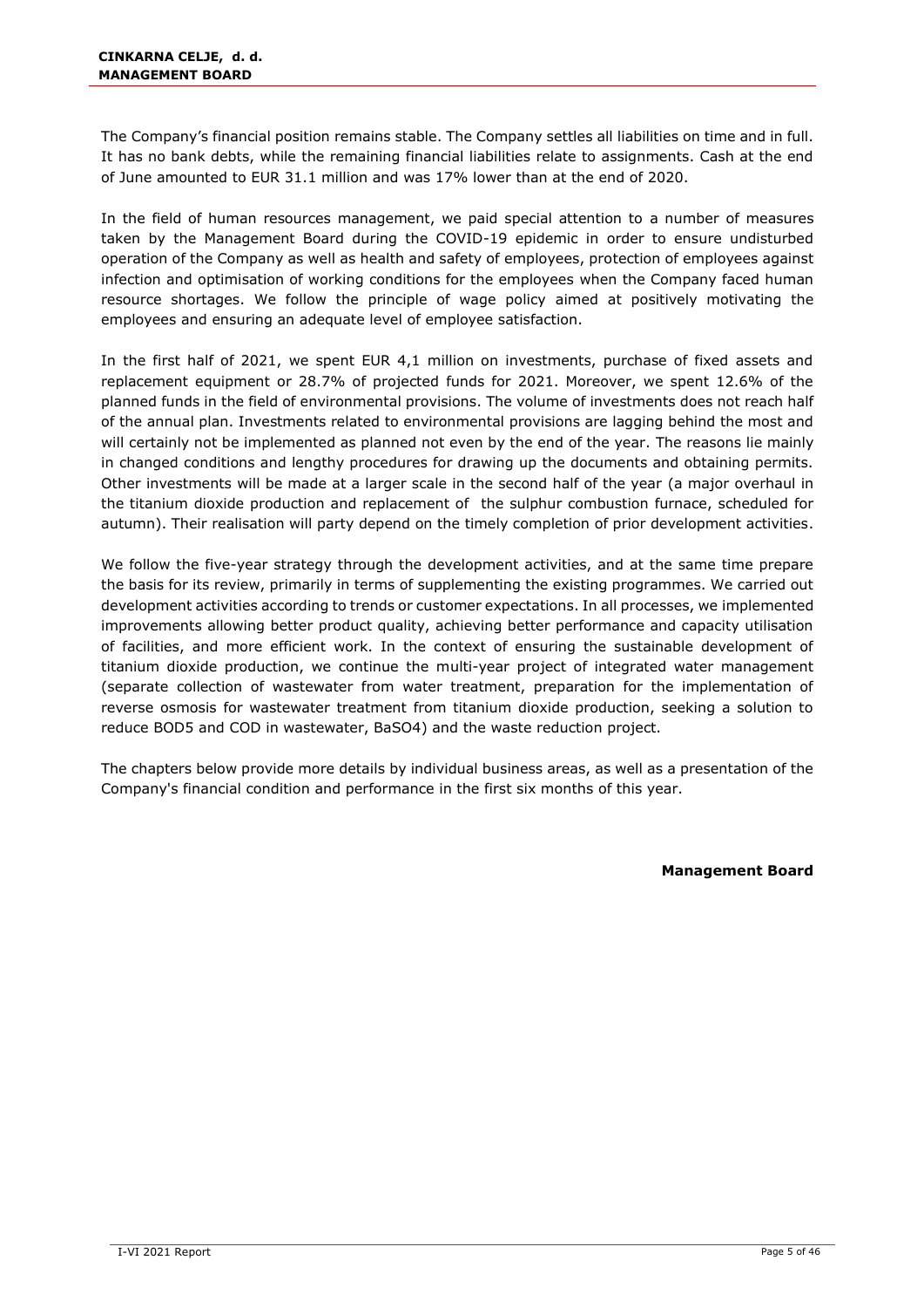The Company's financial position remains stable. The Company settles all liabilities on time and in full. It has no bank debts, while the remaining financial liabilities relate to assignments. Cash at the end of June amounted to EUR 31.1 million and was 17% lower than at the end of 2020.

In the field of human resources management, we paid special attention to a number of measures taken by the Management Board during the COVID-19 epidemic in order to ensure undisturbed operation of the Company as well as health and safety of employees, protection of employees against infection and optimisation of working conditions for the employees when the Company faced human resource shortages. We follow the principle of wage policy aimed at positively motivating the employees and ensuring an adequate level of employee satisfaction.

In the first half of 2021, we spent EUR 4,1 million on investments, purchase of fixed assets and replacement equipment or 28.7% of projected funds for 2021. Moreover, we spent 12.6% of the planned funds in the field of environmental provisions. The volume of investments does not reach half of the annual plan. Investments related to environmental provisions are lagging behind the most and will certainly not be implemented as planned not even by the end of the year. The reasons lie mainly in changed conditions and lengthy procedures for drawing up the documents and obtaining permits. Other investments will be made at a larger scale in the second half of the year (a major overhaul in the titanium dioxide production and replacement of the sulphur combustion furnace, scheduled for autumn). Their realisation will party depend on the timely completion of prior development activities.

We follow the five-year strategy through the development activities, and at the same time prepare the basis for its review, primarily in terms of supplementing the existing programmes. We carried out development activities according to trends or customer expectations. In all processes, we implemented improvements allowing better product quality, achieving better performance and capacity utilisation of facilities, and more efficient work. In the context of ensuring the sustainable development of titanium dioxide production, we continue the multi-year project of integrated water management (separate collection of wastewater from water treatment, preparation for the implementation of reverse osmosis for wastewater treatment from titanium dioxide production, seeking a solution to reduce $BOD_5$ and COD in wastewater, $BaSO_4$) and the waste reduction project.

The chapters below provide more details by individual business areas, as well as a presentation of the Company's financial condition and performance in the first six months of this year.

**Management Board**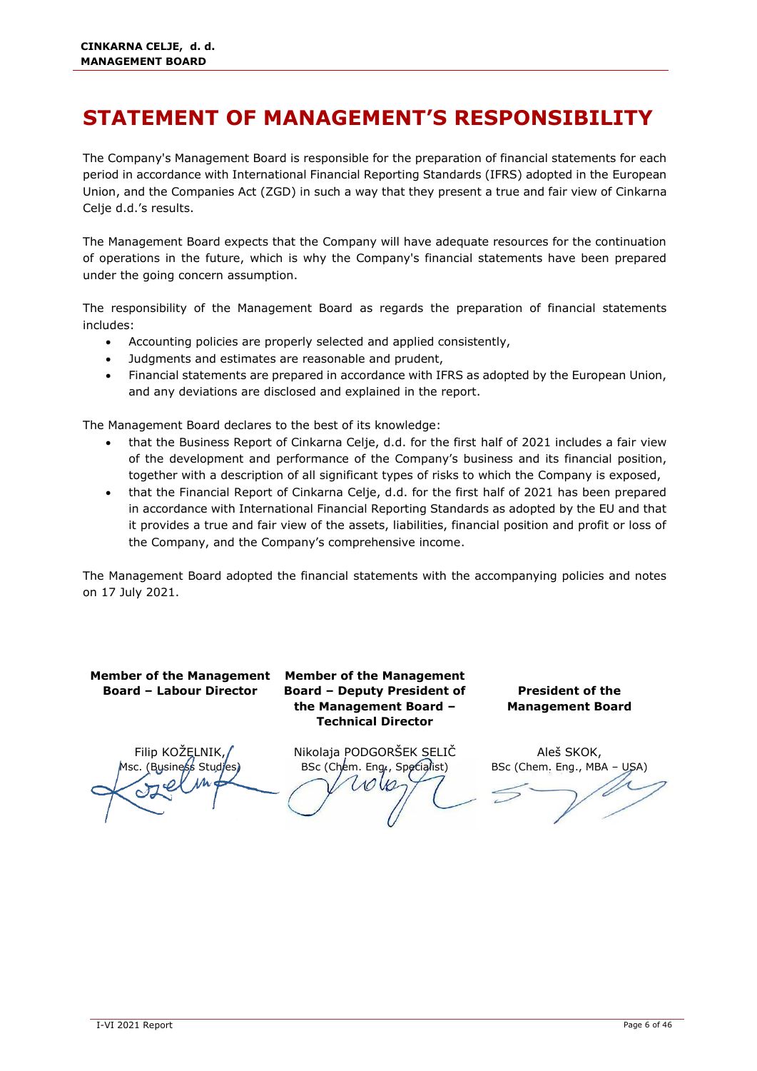# STATEMENT OF MANAGEMENT'S RESPONSIBILITY

The Company's Management Board is responsible for the preparation of financial statements for each period in accordance with International Financial Reporting Standards (IFRS) adopted in the European Union, and the Companies Act (ZGD) in such a way that they present a true and fair view of Cinkarna Celje d.d.'s results.

The Management Board expects that the Company will have adequate resources for the continuation of operations in the future, which is why the Company's financial statements have been prepared under the going concern assumption.

The responsibility of the Management Board as regards the preparation of financial statements includes:

- Accounting policies are properly selected and applied consistently,
- Judgments and estimates are reasonable and prudent,
- Financial statements are prepared in accordance with IFRS as adopted by the European Union, and any deviations are disclosed and explained in the report.

The Management Board declares to the best of its knowledge:

- that the Business Report of Cinkarna Celje, d.d. for the first half of 2021 includes a fair view of the development and performance of the Company's business and its financial position, together with a description of all significant types of risks to which the Company is exposed,
- that the Financial Report of Cinkarna Celje, d.d. for the first half of 2021 has been prepared in accordance with International Financial Reporting Standards as adopted by the EU and that it provides a true and fair view of the assets, liabilities, financial position and profit or loss of the Company, and the Company's comprehensive income.

The Management Board adopted the financial statements with the accompanying policies and notes on 17 July 2021.

| **Member of the Management Board – Labour Director** | **Member of the Management Board – Deputy President of the Management Board – Technical Director** | **President of the Management Board** |
|---|---|---|
| Filip KOŽELNIK, Msc. (Business Studies) | Nikolaja PODGORŠEK SELIČ BSc (Chem. Eng., Specialist) | Aleš SKOK, BSc (Chem. Eng., MBA – USA) |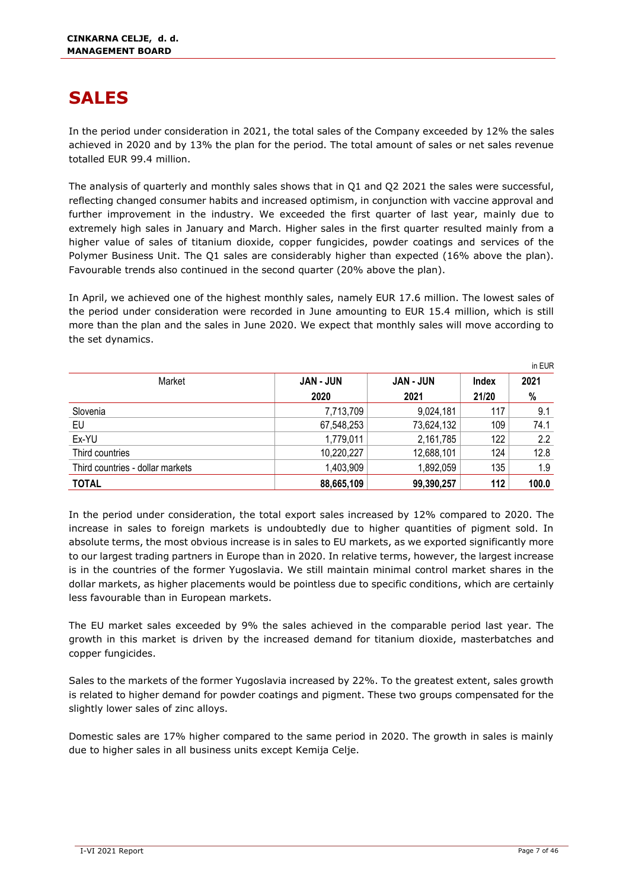# SALES

In the period under consideration in 2021, the total sales of the Company exceeded by 12% the sales achieved in 2020 and by 13% the plan for the period. The total amount of sales or net sales revenue totalled EUR 99.4 million.

The analysis of quarterly and monthly sales shows that in Q1 and Q2 2021 the sales were successful, reflecting changed consumer habits and increased optimism, in conjunction with vaccine approval and further improvement in the industry. We exceeded the first quarter of last year, mainly due to extremely high sales in January and March. Higher sales in the first quarter resulted mainly from a higher value of sales of titanium dioxide, copper fungicides, powder coatings and services of the Polymer Business Unit. The Q1 sales are considerably higher than expected (16% above the plan). Favourable trends also continued in the second quarter (20% above the plan).

In April, we achieved one of the highest monthly sales, namely EUR 17.6 million. The lowest sales of the period under consideration were recorded in June amounting to EUR 15.4 million, which is still more than the plan and the sales in June 2020. We expect that monthly sales will move according to the set dynamics.

in EUR

| Market | JAN - JUN 2020 | JAN - JUN 2021 | Index 21/20 | 2021 % |
|---|---|---|---|---|
| Slovenia | 7,713,709 | 9,024,181 | 117 | 9.1 |
| EU | 67,548,253 | 73,624,132 | 109 | 74.1 |
| Ex-YU | 1,779,011 | 2,161,785 | 122 | 2.2 |
| Third countries | 10,220,227 | 12,688,101 | 124 | 12.8 |
| Third countries - dollar markets | 1,403,909 | 1,892,059 | 135 | 1.9 |
| **TOTAL** | **88,665,109** | **99,390,257** | **112** | **100.0** |

In the period under consideration, the total export sales increased by 12% compared to 2020. The increase in sales to foreign markets is undoubtedly due to higher quantities of pigment sold. In absolute terms, the most obvious increase is in sales to EU markets, as we exported significantly more to our largest trading partners in Europe than in 2020. In relative terms, however, the largest increase is in the countries of the former Yugoslavia. We still maintain minimal control market shares in the dollar markets, as higher placements would be pointless due to specific conditions, which are certainly less favourable than in European markets.

The EU market sales exceeded by 9% the sales achieved in the comparable period last year. The growth in this market is driven by the increased demand for titanium dioxide, masterbatches and copper fungicides.

Sales to the markets of the former Yugoslavia increased by 22%. To the greatest extent, sales growth is related to higher demand for powder coatings and pigment. These two groups compensated for the slightly lower sales of zinc alloys.

Domestic sales are 17% higher compared to the same period in 2020. The growth in sales is mainly due to higher sales in all business units except Kemija Celje.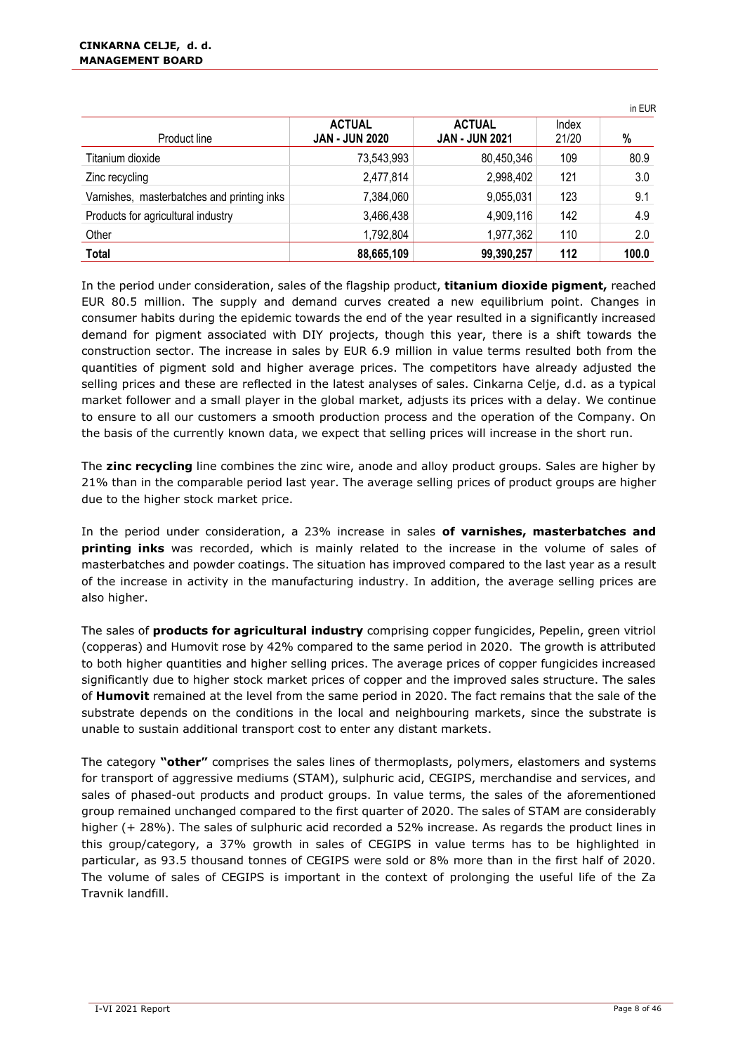in EUR

| Product line | ACTUAL JAN - JUN 2020 | ACTUAL JAN - JUN 2021 | Index 21/20 | % |
|---|---|---|---|---|
| Titanium dioxide | 73,543,993 | 80,450,346 | 109 | 80.9 |
| Zinc recycling | 2,477,814 | 2,998,402 | 121 | 3.0 |
| Varnishes, masterbatches and printing inks | 7,384,060 | 9,055,031 | 123 | 9.1 |
| Products for agricultural industry | 3,466,438 | 4,909,116 | 142 | 4.9 |
| Other | 1,792,804 | 1,977,362 | 110 | 2.0 |
| **Total** | **88,665,109** | **99,390,257** | **112** | **100.0** |

In the period under consideration, sales of the flagship product, **titanium dioxide pigment,** reached EUR 80.5 million. The supply and demand curves created a new equilibrium point. Changes in consumer habits during the epidemic towards the end of the year resulted in a significantly increased demand for pigment associated with DIY projects, though this year, there is a shift towards the construction sector. The increase in sales by EUR 6.9 million in value terms resulted both from the quantities of pigment sold and higher average prices. The competitors have already adjusted the selling prices and these are reflected in the latest analyses of sales. Cinkarna Celje, d.d. as a typical market follower and a small player in the global market, adjusts its prices with a delay. We continue to ensure to all our customers a smooth production process and the operation of the Company. On the basis of the currently known data, we expect that selling prices will increase in the short run.

The **zinc recycling** line combines the zinc wire, anode and alloy product groups. Sales are higher by 21% than in the comparable period last year. The average selling prices of product groups are higher due to the higher stock market price.

In the period under consideration, a 23% increase in sales **of varnishes, masterbatches and printing inks** was recorded, which is mainly related to the increase in the volume of sales of masterbatches and powder coatings. The situation has improved compared to the last year as a result of the increase in activity in the manufacturing industry. In addition, the average selling prices are also higher.

The sales of **products for agricultural industry** comprising copper fungicides, Pepelin, green vitriol (copperas) and Humovit rose by 42% compared to the same period in 2020. The growth is attributed to both higher quantities and higher selling prices. The average prices of copper fungicides increased significantly due to higher stock market prices of copper and the improved sales structure. The sales of **Humovit** remained at the level from the same period in 2020. The fact remains that the sale of the substrate depends on the conditions in the local and neighbouring markets, since the substrate is unable to sustain additional transport cost to enter any distant markets.

The category **"other"** comprises the sales lines of thermoplasts, polymers, elastomers and systems for transport of aggressive mediums (STAM), sulphuric acid, CEGIPS, merchandise and services, and sales of phased-out products and product groups. In value terms, the sales of the aforementioned group remained unchanged compared to the first quarter of 2020. The sales of STAM are considerably higher (+ 28%). The sales of sulphuric acid recorded a 52% increase. As regards the product lines in this group/category, a 37% growth in sales of CEGIPS in value terms has to be highlighted in particular, as 93.5 thousand tonnes of CEGIPS were sold or 8% more than in the first half of 2020. The volume of sales of CEGIPS is important in the context of prolonging the useful life of the Za Travnik landfill.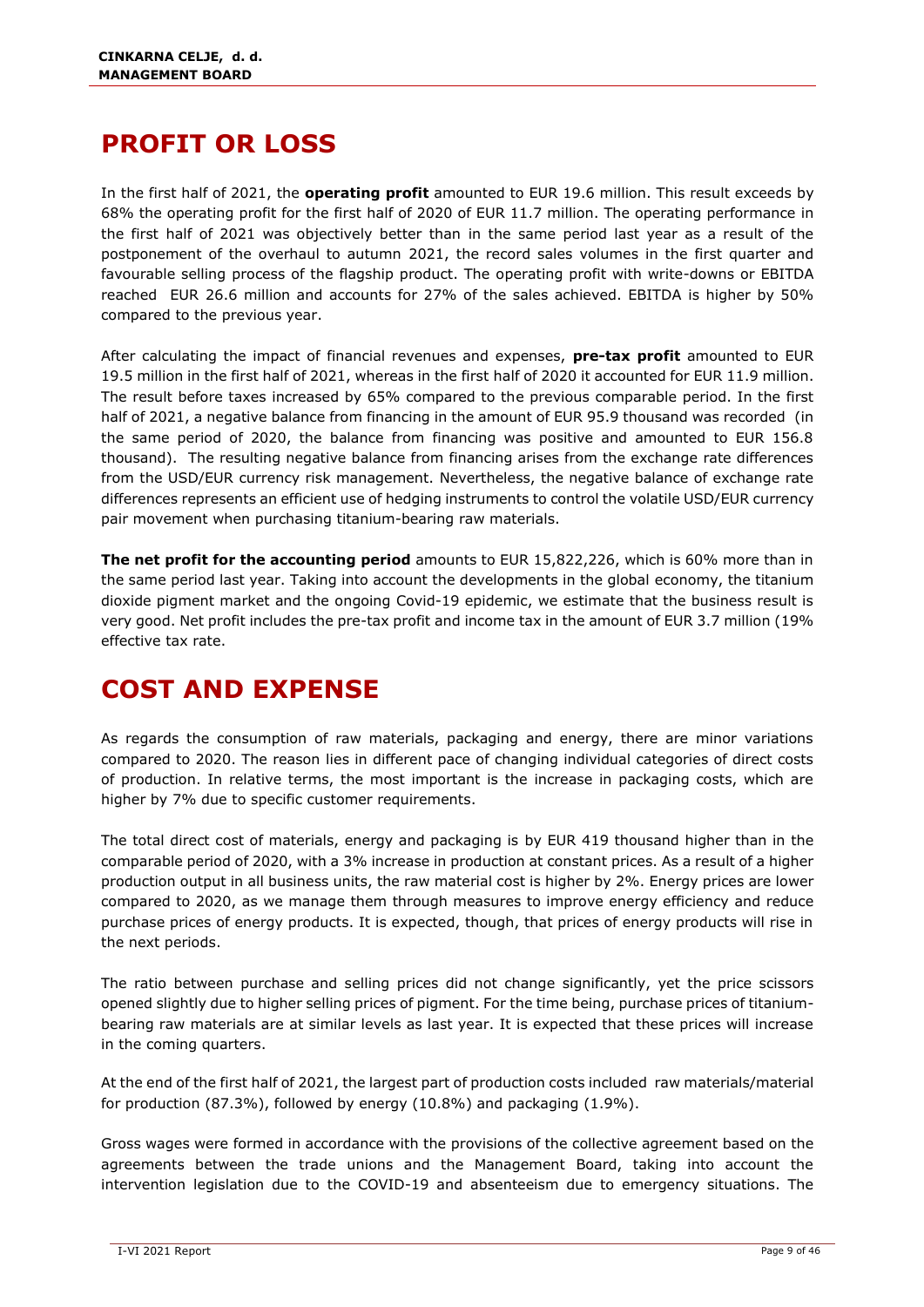# PROFIT OR LOSS

In the first half of 2021, the **operating profit** amounted to EUR 19.6 million. This result exceeds by 68% the operating profit for the first half of 2020 of EUR 11.7 million. The operating performance in the first half of 2021 was objectively better than in the same period last year as a result of the postponement of the overhaul to autumn 2021, the record sales volumes in the first quarter and favourable selling process of the flagship product. The operating profit with write-downs or EBITDA reached EUR 26.6 million and accounts for 27% of the sales achieved. EBITDA is higher by 50% compared to the previous year.

After calculating the impact of financial revenues and expenses, **pre-tax profit** amounted to EUR 19.5 million in the first half of 2021, whereas in the first half of 2020 it accounted for EUR 11.9 million. The result before taxes increased by 65% compared to the previous comparable period. In the first half of 2021, a negative balance from financing in the amount of EUR 95.9 thousand was recorded (in the same period of 2020, the balance from financing was positive and amounted to EUR 156.8 thousand). The resulting negative balance from financing arises from the exchange rate differences from the USD/EUR currency risk management. Nevertheless, the negative balance of exchange rate differences represents an efficient use of hedging instruments to control the volatile USD/EUR currency pair movement when purchasing titanium-bearing raw materials.

**The net profit for the accounting period** amounts to EUR 15,822,226, which is 60% more than in the same period last year. Taking into account the developments in the global economy, the titanium dioxide pigment market and the ongoing Covid-19 epidemic, we estimate that the business result is very good. Net profit includes the pre-tax profit and income tax in the amount of EUR 3.7 million (19% effective tax rate.

# COST AND EXPENSE

As regards the consumption of raw materials, packaging and energy, there are minor variations compared to 2020. The reason lies in different pace of changing individual categories of direct costs of production. In relative terms, the most important is the increase in packaging costs, which are higher by 7% due to specific customer requirements.

The total direct cost of materials, energy and packaging is by EUR 419 thousand higher than in the comparable period of 2020, with a 3% increase in production at constant prices. As a result of a higher production output in all business units, the raw material cost is higher by 2%. Energy prices are lower compared to 2020, as we manage them through measures to improve energy efficiency and reduce purchase prices of energy products. It is expected, though, that prices of energy products will rise in the next periods.

The ratio between purchase and selling prices did not change significantly, yet the price scissors opened slightly due to higher selling prices of pigment. For the time being, purchase prices of titanium-bearing raw materials are at similar levels as last year. It is expected that these prices will increase in the coming quarters.

At the end of the first half of 2021, the largest part of production costs included raw materials/material for production (87.3%), followed by energy (10.8%) and packaging (1.9%).

Gross wages were formed in accordance with the provisions of the collective agreement based on the agreements between the trade unions and the Management Board, taking into account the intervention legislation due to the COVID-19 and absenteeism due to emergency situations. The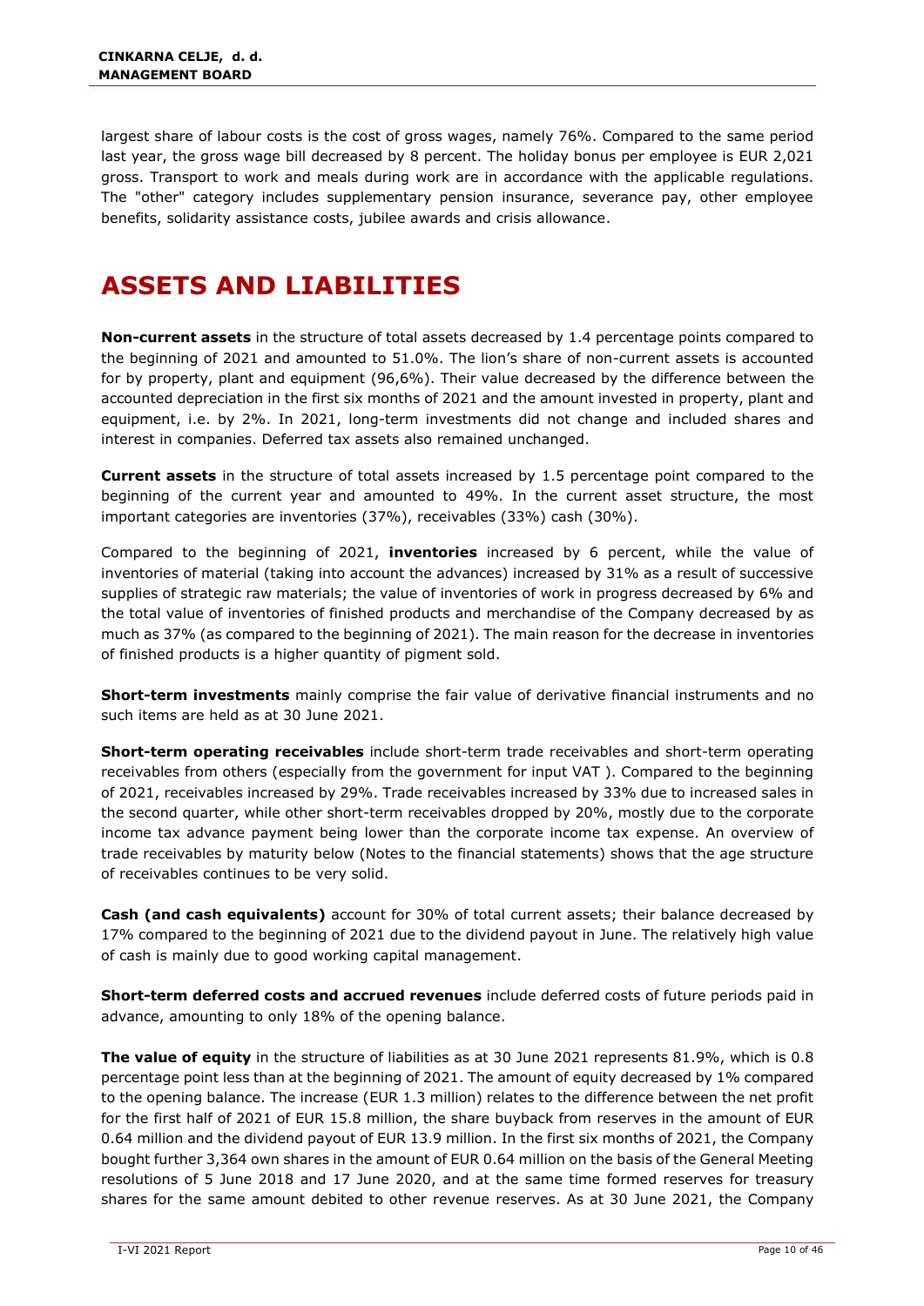largest share of labour costs is the cost of gross wages, namely 76%. Compared to the same period last year, the gross wage bill decreased by 8 percent. The holiday bonus per employee is EUR 2,021 gross. Transport to work and meals during work are in accordance with the applicable regulations. The "other" category includes supplementary pension insurance, severance pay, other employee benefits, solidarity assistance costs, jubilee awards and crisis allowance.

# ASSETS AND LIABILITIES

**Non-current assets** in the structure of total assets decreased by 1.4 percentage points compared to the beginning of 2021 and amounted to 51.0%. The lion's share of non-current assets is accounted for by property, plant and equipment (96,6%). Their value decreased by the difference between the accounted depreciation in the first six months of 2021 and the amount invested in property, plant and equipment, i.e. by 2%. In 2021, long-term investments did not change and included shares and interest in companies. Deferred tax assets also remained unchanged.

**Current assets** in the structure of total assets increased by 1.5 percentage point compared to the beginning of the current year and amounted to 49%. In the current asset structure, the most important categories are inventories (37%), receivables (33%) cash (30%).

Compared to the beginning of 2021, **inventories** increased by 6 percent, while the value of inventories of material (taking into account the advances) increased by 31% as a result of successive supplies of strategic raw materials; the value of inventories of work in progress decreased by 6% and the total value of inventories of finished products and merchandise of the Company decreased by as much as 37% (as compared to the beginning of 2021). The main reason for the decrease in inventories of finished products is a higher quantity of pigment sold.

**Short-term investments** mainly comprise the fair value of derivative financial instruments and no such items are held as at 30 June 2021.

**Short-term operating receivables** include short-term trade receivables and short-term operating receivables from others (especially from the government for input VAT ). Compared to the beginning of 2021, receivables increased by 29%. Trade receivables increased by 33% due to increased sales in the second quarter, while other short-term receivables dropped by 20%, mostly due to the corporate income tax advance payment being lower than the corporate income tax expense. An overview of trade receivables by maturity below (Notes to the financial statements) shows that the age structure of receivables continues to be very solid.

**Cash (and cash equivalents)** account for 30% of total current assets; their balance decreased by 17% compared to the beginning of 2021 due to the dividend payout in June. The relatively high value of cash is mainly due to good working capital management.

**Short-term deferred costs and accrued revenues** include deferred costs of future periods paid in advance, amounting to only 18% of the opening balance.

**The value of equity** in the structure of liabilities as at 30 June 2021 represents 81.9%, which is 0.8 percentage point less than at the beginning of 2021. The amount of equity decreased by 1% compared to the opening balance. The increase (EUR 1.3 million) relates to the difference between the net profit for the first half of 2021 of EUR 15.8 million, the share buyback from reserves in the amount of EUR 0.64 million and the dividend payout of EUR 13.9 million. In the first six months of 2021, the Company bought further 3,364 own shares in the amount of EUR 0.64 million on the basis of the General Meeting resolutions of 5 June 2018 and 17 June 2020, and at the same time formed reserves for treasury shares for the same amount debited to other revenue reserves. As at 30 June 2021, the Company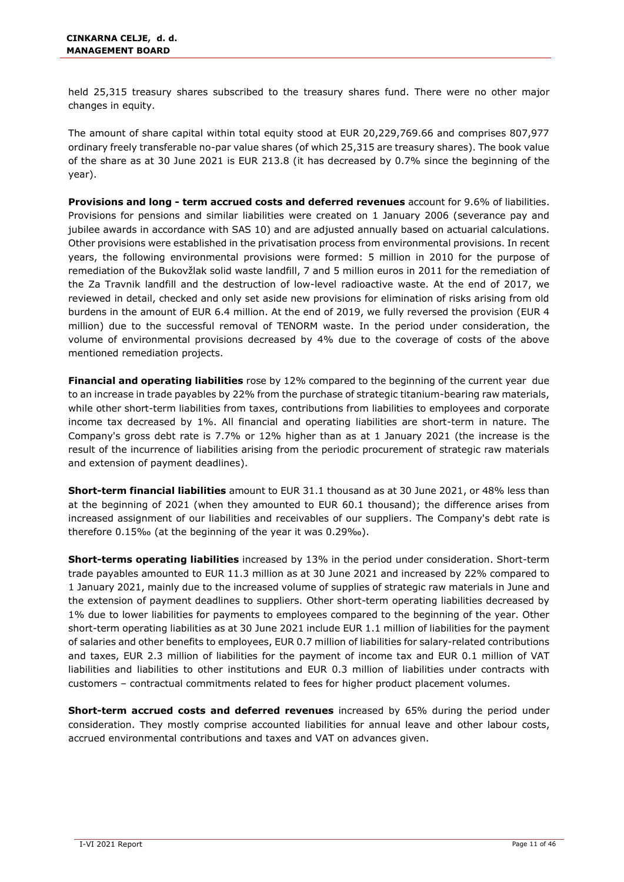held 25,315 treasury shares subscribed to the treasury shares fund. There were no other major changes in equity.

The amount of share capital within total equity stood at EUR 20,229,769.66 and comprises 807,977 ordinary freely transferable no-par value shares (of which 25,315 are treasury shares). The book value of the share as at 30 June 2021 is EUR 213.8 (it has decreased by 0.7% since the beginning of the year).

**Provisions and long - term accrued costs and deferred revenues** account for 9.6% of liabilities. Provisions for pensions and similar liabilities were created on 1 January 2006 (severance pay and jubilee awards in accordance with SAS 10) and are adjusted annually based on actuarial calculations. Other provisions were established in the privatisation process from environmental provisions. In recent years, the following environmental provisions were formed: 5 million in 2010 for the purpose of remediation of the Bukovžlak solid waste landfill, 7 and 5 million euros in 2011 for the remediation of the Za Travnik landfill and the destruction of low-level radioactive waste. At the end of 2017, we reviewed in detail, checked and only set aside new provisions for elimination of risks arising from old burdens in the amount of EUR 6.4 million. At the end of 2019, we fully reversed the provision (EUR 4 million) due to the successful removal of TENORM waste. In the period under consideration, the volume of environmental provisions decreased by 4% due to the coverage of costs of the above mentioned remediation projects.

**Financial and operating liabilities** rose by 12% compared to the beginning of the current year due to an increase in trade payables by 22% from the purchase of strategic titanium-bearing raw materials, while other short-term liabilities from taxes, contributions from liabilities to employees and corporate income tax decreased by 1%. All financial and operating liabilities are short-term in nature. The Company's gross debt rate is 7.7% or 12% higher than as at 1 January 2021 (the increase is the result of the incurrence of liabilities arising from the periodic procurement of strategic raw materials and extension of payment deadlines).

**Short-term financial liabilities** amount to EUR 31.1 thousand as at 30 June 2021, or 48% less than at the beginning of 2021 (when they amounted to EUR 60.1 thousand); the difference arises from increased assignment of our liabilities and receivables of our suppliers. The Company's debt rate is therefore 0.15‰ (at the beginning of the year it was 0.29‰).

**Short-terms operating liabilities** increased by 13% in the period under consideration. Short-term trade payables amounted to EUR 11.3 million as at 30 June 2021 and increased by 22% compared to 1 January 2021, mainly due to the increased volume of supplies of strategic raw materials in June and the extension of payment deadlines to suppliers. Other short-term operating liabilities decreased by 1% due to lower liabilities for payments to employees compared to the beginning of the year. Other short-term operating liabilities as at 30 June 2021 include EUR 1.1 million of liabilities for the payment of salaries and other benefits to employees, EUR 0.7 million of liabilities for salary-related contributions and taxes, EUR 2.3 million of liabilities for the payment of income tax and EUR 0.1 million of VAT liabilities and liabilities to other institutions and EUR 0.3 million of liabilities under contracts with customers – contractual commitments related to fees for higher product placement volumes.

**Short-term accrued costs and deferred revenues** increased by 65% during the period under consideration. They mostly comprise accounted liabilities for annual leave and other labour costs, accrued environmental contributions and taxes and VAT on advances given.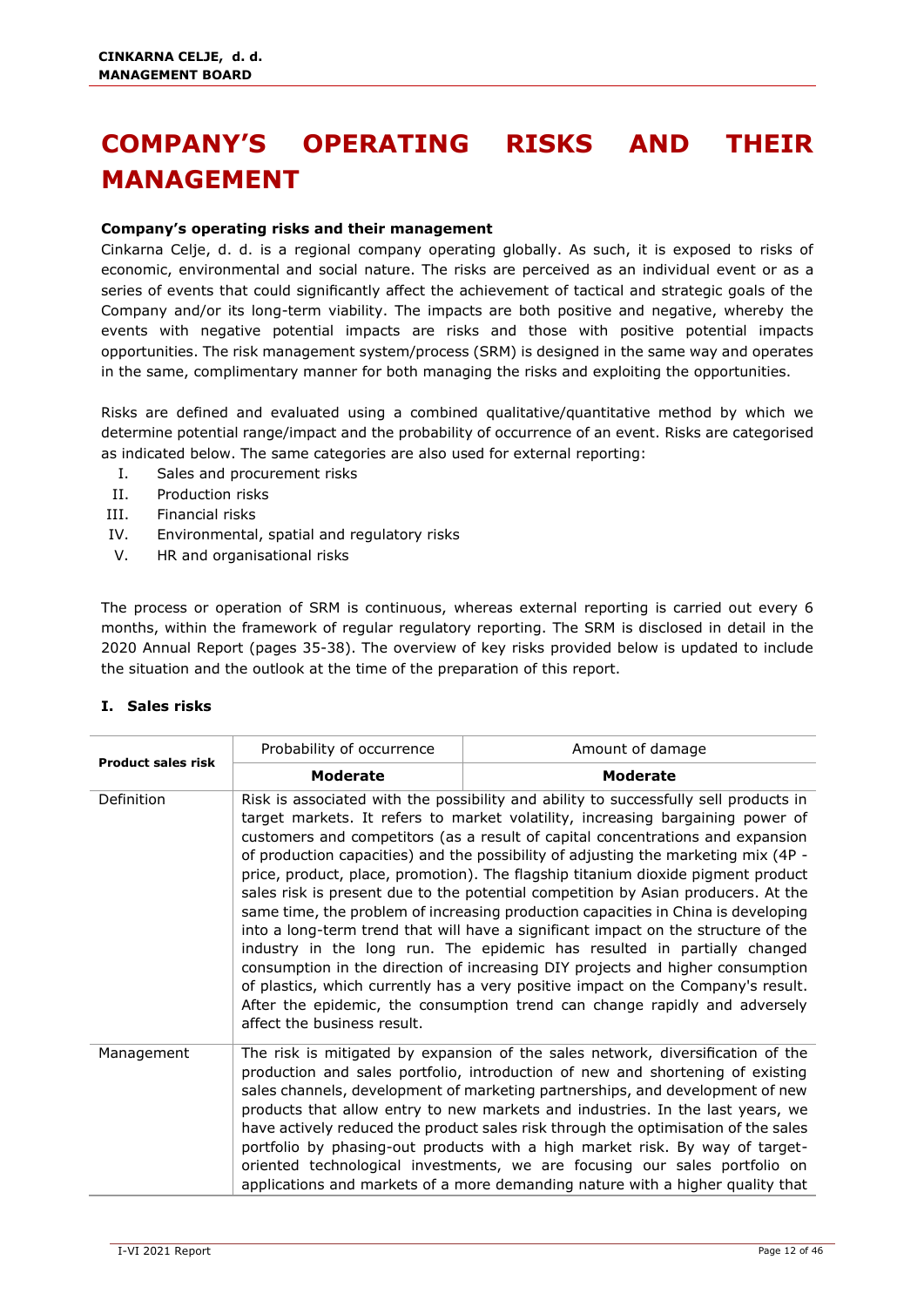# COMPANY'S OPERATING RISKS AND THEIR MANAGEMENT

**Company's operating risks and their management**

Cinkarna Celje, d. d. is a regional company operating globally. As such, it is exposed to risks of economic, environmental and social nature. The risks are perceived as an individual event or as a series of events that could significantly affect the achievement of tactical and strategic goals of the Company and/or its long-term viability. The impacts are both positive and negative, whereby the events with negative potential impacts are risks and those with positive potential impacts opportunities. The risk management system/process (SRM) is designed in the same way and operates in the same, complimentary manner for both managing the risks and exploiting the opportunities.

Risks are defined and evaluated using a combined qualitative/quantitative method by which we determine potential range/impact and the probability of occurrence of an event. Risks are categorised as indicated below. The same categories are also used for external reporting:

I. Sales and procurement risks
II. Production risks
III. Financial risks
IV. Environmental, spatial and regulatory risks
V. HR and organisational risks

The process or operation of SRM is continuous, whereas external reporting is carried out every 6 months, within the framework of regular regulatory reporting. The SRM is disclosed in detail in the 2020 Annual Report (pages 35-38). The overview of key risks provided below is updated to include the situation and the outlook at the time of the preparation of this report.

### I. Sales risks

| **Product sales risk** | Probability of occurrence | Amount of damage |
|---|---|---|
| | **Moderate** | **Moderate** |
| Definition | Risk is associated with the possibility and ability to successfully sell products in target markets. It refers to market volatility, increasing bargaining power of customers and competitors (as a result of capital concentrations and expansion of production capacities) and the possibility of adjusting the marketing mix (4P - price, product, place, promotion). The flagship titanium dioxide pigment product sales risk is present due to the potential competition by Asian producers. At the same time, the problem of increasing production capacities in China is developing into a long-term trend that will have a significant impact on the structure of the industry in the long run. The epidemic has resulted in partially changed consumption in the direction of increasing DIY projects and higher consumption of plastics, which currently has a very positive impact on the Company's result. After the epidemic, the consumption trend can change rapidly and adversely affect the business result. | |
| Management | The risk is mitigated by expansion of the sales network, diversification of the production and sales portfolio, introduction of new and shortening of existing sales channels, development of marketing partnerships, and development of new products that allow entry to new markets and industries. In the last years, we have actively reduced the product sales risk through the optimisation of the sales portfolio by phasing-out products with a high market risk. By way of target-oriented technological investments, we are focusing our sales portfolio on applications and markets of a more demanding nature with a higher quality that | |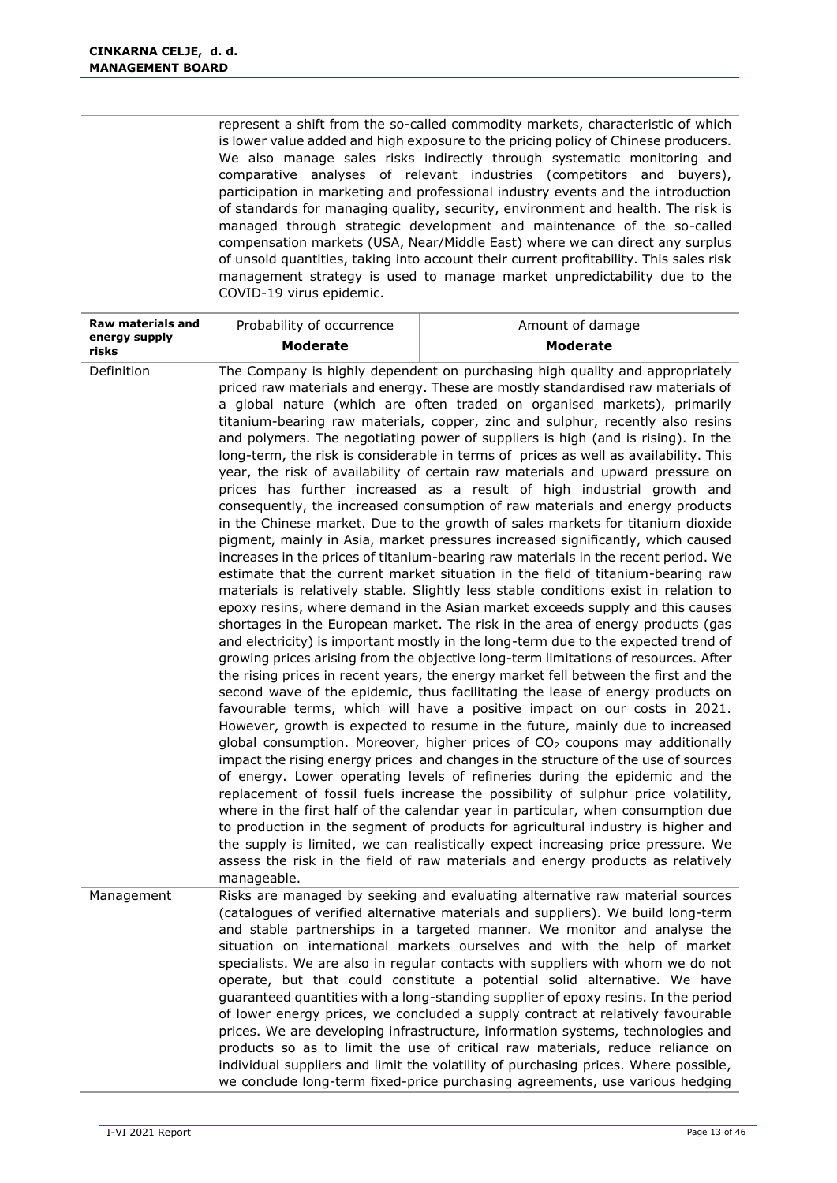| | | |
|---|---|---|
| | represent a shift from the so-called commodity markets, characteristic of which is lower value added and high exposure to the pricing policy of Chinese producers. We also manage sales risks indirectly through systematic monitoring and comparative analyses of relevant industries (competitors and buyers), participation in marketing and professional industry events and the introduction of standards for managing quality, security, environment and health. The risk is managed through strategic development and maintenance of the so-called compensation markets (USA, Near/Middle East) where we can direct any surplus of unsold quantities, taking into account their current profitability. This sales risk management strategy is used to manage market unpredictability due to the COVID-19 virus epidemic. | |
| **Raw materials and energy supply risks** | Probability of occurrence | Amount of damage |
| | **Moderate** | **Moderate** |
| Definition | The Company is highly dependent on purchasing high quality and appropriately priced raw materials and energy. These are mostly standardised raw materials of a global nature (which are often traded on organised markets), primarily titanium-bearing raw materials, copper, zinc and sulphur, recently also resins and polymers. The negotiating power of suppliers is high (and is rising). In the long-term, the risk is considerable in terms of prices as well as availability. This year, the risk of availability of certain raw materials and upward pressure on prices has further increased as a result of high industrial growth and consequently, the increased consumption of raw materials and energy products in the Chinese market. Due to the growth of sales markets for titanium dioxide pigment, mainly in Asia, market pressures increased significantly, which caused increases in the prices of titanium-bearing raw materials in the recent period. We estimate that the current market situation in the field of titanium-bearing raw materials is relatively stable. Slightly less stable conditions exist in relation to epoxy resins, where demand in the Asian market exceeds supply and this causes shortages in the European market. The risk in the area of energy products (gas and electricity) is important mostly in the long-term due to the expected trend of growing prices arising from the objective long-term limitations of resources. After the rising prices in recent years, the energy market fell between the first and the second wave of the epidemic, thus facilitating the lease of energy products on favourable terms, which will have a positive impact on our costs in 2021. However, growth is expected to resume in the future, mainly due to increased global consumption. Moreover, higher prices of $CO_2$ coupons may additionally impact the rising energy prices and changes in the structure of the use of sources of energy. Lower operating levels of refineries during the epidemic and the replacement of fossil fuels increase the possibility of sulphur price volatility, where in the first half of the calendar year in particular, when consumption due to production in the segment of products for agricultural industry is higher and the supply is limited, we can realistically expect increasing price pressure. We assess the risk in the field of raw materials and energy products as relatively manageable. | |
| Management | Risks are managed by seeking and evaluating alternative raw material sources (catalogues of verified alternative materials and suppliers). We build long-term and stable partnerships in a targeted manner. We monitor and analyse the situation on international markets ourselves and with the help of market specialists. We are also in regular contacts with suppliers with whom we do not operate, but that could constitute a potential solid alternative. We have guaranteed quantities with a long-standing supplier of epoxy resins. In the period of lower energy prices, we concluded a supply contract at relatively favourable prices. We are developing infrastructure, information systems, technologies and products so as to limit the use of critical raw materials, reduce reliance on individual suppliers and limit the volatility of purchasing prices. Where possible, we conclude long-term fixed-price purchasing agreements, use various hedging | |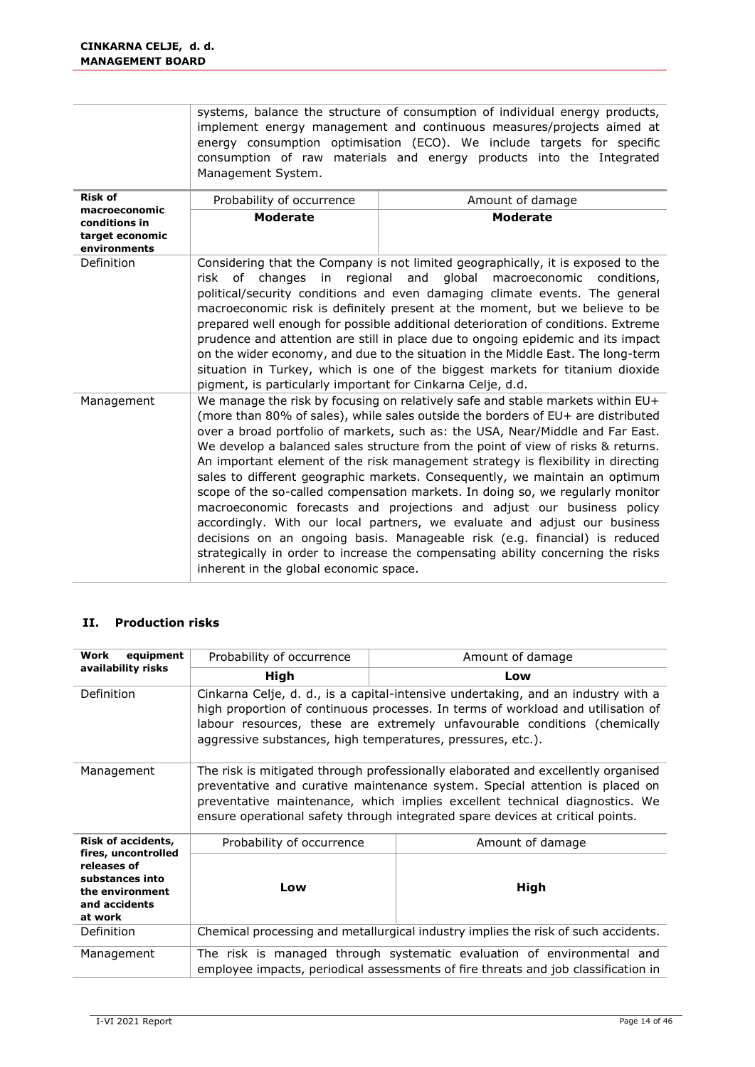| | | |
|---|---|---|
| | systems, balance the structure of consumption of individual energy products, implement energy management and continuous measures/projects aimed at energy consumption optimisation (ECO). We include targets for specific consumption of raw materials and energy products into the Integrated Management System. | |
| **Risk of macroeconomic conditions in target economic environments** | Probability of occurrence | Amount of damage |
| | **Moderate** | **Moderate** |
| Definition | Considering that the Company is not limited geographically, it is exposed to the risk of changes in regional and global macroeconomic conditions, political/security conditions and even damaging climate events. The general macroeconomic risk is definitely present at the moment, but we believe to be prepared well enough for possible additional deterioration of conditions. Extreme prudence and attention are still in place due to ongoing epidemic and its impact on the wider economy, and due to the situation in the Middle East. The long-term situation in Turkey, which is one of the biggest markets for titanium dioxide pigment, is particularly important for Cinkarna Celje, d.d. | |
| Management | We manage the risk by focusing on relatively safe and stable markets within EU+ (more than 80% of sales), while sales outside the borders of EU+ are distributed over a broad portfolio of markets, such as: the USA, Near/Middle and Far East. We develop a balanced sales structure from the point of view of risks & returns. An important element of the risk management strategy is flexibility in directing sales to different geographic markets. Consequently, we maintain an optimum scope of the so-called compensation markets. In doing so, we regularly monitor macroeconomic forecasts and projections and adjust our business policy accordingly. With our local partners, we evaluate and adjust our business decisions on an ongoing basis. Manageable risk (e.g. financial) is reduced strategically in order to increase the compensating ability concerning the risks inherent in the global economic space. | |

## II. Production risks

| **Work equipment availability risks** | Probability of occurrence | Amount of damage |
|---|---|---|
| | **High** | **Low** |
| Definition | Cinkarna Celje, d. d., is a capital-intensive undertaking, and an industry with a high proportion of continuous processes. In terms of workload and utilisation of labour resources, these are extremely unfavourable conditions (chemically aggressive substances, high temperatures, pressures, etc.). | |
| Management | The risk is mitigated through professionally elaborated and excellently organised preventative and curative maintenance system. Special attention is placed on preventative maintenance, which implies excellent technical diagnostics. We ensure operational safety through integrated spare devices at critical points. | |
| **Risk of accidents, fires, uncontrolled releases of substances into the environment and accidents at work** | Probability of occurrence | Amount of damage |
| | **Low** | **High** |
| Definition | Chemical processing and metallurgical industry implies the risk of such accidents. | |
| Management | The risk is managed through systematic evaluation of environmental and employee impacts, periodical assessments of fire threats and job classification in | |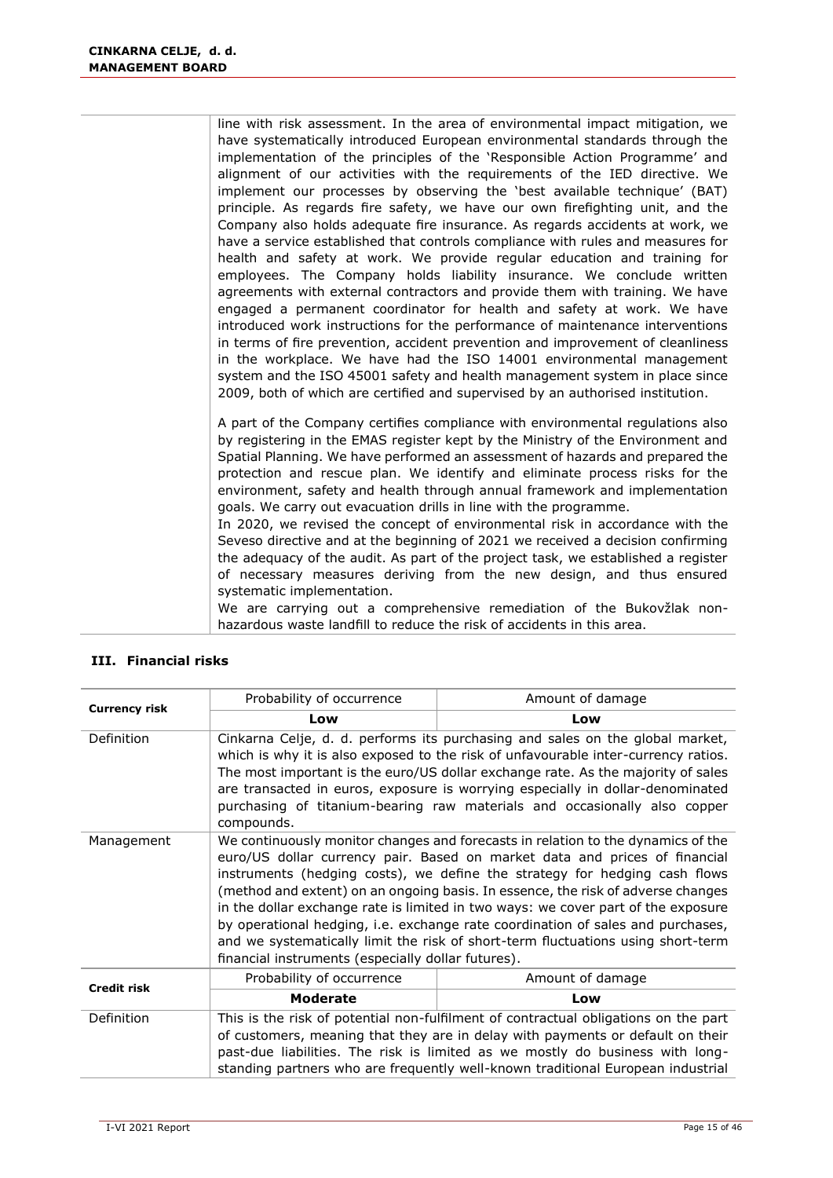| | |
|---|---|
| | line with risk assessment. In the area of environmental impact mitigation, we have systematically introduced European environmental standards through the implementation of the principles of the 'Responsible Action Programme' and alignment of our activities with the requirements of the IED directive. We implement our processes by observing the 'best available technique' (BAT) principle. As regards fire safety, we have our own firefighting unit, and the Company also holds adequate fire insurance. As regards accidents at work, we have a service established that controls compliance with rules and measures for health and safety at work. We provide regular education and training for employees. The Company holds liability insurance. We conclude written agreements with external contractors and provide them with training. We have engaged a permanent coordinator for health and safety at work. We have introduced work instructions for the performance of maintenance interventions in terms of fire prevention, accident prevention and improvement of cleanliness in the workplace. We have had the ISO 14001 environmental management system and the ISO 45001 safety and health management system in place since 2009, both of which are certified and supervised by an authorised institution.<br><br>A part of the Company certifies compliance with environmental regulations also by registering in the EMAS register kept by the Ministry of the Environment and Spatial Planning. We have performed an assessment of hazards and prepared the protection and rescue plan. We identify and eliminate process risks for the environment, safety and health through annual framework and implementation goals. We carry out evacuation drills in line with the programme.<br>In 2020, we revised the concept of environmental risk in accordance with the Seveso directive and at the beginning of 2021 we received a decision confirming the adequacy of the audit. As part of the project task, we established a register of necessary measures deriving from the new design, and thus ensured systematic implementation.<br>We are carrying out a comprehensive remediation of the Bukovžlak non-hazardous waste landfill to reduce the risk of accidents in this area. |

## III. Financial risks

| **Currency risk** | Probability of occurrence | Amount of damage |
|---|---|---|
| | **Low** | **Low** |
| Definition | Cinkarna Celje, d. d. performs its purchasing and sales on the global market, which is why it is also exposed to the risk of unfavourable inter-currency ratios. The most important is the euro/US dollar exchange rate. As the majority of sales are transacted in euros, exposure is worrying especially in dollar-denominated purchasing of titanium-bearing raw materials and occasionally also copper compounds. | |
| Management | We continuously monitor changes and forecasts in relation to the dynamics of the euro/US dollar currency pair. Based on market data and prices of financial instruments (hedging costs), we define the strategy for hedging cash flows (method and extent) on an ongoing basis. In essence, the risk of adverse changes in the dollar exchange rate is limited in two ways: we cover part of the exposure by operational hedging, i.e. exchange rate coordination of sales and purchases, and we systematically limit the risk of short-term fluctuations using short-term financial instruments (especially dollar futures). | |
| **Credit risk** | Probability of occurrence | Amount of damage |
| | **Moderate** | **Low** |
| Definition | This is the risk of potential non-fulfilment of contractual obligations on the part of customers, meaning that they are in delay with payments or default on their past-due liabilities. The risk is limited as we mostly do business with long-standing partners who are frequently well-known traditional European industrial | |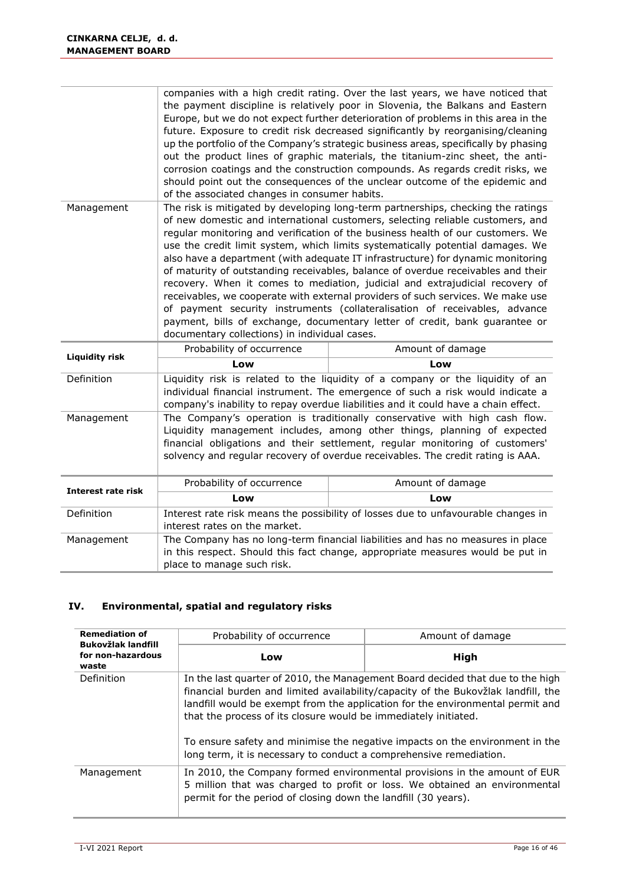| | | |
|---|---|---|
| | companies with a high credit rating. Over the last years, we have noticed that the payment discipline is relatively poor in Slovenia, the Balkans and Eastern Europe, but we do not expect further deterioration of problems in this area in the future. Exposure to credit risk decreased significantly by reorganising/cleaning up the portfolio of the Company's strategic business areas, specifically by phasing out the product lines of graphic materials, the titanium-zinc sheet, the anti-corrosion coatings and the construction compounds. As regards credit risks, we should point out the consequences of the unclear outcome of the epidemic and of the associated changes in consumer habits. | |
| Management | The risk is mitigated by developing long-term partnerships, checking the ratings of new domestic and international customers, selecting reliable customers, and regular monitoring and verification of the business health of our customers. We use the credit limit system, which limits systematically potential damages. We also have a department (with adequate IT infrastructure) for dynamic monitoring of maturity of outstanding receivables, balance of overdue receivables and their recovery. When it comes to mediation, judicial and extrajudicial recovery of receivables, we cooperate with external providers of such services. We make use of payment security instruments (collateralisation of receivables, advance payment, bills of exchange, documentary letter of credit, bank guarantee or documentary collections) in individual cases. | |
| **Liquidity risk** | Probability of occurrence | Amount of damage |
| | **Low** | **Low** |
| Definition | Liquidity risk is related to the liquidity of a company or the liquidity of an individual financial instrument. The emergence of such a risk would indicate a company's inability to repay overdue liabilities and it could have a chain effect. | |
| Management | The Company's operation is traditionally conservative with high cash flow. Liquidity management includes, among other things, planning of expected financial obligations and their settlement, regular monitoring of customers' solvency and regular recovery of overdue receivables. The credit rating is AAA. | |
| **Interest rate risk** | Probability of occurrence | Amount of damage |
| | **Low** | **Low** |
| Definition | Interest rate risk means the possibility of losses due to unfavourable changes in interest rates on the market. | |
| Management | The Company has no long-term financial liabilities and has no measures in place in this respect. Should this fact change, appropriate measures would be put in place to manage such risk. | |

## IV. Environmental, spatial and regulatory risks

| **Remediation of Bukovžlak landfill for non-hazardous waste** | Probability of occurrence | Amount of damage |
|---|---|---|
| | **Low** | **High** |
| Definition | In the last quarter of 2010, the Management Board decided that due to the high financial burden and limited availability/capacity of the Bukovžlak landfill, the landfill would be exempt from the application for the environmental permit and that the process of its closure would be immediately initiated.<br><br>To ensure safety and minimise the negative impacts on the environment in the long term, it is necessary to conduct a comprehensive remediation. | |
| Management | In 2010, the Company formed environmental provisions in the amount of EUR 5 million that was charged to profit or loss. We obtained an environmental permit for the period of closing down the landfill (30 years). | |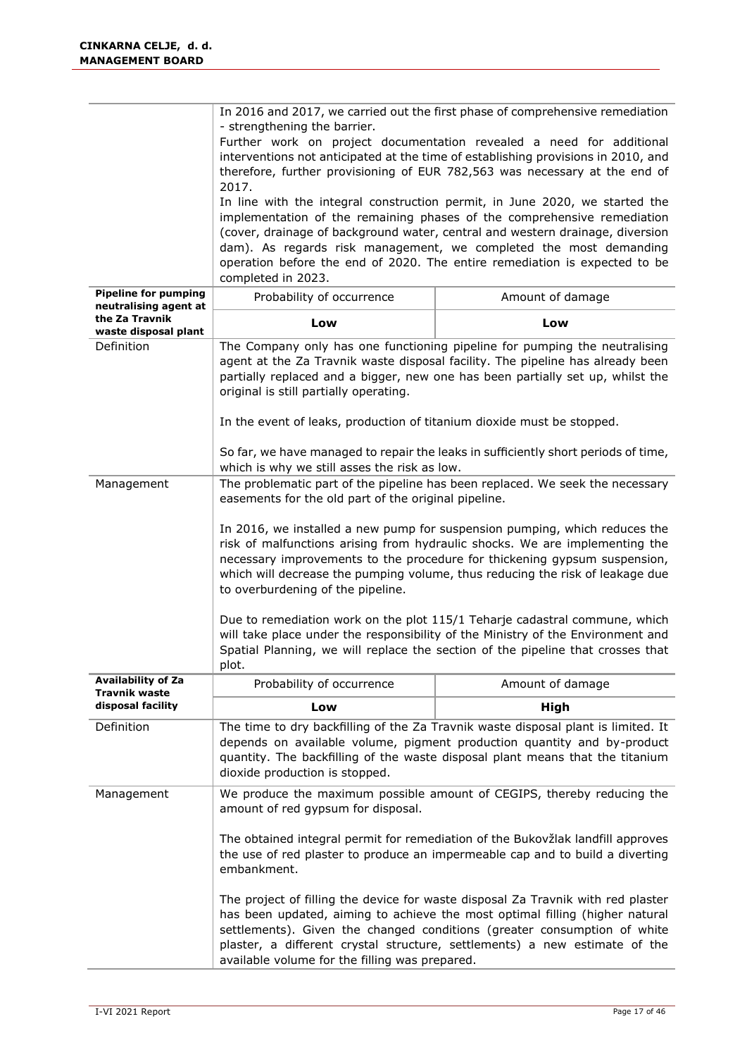| | | |
|---|---|---|
| | In 2016 and 2017, we carried out the first phase of comprehensive remediation - strengthening the barrier.<br>Further work on project documentation revealed a need for additional interventions not anticipated at the time of establishing provisions in 2010, and therefore, further provisioning of EUR 782,563 was necessary at the end of 2017.<br>In line with the integral construction permit, in June 2020, we started the implementation of the remaining phases of the comprehensive remediation (cover, drainage of background water, central and western drainage, diversion dam). As regards risk management, we completed the most demanding operation before the end of 2020. The entire remediation is expected to be completed in 2023. | |
| **Pipeline for pumping neutralising agent at the Za Travnik waste disposal plant** | Probability of occurrence | Amount of damage |
| | **Low** | **Low** |
| Definition | The Company only has one functioning pipeline for pumping the neutralising agent at the Za Travnik waste disposal facility. The pipeline has already been partially replaced and a bigger, new one has been partially set up, whilst the original is still partially operating.<br><br>In the event of leaks, production of titanium dioxide must be stopped.<br><br>So far, we have managed to repair the leaks in sufficiently short periods of time, which is why we still asses the risk as low. | |
| Management | The problematic part of the pipeline has been replaced. We seek the necessary easements for the old part of the original pipeline.<br><br>In 2016, we installed a new pump for suspension pumping, which reduces the risk of malfunctions arising from hydraulic shocks. We are implementing the necessary improvements to the procedure for thickening gypsum suspension, which will decrease the pumping volume, thus reducing the risk of leakage due to overburdening of the pipeline.<br><br>Due to remediation work on the plot 115/1 Teharje cadastral commune, which will take place under the responsibility of the Ministry of the Environment and Spatial Planning, we will replace the section of the pipeline that crosses that plot. | |
| **Availability of Za Travnik waste disposal facility** | Probability of occurrence | Amount of damage |
| | **Low** | **High** |
| Definition | The time to dry backfilling of the Za Travnik waste disposal plant is limited. It depends on available volume, pigment production quantity and by-product quantity. The backfilling of the waste disposal plant means that the titanium dioxide production is stopped. | |
| Management | We produce the maximum possible amount of CEGIPS, thereby reducing the amount of red gypsum for disposal.<br><br>The obtained integral permit for remediation of the Bukovžlak landfill approves the use of red plaster to produce an impermeable cap and to build a diverting embankment.<br><br>The project of filling the device for waste disposal Za Travnik with red plaster has been updated, aiming to achieve the most optimal filling (higher natural settlements). Given the changed conditions (greater consumption of white plaster, a different crystal structure, settlements) a new estimate of the available volume for the filling was prepared. | |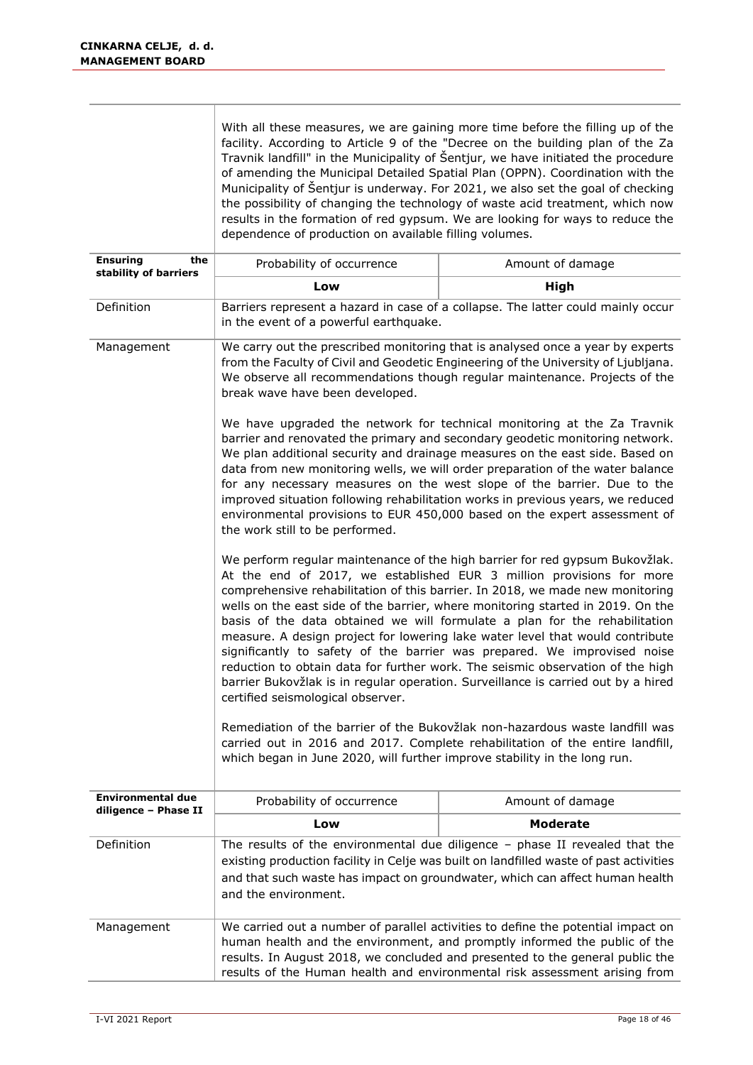| | | |
|---|---|---|
| | With all these measures, we are gaining more time before the filling up of the facility. According to Article 9 of the "Decree on the building plan of the Za Travnik landfill" in the Municipality of Šentjur, we have initiated the procedure of amending the Municipal Detailed Spatial Plan (OPPN). Coordination with the Municipality of Šentjur is underway. For 2021, we also set the goal of checking the possibility of changing the technology of waste acid treatment, which now results in the formation of red gypsum. We are looking for ways to reduce the dependence of production on available filling volumes. | |
| **Ensuring the stability of barriers** | Probability of occurrence | Amount of damage |
| | **Low** | **High** |
| Definition | Barriers represent a hazard in case of a collapse. The latter could mainly occur in the event of a powerful earthquake. | |
| Management | We carry out the prescribed monitoring that is analysed once a year by experts from the Faculty of Civil and Geodetic Engineering of the University of Ljubljana. We observe all recommendations though regular maintenance. Projects of the break wave have been developed.<br><br>We have upgraded the network for technical monitoring at the Za Travnik barrier and renovated the primary and secondary geodetic monitoring network. We plan additional security and drainage measures on the east side. Based on data from new monitoring wells, we will order preparation of the water balance for any necessary measures on the west slope of the barrier. Due to the improved situation following rehabilitation works in previous years, we reduced environmental provisions to EUR 450,000 based on the expert assessment of the work still to be performed.<br><br>We perform regular maintenance of the high barrier for red gypsum Bukovžlak. At the end of 2017, we established EUR 3 million provisions for more comprehensive rehabilitation of this barrier. In 2018, we made new monitoring wells on the east side of the barrier, where monitoring started in 2019. On the basis of the data obtained we will formulate a plan for the rehabilitation measure. A design project for lowering lake water level that would contribute significantly to safety of the barrier was prepared. We improvised noise reduction to obtain data for further work. The seismic observation of the high barrier Bukovžlak is in regular operation. Surveillance is carried out by a hired certified seismological observer.<br><br>Remediation of the barrier of the Bukovžlak non-hazardous waste landfill was carried out in 2016 and 2017. Complete rehabilitation of the entire landfill, which began in June 2020, will further improve stability in the long run. | |
| **Environmental due diligence – Phase II** | Probability of occurrence | Amount of damage |
| | **Low** | **Moderate** |
| Definition | The results of the environmental due diligence – phase II revealed that the existing production facility in Celje was built on landfilled waste of past activities and that such waste has impact on groundwater, which can affect human health and the environment. | |
| Management | We carried out a number of parallel activities to define the potential impact on human health and the environment, and promptly informed the public of the results. In August 2018, we concluded and presented to the general public the results of the Human health and environmental risk assessment arising from | |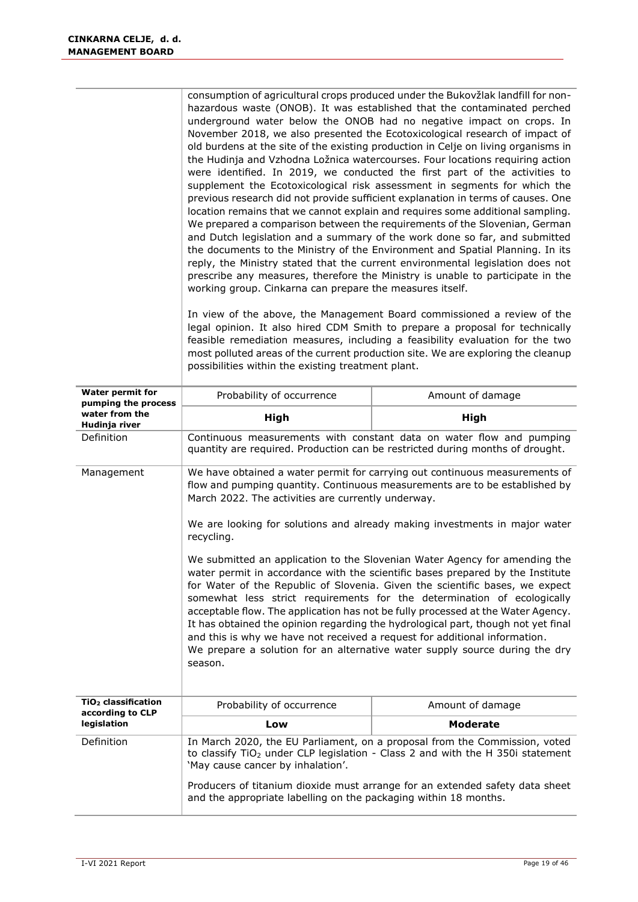| | | |
|---|---|---|
| | consumption of agricultural crops produced under the Bukovžlak landfill for non-hazardous waste (ONOB). It was established that the contaminated perched underground water below the ONOB had no negative impact on crops. In November 2018, we also presented the Ecotoxicological research of impact of old burdens at the site of the existing production in Celje on living organisms in the Hudinja and Vzhodna Ložnica watercourses. Four locations requiring action were identified. In 2019, we conducted the first part of the activities to supplement the Ecotoxicological risk assessment in segments for which the previous research did not provide sufficient explanation in terms of causes. One location remains that we cannot explain and requires some additional sampling. We prepared a comparison between the requirements of the Slovenian, German and Dutch legislation and a summary of the work done so far, and submitted the documents to the Ministry of the Environment and Spatial Planning. In its reply, the Ministry stated that the current environmental legislation does not prescribe any measures, therefore the Ministry is unable to participate in the working group. Cinkarna can prepare the measures itself.<br><br>In view of the above, the Management Board commissioned a review of the legal opinion. It also hired CDM Smith to prepare a proposal for technically feasible remediation measures, including a feasibility evaluation for the two most polluted areas of the current production site. We are exploring the cleanup possibilities within the existing treatment plant. | |
| **Water permit for pumping the process water from the Hudinja river** | Probability of occurrence | Amount of damage |
| | **High** | **High** |
| Definition | Continuous measurements with constant data on water flow and pumping quantity are required. Production can be restricted during months of drought. | |
| Management | We have obtained a water permit for carrying out continuous measurements of flow and pumping quantity. Continuous measurements are to be established by March 2022. The activities are currently underway.<br><br>We are looking for solutions and already making investments in major water recycling.<br><br>We submitted an application to the Slovenian Water Agency for amending the water permit in accordance with the scientific bases prepared by the Institute for Water of the Republic of Slovenia. Given the scientific bases, we expect somewhat less strict requirements for the determination of ecologically acceptable flow. The application has not be fully processed at the Water Agency. It has obtained the opinion regarding the hydrological part, though not yet final and this is why we have not received a request for additional information.<br>We prepare a solution for an alternative water supply source during the dry season. | |
| **$TiO_2$ classification according to CLP legislation** | Probability of occurrence | Amount of damage |
| | **Low** | **Moderate** |
| Definition | In March 2020, the EU Parliament, on a proposal from the Commission, voted to classify $TiO_2$ under CLP legislation - Class 2 and with the H 350i statement 'May cause cancer by inhalation'.<br><br>Producers of titanium dioxide must arrange for an extended safety data sheet and the appropriate labelling on the packaging within 18 months. | |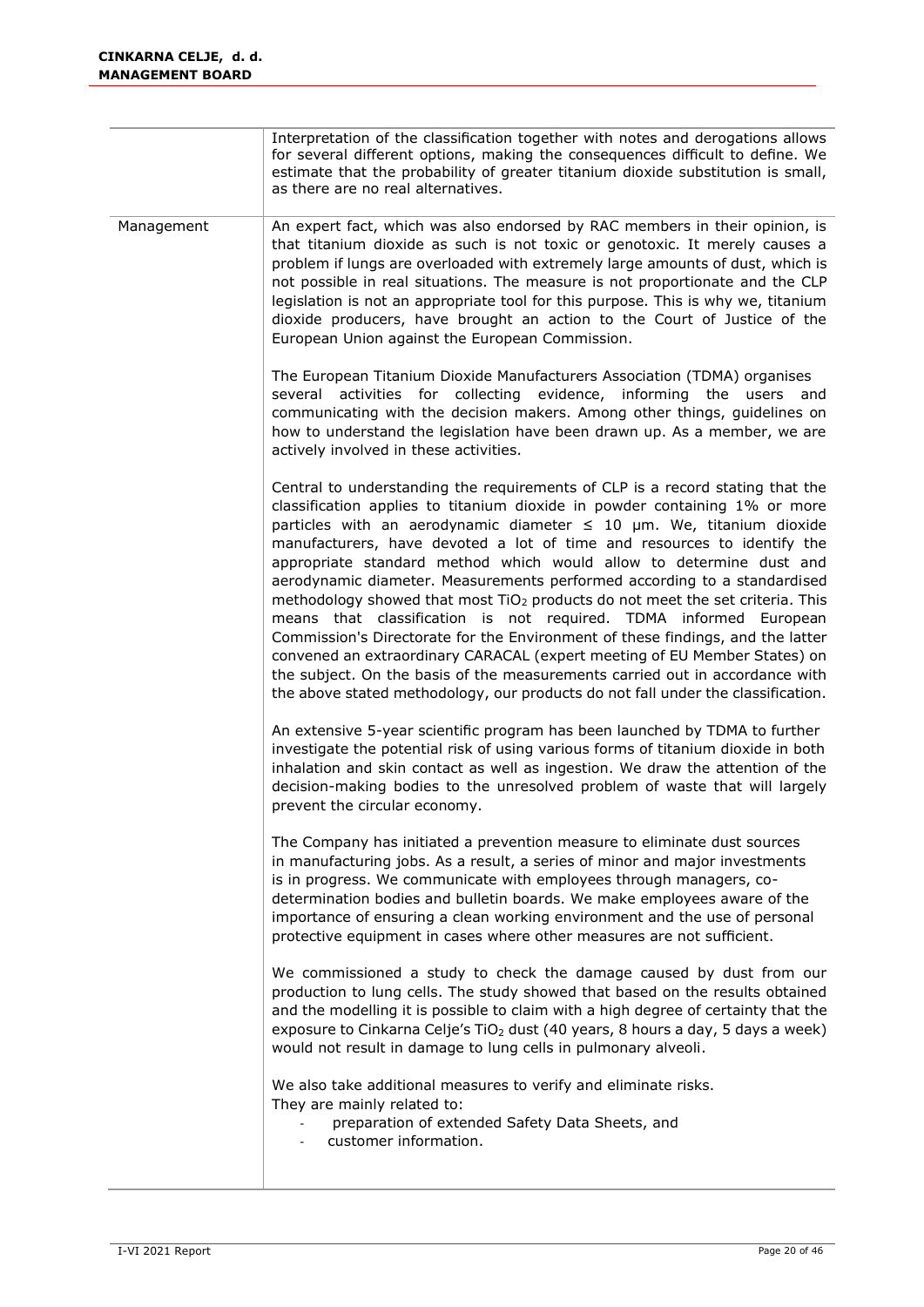| | |
|---|---|
| | Interpretation of the classification together with notes and derogations allows for several different options, making the consequences difficult to define. We estimate that the probability of greater titanium dioxide substitution is small, as there are no real alternatives. |
| Management | An expert fact, which was also endorsed by RAC members in their opinion, is that titanium dioxide as such is not toxic or genotoxic. It merely causes a problem if lungs are overloaded with extremely large amounts of dust, which is not possible in real situations. The measure is not proportionate and the CLP legislation is not an appropriate tool for this purpose. This is why we, titanium dioxide producers, have brought an action to the Court of Justice of the European Union against the European Commission.<br><br>The European Titanium Dioxide Manufacturers Association (TDMA) organises several activities for collecting evidence, informing the users and communicating with the decision makers. Among other things, guidelines on how to understand the legislation have been drawn up. As a member, we are actively involved in these activities.<br><br>Central to understanding the requirements of CLP is a record stating that the classification applies to titanium dioxide in powder containing 1% or more particles with an aerodynamic diameter ≤ 10 μm. We, titanium dioxide manufacturers, have devoted a lot of time and resources to identify the appropriate standard method which would allow to determine dust and aerodynamic diameter. Measurements performed according to a standardised methodology showed that most $TiO_2$ products do not meet the set criteria. This means that classification is not required. TDMA informed European Commission's Directorate for the Environment of these findings, and the latter convened an extraordinary CARACAL (expert meeting of EU Member States) on the subject. On the basis of the measurements carried out in accordance with the above stated methodology, our products do not fall under the classification.<br><br>An extensive 5-year scientific program has been launched by TDMA to further investigate the potential risk of using various forms of titanium dioxide in both inhalation and skin contact as well as ingestion. We draw the attention of the decision-making bodies to the unresolved problem of waste that will largely prevent the circular economy.<br><br>The Company has initiated a prevention measure to eliminate dust sources in manufacturing jobs. As a result, a series of minor and major investments is in progress. We communicate with employees through managers, co-determination bodies and bulletin boards. We make employees aware of the importance of ensuring a clean working environment and the use of personal protective equipment in cases where other measures are not sufficient.<br><br>We commissioned a study to check the damage caused by dust from our production to lung cells. The study showed that based on the results obtained and the modelling it is possible to claim with a high degree of certainty that the exposure to Cinkarna Celje's $TiO_2$ dust (40 years, 8 hours a day, 5 days a week) would not result in damage to lung cells in pulmonary alveoli.<br><br>We also take additional measures to verify and eliminate risks. They are mainly related to:<br>- preparation of extended Safety Data Sheets, and<br>- customer information. |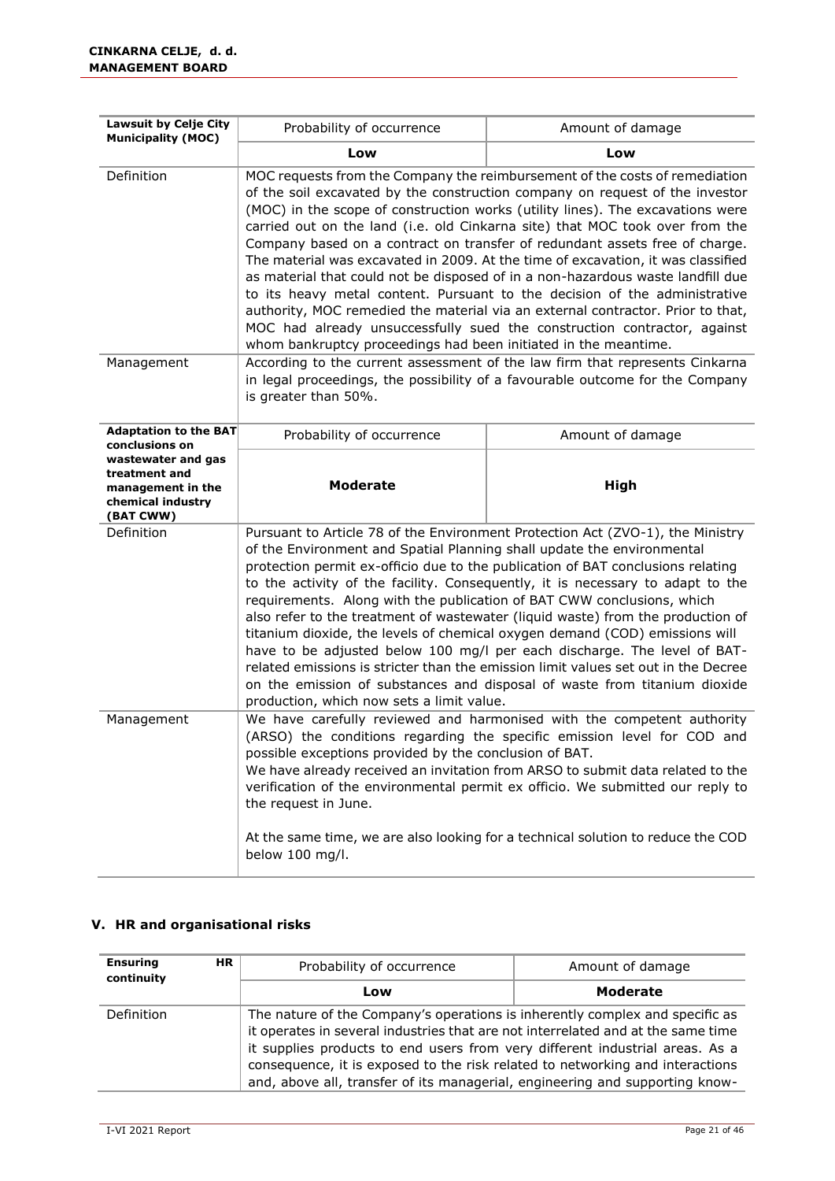| Lawsuit by Celje City Municipality (MOC) | Probability of occurrence | Amount of damage |
|---|---|---|
| | **Low** | **Low** |
| Definition | MOC requests from the Company the reimbursement of the costs of remediation of the soil excavated by the construction company on request of the investor (MOC) in the scope of construction works (utility lines). The excavations were carried out on the land (i.e. old Cinkarna site) that MOC took over from the Company based on a contract on transfer of redundant assets free of charge. The material was excavated in 2009. At the time of excavation, it was classified as material that could not be disposed of in a non-hazardous waste landfill due to its heavy metal content. Pursuant to the decision of the administrative authority, MOC remedied the material via an external contractor. Prior to that, MOC had already unsuccessfully sued the construction contractor, against whom bankruptcy proceedings had been initiated in the meantime. | |
| Management | According to the current assessment of the law firm that represents Cinkarna in legal proceedings, the possibility of a favourable outcome for the Company is greater than 50%. | |

| Adaptation to the BAT conclusions on wastewater and gas treatment and management in the chemical industry (BAT CWW) | Probability of occurrence | Amount of damage |
|---|---|---|
| | **Moderate** | **High** |
| Definition | Pursuant to Article 78 of the Environment Protection Act (ZVO-1), the Ministry of the Environment and Spatial Planning shall update the environmental protection permit ex-officio due to the publication of BAT conclusions relating to the activity of the facility. Consequently, it is necessary to adapt to the requirements. Along with the publication of BAT CWW conclusions, which also refer to the treatment of wastewater (liquid waste) from the production of titanium dioxide, the levels of chemical oxygen demand (COD) emissions will have to be adjusted below 100 mg/l per each discharge. The level of BAT-related emissions is stricter than the emission limit values set out in the Decree on the emission of substances and disposal of waste from titanium dioxide production, which now sets a limit value. | |
| Management | We have carefully reviewed and harmonised with the competent authority (ARSO) the conditions regarding the specific emission level for COD and possible exceptions provided by the conclusion of BAT.<br>We have already received an invitation from ARSO to submit data related to the verification of the environmental permit ex officio. We submitted our reply to the request in June.<br><br>At the same time, we are also looking for a technical solution to reduce the COD below 100 mg/l. | |

## V. HR and organisational risks

| Ensuring HR continuity | Probability of occurrence | Amount of damage |
|---|---|---|
| | **Low** | **Moderate** |
| Definition | The nature of the Company's operations is inherently complex and specific as it operates in several industries that are not interrelated and at the same time it supplies products to end users from very different industrial areas. As a consequence, it is exposed to the risk related to networking and interactions and, above all, transfer of its managerial, engineering and supporting know- | |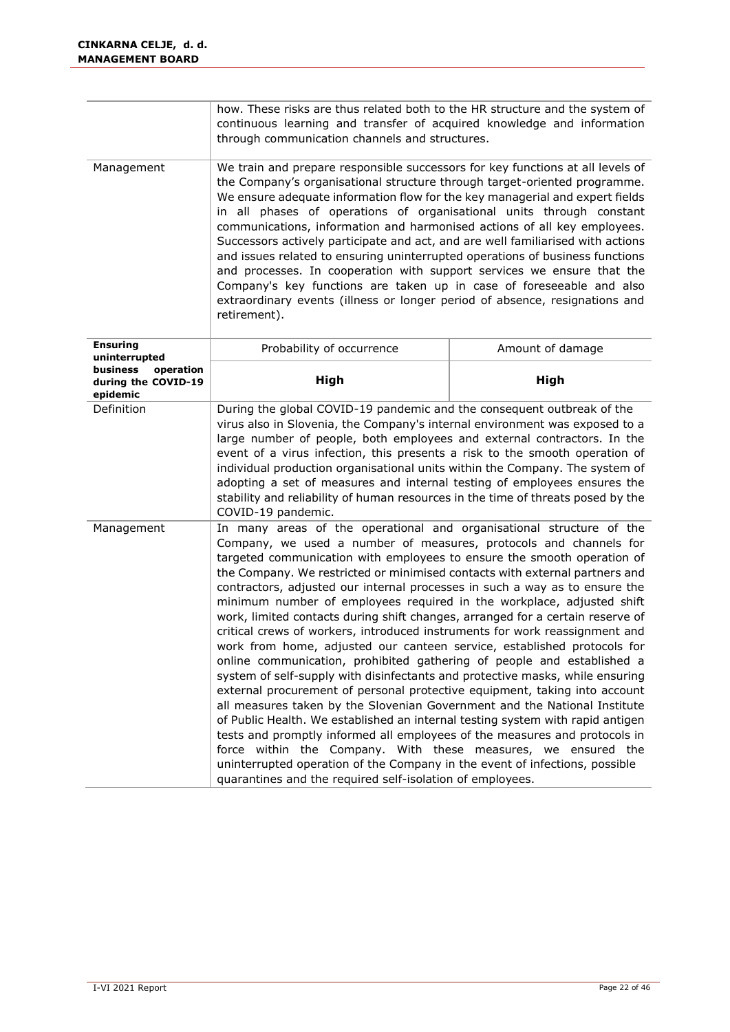| | | |
|---|---|---|
| | how. These risks are thus related both to the HR structure and the system of continuous learning and transfer of acquired knowledge and information through communication channels and structures. | |
| Management | We train and prepare responsible successors for key functions at all levels of the Company's organisational structure through target-oriented programme. We ensure adequate information flow for the key managerial and expert fields in all phases of operations of organisational units through constant communications, information and harmonised actions of all key employees. Successors actively participate and act, and are well familiarised with actions and issues related to ensuring uninterrupted operations of business functions and processes. In cooperation with support services we ensure that the Company's key functions are taken up in case of foreseeable and also extraordinary events (illness or longer period of absence, resignations and retirement). | |
| **Ensuring uninterrupted business operation during the COVID-19 epidemic** | Probability of occurrence | Amount of damage |
| | **High** | **High** |
| Definition | During the global COVID-19 pandemic and the consequent outbreak of the virus also in Slovenia, the Company's internal environment was exposed to a large number of people, both employees and external contractors. In the event of a virus infection, this presents a risk to the smooth operation of individual production organisational units within the Company. The system of adopting a set of measures and internal testing of employees ensures the stability and reliability of human resources in the time of threats posed by the COVID-19 pandemic. | |
| Management | In many areas of the operational and organisational structure of the Company, we used a number of measures, protocols and channels for targeted communication with employees to ensure the smooth operation of the Company. We restricted or minimised contacts with external partners and contractors, adjusted our internal processes in such a way as to ensure the minimum number of employees required in the workplace, adjusted shift work, limited contacts during shift changes, arranged for a certain reserve of critical crews of workers, introduced instruments for work reassignment and work from home, adjusted our canteen service, established protocols for online communication, prohibited gathering of people and established a system of self-supply with disinfectants and protective masks, while ensuring external procurement of personal protective equipment, taking into account all measures taken by the Slovenian Government and the National Institute of Public Health. We established an internal testing system with rapid antigen tests and promptly informed all employees of the measures and protocols in force within the Company. With these measures, we ensured the uninterrupted operation of the Company in the event of infections, possible quarantines and the required self-isolation of employees. | |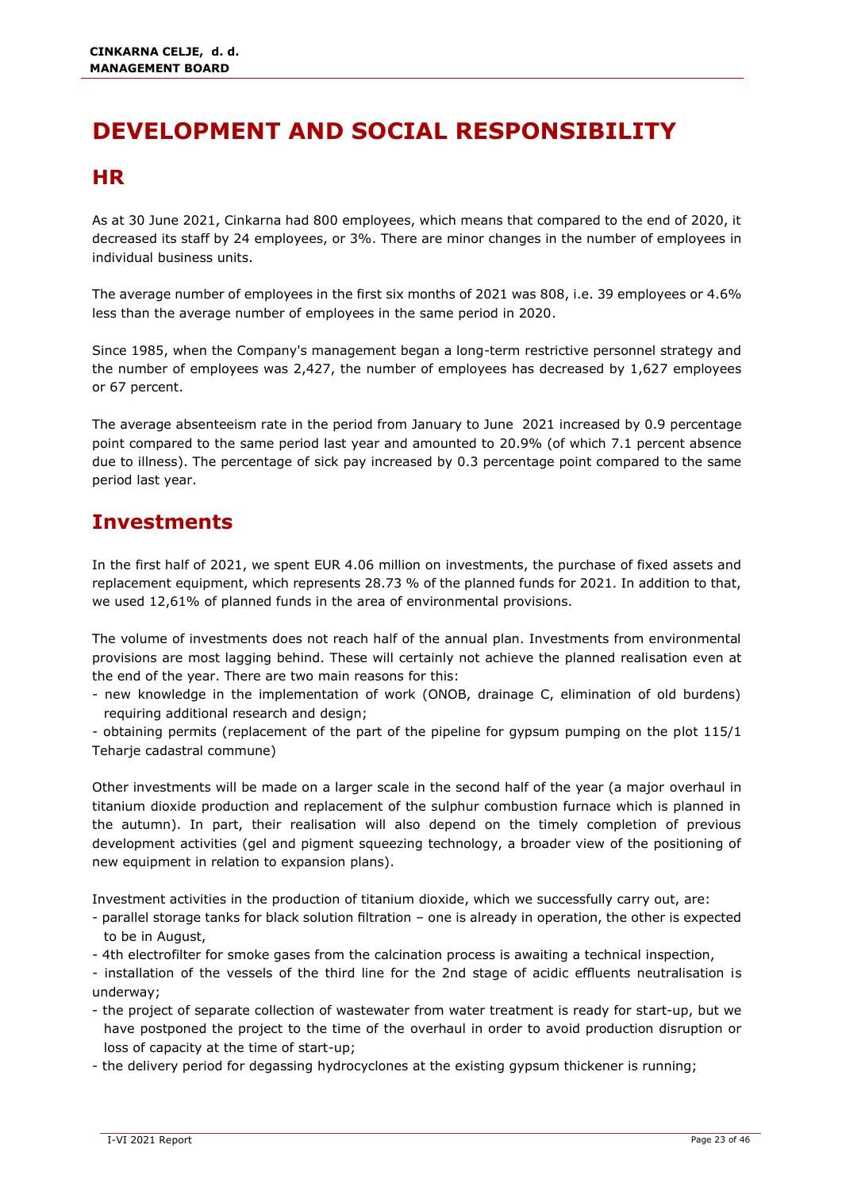# DEVELOPMENT AND SOCIAL RESPONSIBILITY

## HR

As at 30 June 2021, Cinkarna had 800 employees, which means that compared to the end of 2020, it decreased its staff by 24 employees, or 3%. There are minor changes in the number of employees in individual business units.

The average number of employees in the first six months of 2021 was 808, i.e. 39 employees or 4.6% less than the average number of employees in the same period in 2020.

Since 1985, when the Company's management began a long-term restrictive personnel strategy and the number of employees was 2,427, the number of employees has decreased by 1,627 employees or 67 percent.

The average absenteeism rate in the period from January to June 2021 increased by 0.9 percentage point compared to the same period last year and amounted to 20.9% (of which 7.1 percent absence due to illness). The percentage of sick pay increased by 0.3 percentage point compared to the same period last year.

## Investments

In the first half of 2021, we spent EUR 4.06 million on investments, the purchase of fixed assets and replacement equipment, which represents 28.73 % of the planned funds for 2021. In addition to that, we used 12,61% of planned funds in the area of environmental provisions.

The volume of investments does not reach half of the annual plan. Investments from environmental provisions are most lagging behind. These will certainly not achieve the planned realisation even at the end of the year. There are two main reasons for this:

- new knowledge in the implementation of work (ONOB, drainage C, elimination of old burdens) requiring additional research and design;
- obtaining permits (replacement of the part of the pipeline for gypsum pumping on the plot 115/1 Teharje cadastral commune)

Other investments will be made on a larger scale in the second half of the year (a major overhaul in titanium dioxide production and replacement of the sulphur combustion furnace which is planned in the autumn). In part, their realisation will also depend on the timely completion of previous development activities (gel and pigment squeezing technology, a broader view of the positioning of new equipment in relation to expansion plans).

Investment activities in the production of titanium dioxide, which we successfully carry out, are:

- parallel storage tanks for black solution filtration – one is already in operation, the other is expected to be in August,
- 4th electrofilter for smoke gases from the calcination process is awaiting a technical inspection,
- installation of the vessels of the third line for the 2nd stage of acidic effluents neutralisation is underway;
- the project of separate collection of wastewater from water treatment is ready for start-up, but we have postponed the project to the time of the overhaul in order to avoid production disruption or loss of capacity at the time of start-up;
- the delivery period for degassing hydrocyclones at the existing gypsum thickener is running;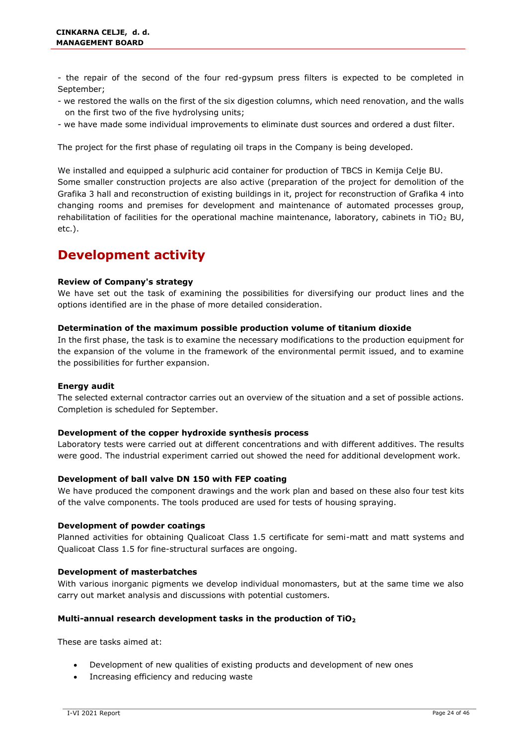- the repair of the second of the four red-gypsum press filters is expected to be completed in September;
- we restored the walls on the first of the six digestion columns, which need renovation, and the walls on the first two of the five hydrolysing units;
- we have made some individual improvements to eliminate dust sources and ordered a dust filter.

The project for the first phase of regulating oil traps in the Company is being developed.

We installed and equipped a sulphuric acid container for production of TBCS in Kemija Celje BU.
Some smaller construction projects are also active (preparation of the project for demolition of the Grafika 3 hall and reconstruction of existing buildings in it, project for reconstruction of Grafika 4 into changing rooms and premises for development and maintenance of automated processes group, rehabilitation of facilities for the operational machine maintenance, laboratory, cabinets in $TiO_2$ BU, etc.).

# Development activity

**Review of Company's strategy**
We have set out the task of examining the possibilities for diversifying our product lines and the options identified are in the phase of more detailed consideration.

**Determination of the maximum possible production volume of titanium dioxide**
In the first phase, the task is to examine the necessary modifications to the production equipment for the expansion of the volume in the framework of the environmental permit issued, and to examine the possibilities for further expansion.

**Energy audit**
The selected external contractor carries out an overview of the situation and a set of possible actions. Completion is scheduled for September.

**Development of the copper hydroxide synthesis process**
Laboratory tests were carried out at different concentrations and with different additives. The results were good. The industrial experiment carried out showed the need for additional development work.

**Development of ball valve DN 150 with FEP coating**
We have produced the component drawings and the work plan and based on these also four test kits of the valve components. The tools produced are used for tests of housing spraying.

**Development of powder coatings**
Planned activities for obtaining Qualicoat Class 1.5 certificate for semi-matt and matt systems and Qualicoat Class 1.5 for fine-structural surfaces are ongoing.

**Development of masterbatches**
With various inorganic pigments we develop individual monomasters, but at the same time we also carry out market analysis and discussions with potential customers.

**Multi-annual research development tasks in the production of $TiO_2$**

These are tasks aimed at:

- Development of new qualities of existing products and development of new ones
- Increasing efficiency and reducing waste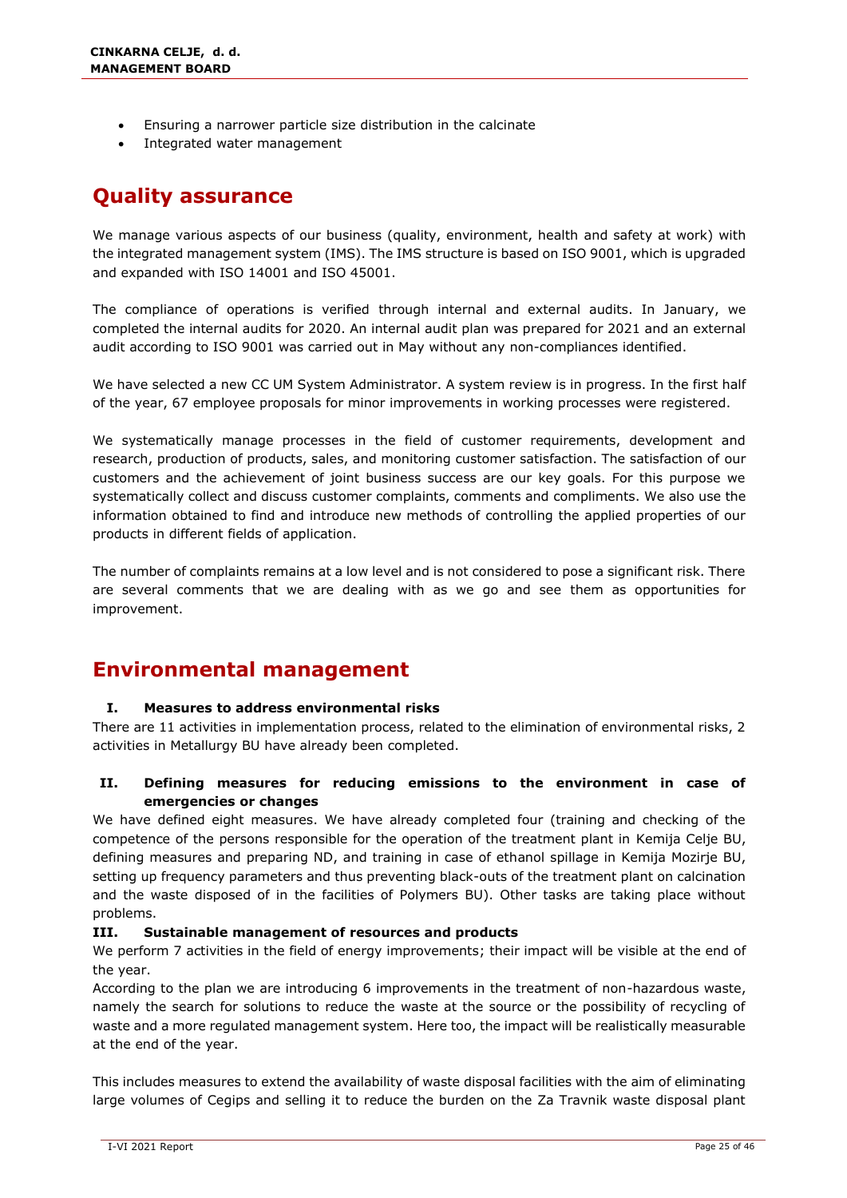- Ensuring a narrower particle size distribution in the calcinate
- Integrated water management

# Quality assurance

We manage various aspects of our business (quality, environment, health and safety at work) with the integrated management system (IMS). The IMS structure is based on ISO 9001, which is upgraded and expanded with ISO 14001 and ISO 45001.

The compliance of operations is verified through internal and external audits. In January, we completed the internal audits for 2020. An internal audit plan was prepared for 2021 and an external audit according to ISO 9001 was carried out in May without any non-compliances identified.

We have selected a new CC UM System Administrator. A system review is in progress. In the first half of the year, 67 employee proposals for minor improvements in working processes were registered.

We systematically manage processes in the field of customer requirements, development and research, production of products, sales, and monitoring customer satisfaction. The satisfaction of our customers and the achievement of joint business success are our key goals. For this purpose we systematically collect and discuss customer complaints, comments and compliments. We also use the information obtained to find and introduce new methods of controlling the applied properties of our products in different fields of application.

The number of complaints remains at a low level and is not considered to pose a significant risk. There are several comments that we are dealing with as we go and see them as opportunities for improvement.

# Environmental management

### I. Measures to address environmental risks

There are 11 activities in implementation process, related to the elimination of environmental risks, 2 activities in Metallurgy BU have already been completed.

### II. Defining measures for reducing emissions to the environment in case of emergencies or changes

We have defined eight measures. We have already completed four (training and checking of the competence of the persons responsible for the operation of the treatment plant in Kemija Celje BU, defining measures and preparing ND, and training in case of ethanol spillage in Kemija Mozirje BU, setting up frequency parameters and thus preventing black-outs of the treatment plant on calcination and the waste disposed of in the facilities of Polymers BU). Other tasks are taking place without problems.

### III. Sustainable management of resources and products

We perform 7 activities in the field of energy improvements; their impact will be visible at the end of the year.

According to the plan we are introducing 6 improvements in the treatment of non-hazardous waste, namely the search for solutions to reduce the waste at the source or the possibility of recycling of waste and a more regulated management system. Here too, the impact will be realistically measurable at the end of the year.

This includes measures to extend the availability of waste disposal facilities with the aim of eliminating large volumes of Cegips and selling it to reduce the burden on the Za Travnik waste disposal plant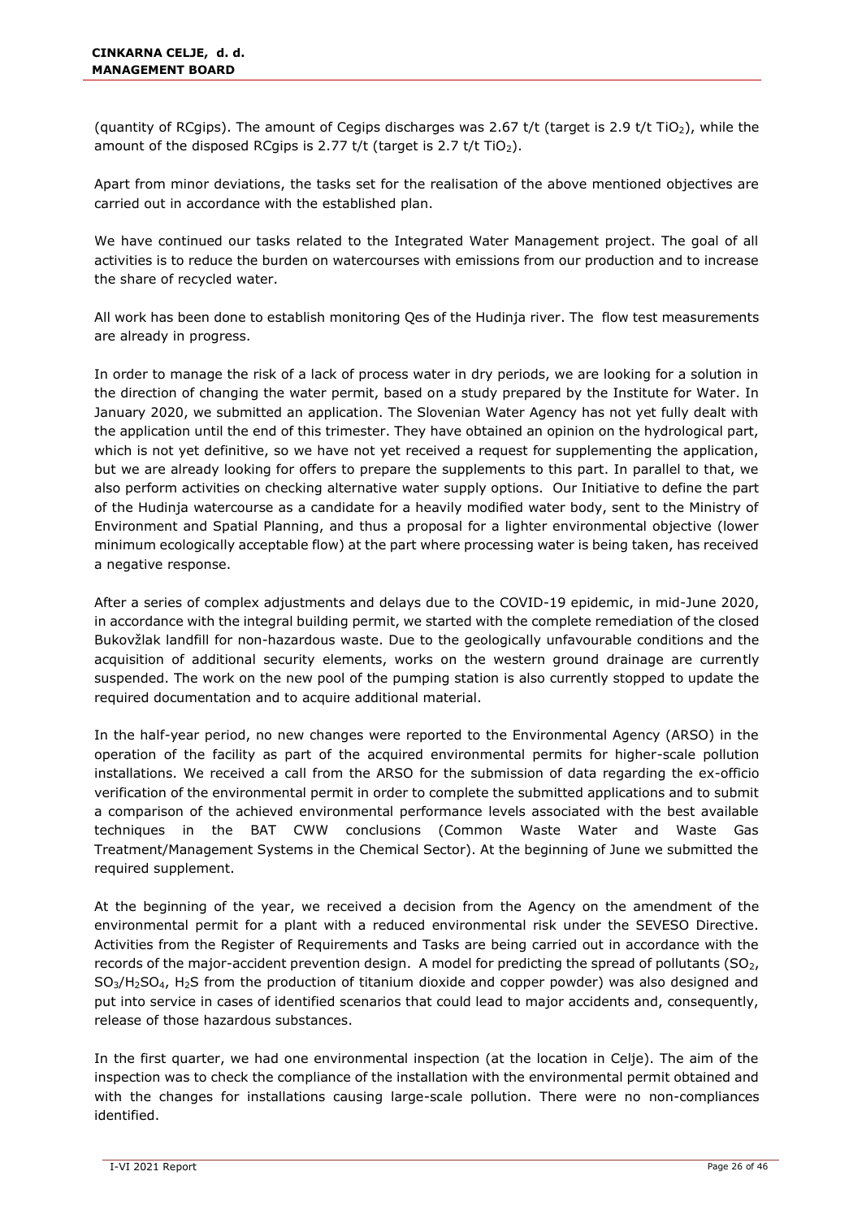(quantity of RCgips). The amount of Cegips discharges was 2.67 t/t (target is 2.9 t/t $TiO_2$), while the amount of the disposed RCgips is 2.77 t/t (target is 2.7 t/t $TiO_2$).

Apart from minor deviations, the tasks set for the realisation of the above mentioned objectives are carried out in accordance with the established plan.

We have continued our tasks related to the Integrated Water Management project. The goal of all activities is to reduce the burden on watercourses with emissions from our production and to increase the share of recycled water.

All work has been done to establish monitoring Qes of the Hudinja river. The flow test measurements are already in progress.

In order to manage the risk of a lack of process water in dry periods, we are looking for a solution in the direction of changing the water permit, based on a study prepared by the Institute for Water. In January 2020, we submitted an application. The Slovenian Water Agency has not yet fully dealt with the application until the end of this trimester. They have obtained an opinion on the hydrological part, which is not yet definitive, so we have not yet received a request for supplementing the application, but we are already looking for offers to prepare the supplements to this part. In parallel to that, we also perform activities on checking alternative water supply options. Our Initiative to define the part of the Hudinja watercourse as a candidate for a heavily modified water body, sent to the Ministry of Environment and Spatial Planning, and thus a proposal for a lighter environmental objective (lower minimum ecologically acceptable flow) at the part where processing water is being taken, has received a negative response.

After a series of complex adjustments and delays due to the COVID-19 epidemic, in mid-June 2020, in accordance with the integral building permit, we started with the complete remediation of the closed Bukovžlak landfill for non-hazardous waste. Due to the geologically unfavourable conditions and the acquisition of additional security elements, works on the western ground drainage are currently suspended. The work on the new pool of the pumping station is also currently stopped to update the required documentation and to acquire additional material.

In the half-year period, no new changes were reported to the Environmental Agency (ARSO) in the operation of the facility as part of the acquired environmental permits for higher-scale pollution installations. We received a call from the ARSO for the submission of data regarding the ex-officio verification of the environmental permit in order to complete the submitted applications and to submit a comparison of the achieved environmental performance levels associated with the best available techniques in the BAT CWW conclusions (Common Waste Water and Waste Gas Treatment/Management Systems in the Chemical Sector). At the beginning of June we submitted the required supplement.

At the beginning of the year, we received a decision from the Agency on the amendment of the environmental permit for a plant with a reduced environmental risk under the SEVESO Directive. Activities from the Register of Requirements and Tasks are being carried out in accordance with the records of the major-accident prevention design. A model for predicting the spread of pollutants ($SO_2$, $SO_3$/$H_2SO_4$, $H_2S$ from the production of titanium dioxide and copper powder) was also designed and put into service in cases of identified scenarios that could lead to major accidents and, consequently, release of those hazardous substances.

In the first quarter, we had one environmental inspection (at the location in Celje). The aim of the inspection was to check the compliance of the installation with the environmental permit obtained and with the changes for installations causing large-scale pollution. There were no non-compliances identified.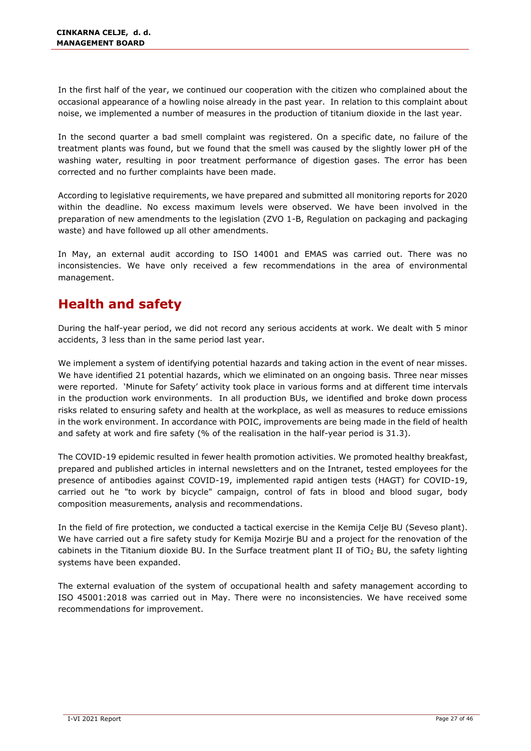In the first half of the year, we continued our cooperation with the citizen who complained about the occasional appearance of a howling noise already in the past year. In relation to this complaint about noise, we implemented a number of measures in the production of titanium dioxide in the last year.

In the second quarter a bad smell complaint was registered. On a specific date, no failure of the treatment plants was found, but we found that the smell was caused by the slightly lower pH of the washing water, resulting in poor treatment performance of digestion gases. The error has been corrected and no further complaints have been made.

According to legislative requirements, we have prepared and submitted all monitoring reports for 2020 within the deadline. No excess maximum levels were observed. We have been involved in the preparation of new amendments to the legislation (ZVO 1-B, Regulation on packaging and packaging waste) and have followed up all other amendments.

In May, an external audit according to ISO 14001 and EMAS was carried out. There was no inconsistencies. We have only received a few recommendations in the area of environmental management.

## Health and safety

During the half-year period, we did not record any serious accidents at work. We dealt with 5 minor accidents, 3 less than in the same period last year.

We implement a system of identifying potential hazards and taking action in the event of near misses. We have identified 21 potential hazards, which we eliminated on an ongoing basis. Three near misses were reported. 'Minute for Safety' activity took place in various forms and at different time intervals in the production work environments. In all production BUs, we identified and broke down process risks related to ensuring safety and health at the workplace, as well as measures to reduce emissions in the work environment. In accordance with POIC, improvements are being made in the field of health and safety at work and fire safety (% of the realisation in the half-year period is 31.3).

The COVID-19 epidemic resulted in fewer health promotion activities. We promoted healthy breakfast, prepared and published articles in internal newsletters and on the Intranet, tested employees for the presence of antibodies against COVID-19, implemented rapid antigen tests (HAGT) for COVID-19, carried out he "to work by bicycle" campaign, control of fats in blood and blood sugar, body composition measurements, analysis and recommendations.

In the field of fire protection, we conducted a tactical exercise in the Kemija Celje BU (Seveso plant). We have carried out a fire safety study for Kemija Mozirje BU and a project for the renovation of the cabinets in the Titanium dioxide BU. In the Surface treatment plant II of $TiO_2$ BU, the safety lighting systems have been expanded.

The external evaluation of the system of occupational health and safety management according to ISO 45001:2018 was carried out in May. There were no inconsistencies. We have received some recommendations for improvement.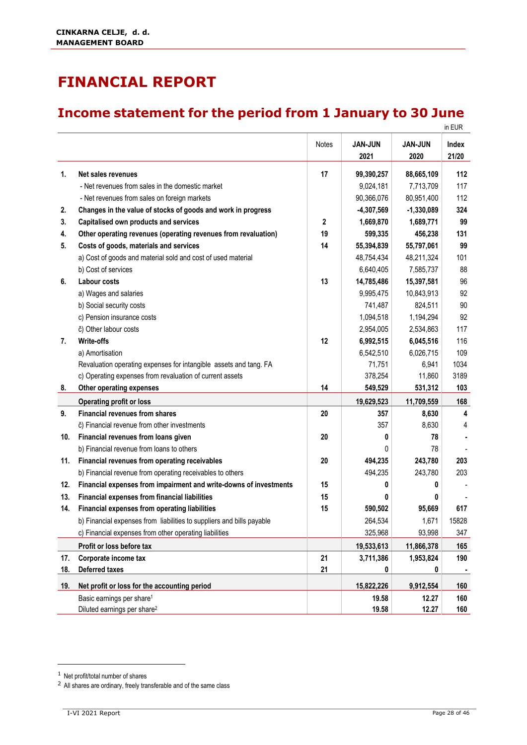CINKARNA CELJE, d. d.
MANAGEMENT BOARD

# FINANCIAL REPORT

## Income statement for the period from 1 January to 30 June

in EUR

| | | Notes | JAN-JUN 2021 | JAN-JUN 2020 | Index 21/20 |
|---|---|---|---|---|---|
| **1.** | **Net sales revenues** | **17** | **99,390,257** | **88,665,109** | **112** |
| | - Net revenues from sales in the domestic market | | 9,024,181 | 7,713,709 | 117 |
| | - Net revenues from sales on foreign markets | | 90,366,076 | 80,951,400 | 112 |
| **2.** | **Changes in the value of stocks of goods and work in progress** | | **-4,307,569** | **-1,330,089** | **324** |
| **3.** | **Capitalised own products and services** | **2** | **1,669,870** | **1,689,771** | **99** |
| **4.** | **Other operating revenues (operating revenues from revaluation)** | **19** | **599,335** | **456,238** | **131** |
| **5.** | **Costs of goods, materials and services** | **14** | **55,394,839** | **55,797,061** | **99** |
| | a) Cost of goods and material sold and cost of used material | | 48,754,434 | 48,211,324 | 101 |
| | b) Cost of services | | 6,640,405 | 7,585,737 | 88 |
| **6.** | **Labour costs** | **13** | **14,785,486** | **15,397,581** | **96** |
| | a) Wages and salaries | | 9,995,475 | 10,843,913 | 92 |
| | b) Social security costs | | 741,487 | 824,511 | 90 |
| | c) Pension insurance costs | | 1,094,518 | 1,194,294 | 92 |
| | č) Other labour costs | | 2,954,005 | 2,534,863 | 117 |
| **7.** | **Write-offs** | **12** | **6,992,515** | **6,045,516** | **116** |
| | a) Amortisation | | 6,542,510 | 6,026,715 | 109 |
| | Revaluation operating expenses for intangible assets and tang. FA | | 71,751 | 6,941 | 1034 |
| | c) Operating expenses from revaluation of current assets | | 378,254 | 11,860 | 3189 |
| **8.** | **Other operating expenses** | **14** | **549,529** | **531,312** | **103** |
| | **Operating profit or loss** | | **19,629,523** | **11,709,559** | **168** |
| **9.** | **Financial revenues from shares** | **20** | **357** | **8,630** | **4** |
| | č) Financial revenue from other investments | | 357 | 8,630 | 4 |
| **10.** | **Financial revenues from loans given** | **20** | **0** | **78** | **-** |
| | b) Financial revenue from loans to others | | 0 | 78 | - |
| **11.** | **Financial revenues from operating receivables** | **20** | **494,235** | **243,780** | **203** |
| | b) Financial revenue from operating receivables to others | | 494,235 | 243,780 | 203 |
| **12.** | **Financial expenses from impairment and write-downs of investments** | **15** | **0** | **0** | - |
| **13.** | **Financial expenses from financial liabilities** | **15** | **0** | **0** | - |
| **14.** | **Financial expenses from operating liabilities** | **15** | **590,502** | **95,669** | **617** |
| | b) Financial expenses from liabilities to suppliers and bills payable | | 264,534 | 1,671 | 15828 |
| | c) Financial expenses from other operating liabilities | | 325,968 | 93,998 | 347 |
| | **Profit or loss before tax** | | **19,533,613** | **11,866,378** | **165** |
| **17.** | **Corporate income tax** | **21** | **3,711,386** | **1,953,824** | **190** |
| **18.** | **Deferred taxes** | **21** | **0** | **0** | **-** |
| **19.** | **Net profit or loss for the accounting period** | | **15,822,226** | **9,912,554** | **160** |
| | Basic earnings per share[1] | | **19.58** | **12.27** | **160** |
| | Diluted earnings per share[2] | | **19.58** | **12.27** | **160** |

[1] Net profit/total number of shares

[2] All shares are ordinary, freely transferable and of the same class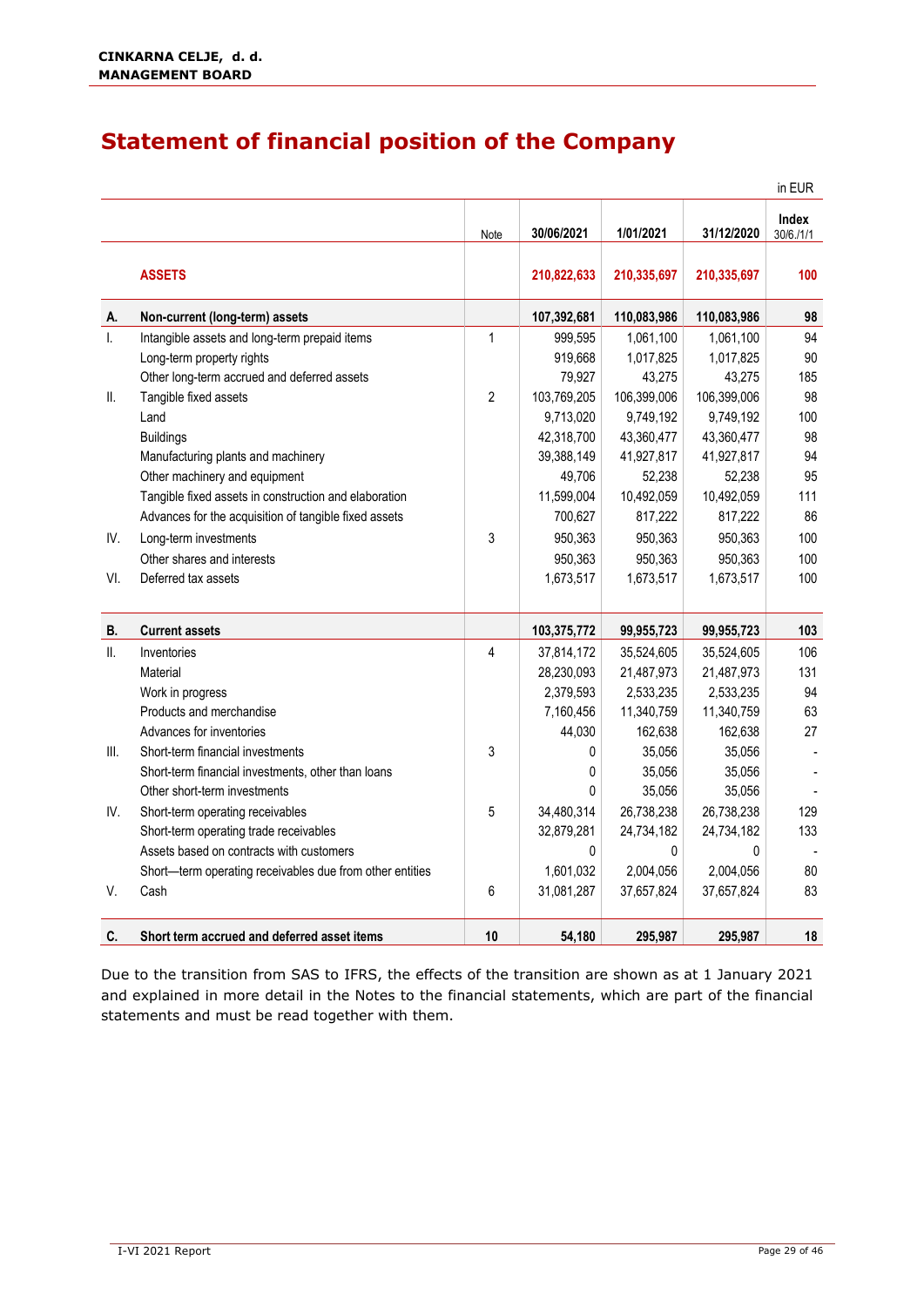# Statement of financial position of the Company

in EUR

| | | Note | 30/06/2021 | 1/01/2021 | 31/12/2020 | Index 30/6./1/1 |
|---|---|---|---|---|---|---|
| | **ASSETS** | | **210,822,633** | **210,335,697** | **210,335,697** | **100** |
| **A.** | **Non-current (long-term) assets** | | **107,392,681** | **110,083,986** | **110,083,986** | **98** |
| I. | Intangible assets and long-term prepaid items | 1 | 999,595 | 1,061,100 | 1,061,100 | 94 |
| | Long-term property rights | | 919,668 | 1,017,825 | 1,017,825 | 90 |
| | Other long-term accrued and deferred assets | | 79,927 | 43,275 | 43,275 | 185 |
| II. | Tangible fixed assets | 2 | 103,769,205 | 106,399,006 | 106,399,006 | 98 |
| | Land | | 9,713,020 | 9,749,192 | 9,749,192 | 100 |
| | Buildings | | 42,318,700 | 43,360,477 | 43,360,477 | 98 |
| | Manufacturing plants and machinery | | 39,388,149 | 41,927,817 | 41,927,817 | 94 |
| | Other machinery and equipment | | 49,706 | 52,238 | 52,238 | 95 |
| | Tangible fixed assets in construction and elaboration | | 11,599,004 | 10,492,059 | 10,492,059 | 111 |
| | Advances for the acquisition of tangible fixed assets | | 700,627 | 817,222 | 817,222 | 86 |
| IV. | Long-term investments | 3 | 950,363 | 950,363 | 950,363 | 100 |
| | Other shares and interests | | 950,363 | 950,363 | 950,363 | 100 |
| VI. | Deferred tax assets | | 1,673,517 | 1,673,517 | 1,673,517 | 100 |
| **B.** | **Current assets** | | **103,375,772** | **99,955,723** | **99,955,723** | **103** |
| II. | Inventories | 4 | 37,814,172 | 35,524,605 | 35,524,605 | 106 |
| | Material | | 28,230,093 | 21,487,973 | 21,487,973 | 131 |
| | Work in progress | | 2,379,593 | 2,533,235 | 2,533,235 | 94 |
| | Products and merchandise | | 7,160,456 | 11,340,759 | 11,340,759 | 63 |
| | Advances for inventories | | 44,030 | 162,638 | 162,638 | 27 |
| III. | Short-term financial investments | 3 | 0 | 35,056 | 35,056 | - |
| | Short-term financial investments, other than loans | | 0 | 35,056 | 35,056 | - |
| | Other short-term investments | | 0 | 35,056 | 35,056 | - |
| IV. | Short-term operating receivables | 5 | 34,480,314 | 26,738,238 | 26,738,238 | 129 |
| | Short-term operating trade receivables | | 32,879,281 | 24,734,182 | 24,734,182 | 133 |
| | Assets based on contracts with customers | | 0 | 0 | 0 | - |
| | Short—term operating receivables due from other entities | | 1,601,032 | 2,004,056 | 2,004,056 | 80 |
| V. | Cash | 6 | 31,081,287 | 37,657,824 | 37,657,824 | 83 |
| **C.** | **Short term accrued and deferred asset items** | **10** | **54,180** | **295,987** | **295,987** | **18** |

Due to the transition from SAS to IFRS, the effects of the transition are shown as at 1 January 2021 and explained in more detail in the Notes to the financial statements, which are part of the financial statements and must be read together with them.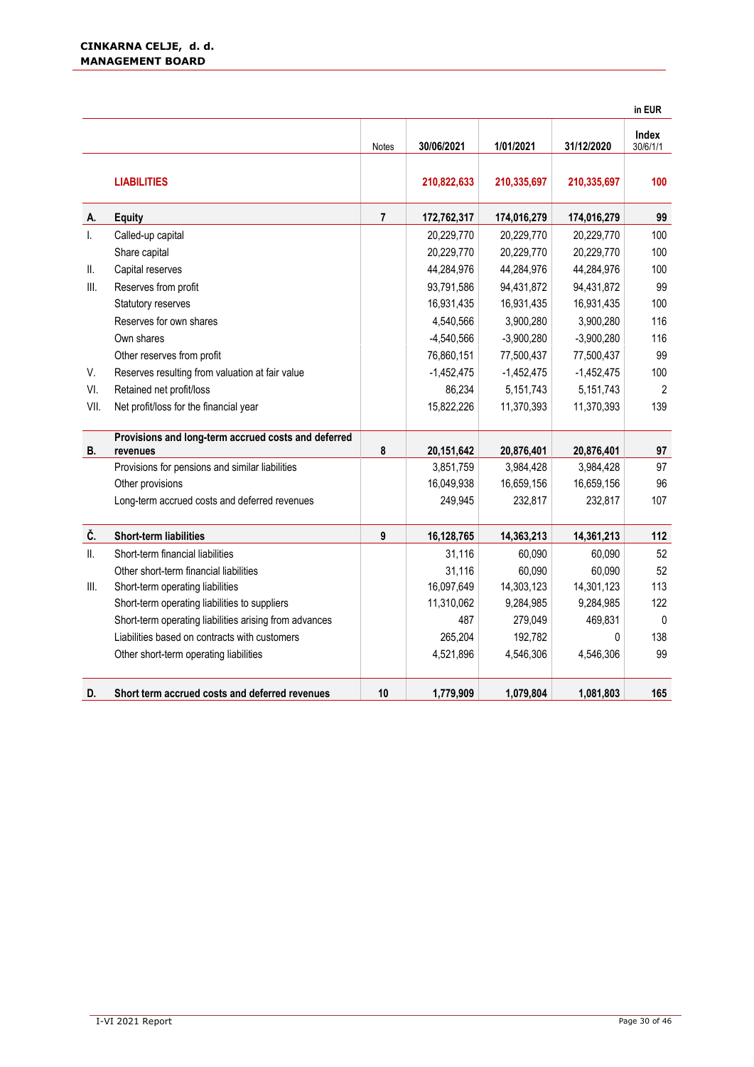| | | Notes | 30/06/2021 | 1/01/2021 | 31/12/2020 | Index 30/6/1/1 |
|---|---|---|---|---|---|---|
| | **LIABILITIES** | | **210,822,633** | **210,335,697** | **210,335,697** | **100** |
| **A.** | **Equity** | **7** | **172,762,317** | **174,016,279** | **174,016,279** | **99** |
| I. | Called-up capital | | 20,229,770 | 20,229,770 | 20,229,770 | 100 |
| | Share capital | | 20,229,770 | 20,229,770 | 20,229,770 | 100 |
| II. | Capital reserves | | 44,284,976 | 44,284,976 | 44,284,976 | 100 |
| III. | Reserves from profit | | 93,791,586 | 94,431,872 | 94,431,872 | 99 |
| | Statutory reserves | | 16,931,435 | 16,931,435 | 16,931,435 | 100 |
| | Reserves for own shares | | 4,540,566 | 3,900,280 | 3,900,280 | 116 |
| | Own shares | | -4,540,566 | -3,900,280 | -3,900,280 | 116 |
| | Other reserves from profit | | 76,860,151 | 77,500,437 | 77,500,437 | 99 |
| V. | Reserves resulting from valuation at fair value | | -1,452,475 | -1,452,475 | -1,452,475 | 100 |
| VI. | Retained net profit/loss | | 86,234 | 5,151,743 | 5,151,743 | 2 |
| VII. | Net profit/loss for the financial year | | 15,822,226 | 11,370,393 | 11,370,393 | 139 |
| **B.** | **Provisions and long-term accrued costs and deferred revenues** | **8** | **20,151,642** | **20,876,401** | **20,876,401** | **97** |
| | Provisions for pensions and similar liabilities | | 3,851,759 | 3,984,428 | 3,984,428 | 97 |
| | Other provisions | | 16,049,938 | 16,659,156 | 16,659,156 | 96 |
| | Long-term accrued costs and deferred revenues | | 249,945 | 232,817 | 232,817 | 107 |
| **Č.** | **Short-term liabilities** | **9** | **16,128,765** | **14,363,213** | **14,361,213** | **112** |
| II. | Short-term financial liabilities | | 31,116 | 60,090 | 60,090 | 52 |
| | Other short-term financial liabilities | | 31,116 | 60,090 | 60,090 | 52 |
| III. | Short-term operating liabilities | | 16,097,649 | 14,303,123 | 14,301,123 | 113 |
| | Short-term operating liabilities to suppliers | | 11,310,062 | 9,284,985 | 9,284,985 | 122 |
| | Short-term operating liabilities arising from advances | | 487 | 279,049 | 469,831 | 0 |
| | Liabilities based on contracts with customers | | 265,204 | 192,782 | 0 | 138 |
| | Other short-term operating liabilities | | 4,521,896 | 4,546,306 | 4,546,306 | 99 |
| **D.** | **Short term accrued costs and deferred revenues** | **10** | **1,779,909** | **1,079,804** | **1,081,803** | **165** |

in EUR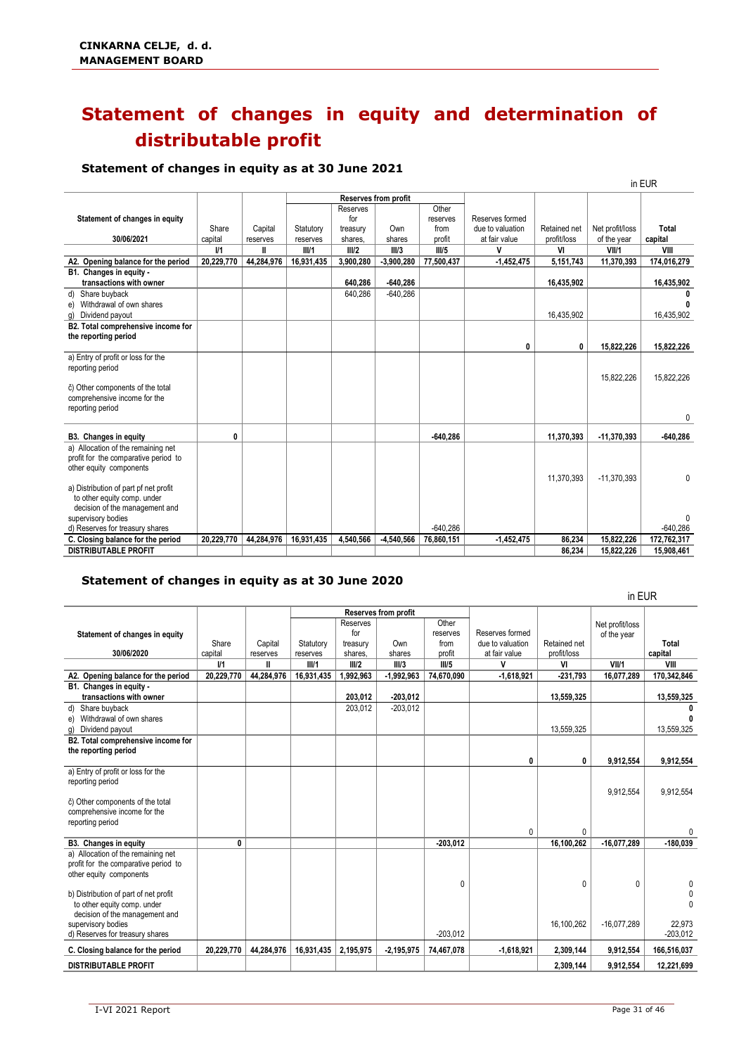# Statement of changes in equity and determination of distributable profit

### Statement of changes in equity as at 30 June 2021

in EUR

| Statement of changes in equity 30/06/2021 | Share capital | Capital reserves | Reserves from profit | | | | Reserves formed due to valuation at fair value | Retained net profit/loss | Net profit/loss of the year | Total capital |
|---|---|---|---|---|---|---|---|---|---|---|
| | | | Statutory reserves | Reserves for treasury shares, | Own shares | Other reserves from profit | | | | |
| | I/1 | II | III/1 | III/2 | III/3 | III/5 | V | VI | VII/1 | VIII |
| **A2. Opening balance for the period** | **20,229,770** | **44,284,976** | **16,931,435** | **3,900,280** | **-3,900,280** | **77,500,437** | **-1,452,475** | **5,151,743** | **11,370,393** | **174,016,279** |
| **B1. Changes in equity - transactions with owner** | | | | **640,286** | **-640,286** | | | **16,435,902** | | **16,435,902** |
| d) Share buyback | | | | 640,286 | -640,286 | | | | | **0** |
| e) Withdrawal of own shares | | | | | | | | | | **0** |
| g) Dividend payout | | | | | | | | 16,435,902 | | 16,435,902 |
| **B2. Total comprehensive income for the reporting period** | | | | | | | **0** | **0** | **15,822,226** | **15,822,226** |
| a) Entry of profit or loss for the reporting period | | | | | | | | | 15,822,226 | 15,822,226 |
| č) Other components of the total comprehensive income for the reporting period | | | | | | | | | | 0 |
| **B3. Changes in equity** | **0** | | | | | **-640,286** | | **11,370,393** | **-11,370,393** | **-640,286** |
| a) Allocation of the remaining net profit for the comparative period to other equity components | | | | | | | | 11,370,393 | -11,370,393 | 0 |
| a) Distribution of part pf net profit to other equity comp. under decision of the management and supervisory bodies | | | | | | | | | | 0 |
| d) Reserves for treasury shares | | | | | | -640,286 | | | | -640,286 |
| **C. Closing balance for the period** | **20,229,770** | **44,284,976** | **16,931,435** | **4,540,566** | **-4,540,566** | **76,860,151** | **-1,452,475** | **86,234** | **15,822,226** | **172,762,317** |
| **DISTRIBUTABLE PROFIT** | | | | | | | | **86,234** | **15,822,226** | **15,908,461** |

### Statement of changes in equity as at 30 June 2020

in EUR

| Statement of changes in equity 30/06/2020 | Share capital | Capital reserves | Reserves from profit | | | | Reserves formed due to valuation at fair value | Retained net profit/loss | Net profit/loss of the year | Total capital |
|---|---|---|---|---|---|---|---|---|---|---|
| | | | Statutory reserves | Reserves for treasury shares, | Own shares | Other reserves from profit | | | | |
| | I/1 | II | III/1 | III/2 | III/3 | III/5 | V | VI | VII/1 | VIII |
| **A2. Opening balance for the period** | **20,229,770** | **44,284,976** | **16,931,435** | **1,992,963** | **-1,992,963** | **74,670,090** | **-1,618,921** | **-231,793** | **16,077,289** | **170,342,846** |
| **B1. Changes in equity - transactions with owner** | | | | **203,012** | **-203,012** | | | **13,559,325** | | **13,559,325** |
| d) Share buyback | | | | 203,012 | -203,012 | | | | | **0** |
| e) Withdrawal of own shares | | | | | | | | | | **0** |
| g) Dividend payout | | | | | | | | 13,559,325 | | 13,559,325 |
| **B2. Total comprehensive income for the reporting period** | | | | | | | **0** | **0** | **9,912,554** | **9,912,554** |
| a) Entry of profit or loss for the reporting period | | | | | | | | | 9,912,554 | 9,912,554 |
| č) Other components of the total comprehensive income for the reporting period | | | | | | | 0 | 0 | | 0 |
| **B3. Changes in equity** | **0** | | | | | **-203,012** | | **16,100,262** | **-16,077,289** | **-180,039** |
| a) Allocation of the remaining net profit for the comparative period to other equity components | | | | | | 0 | | 0 | 0 | 0 |
| b) Distribution of part of net profit to other equity comp. under decision of the management and supervisory bodies | | | | | | | | 16,100,262 | -16,077,289 | 0<br>0<br>22,973 |
| d) Reserves for treasury shares | | | | | | -203,012 | | | | -203,012 |
| **C. Closing balance for the period** | **20,229,770** | **44,284,976** | **16,931,435** | **2,195,975** | **-2,195,975** | **74,467,078** | **-1,618,921** | **2,309,144** | **9,912,554** | **166,516,037** |
| **DISTRIBUTABLE PROFIT** | | | | | | | | **2,309,144** | **9,912,554** | **12,221,699** |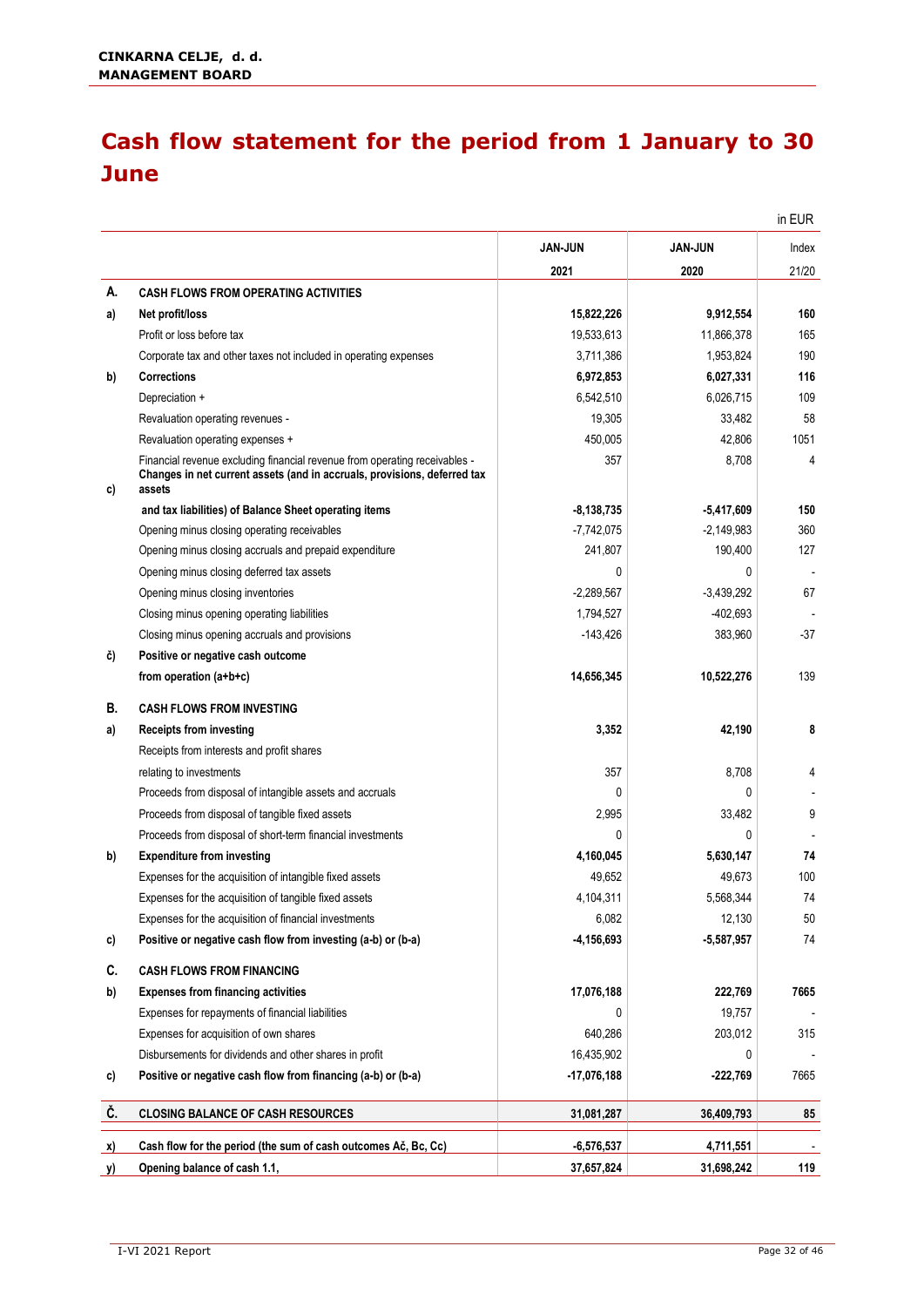**CINKARNA CELJE, d. d.**
**MANAGEMENT BOARD**

# Cash flow statement for the period from 1 January to 30 June

in EUR

| | | JAN-JUN 2021 | JAN-JUN 2020 | Index 21/20 |
|---|---|---|---|---|
| **A.** | **CASH FLOWS FROM OPERATING ACTIVITIES** | | | |
| **a)** | **Net profit/loss** | **15,822,226** | **9,912,554** | **160** |
| | Profit or loss before tax | 19,533,613 | 11,866,378 | 165 |
| | Corporate tax and other taxes not included in operating expenses | 3,711,386 | 1,953,824 | 190 |
| **b)** | **Corrections** | **6,972,853** | **6,027,331** | **116** |
| | Depreciation + | 6,542,510 | 6,026,715 | 109 |
| | Revaluation operating revenues - | 19,305 | 33,482 | 58 |
| | Revaluation operating expenses + | 450,005 | 42,806 | 1051 |
| | Financial revenue excluding financial revenue from operating receivables - | 357 | 8,708 | 4 |
| **c)** | **Changes in net current assets (and in accruals, provisions, deferred tax assets and tax liabilities) of Balance Sheet operating items** | **-8,138,735** | **-5,417,609** | **150** |
| | Opening minus closing operating receivables | -7,742,075 | -2,149,983 | 360 |
| | Opening minus closing accruals and prepaid expenditure | 241,807 | 190,400 | 127 |
| | Opening minus closing deferred tax assets | 0 | 0 | - |
| | Opening minus closing inventories | -2,289,567 | -3,439,292 | 67 |
| | Closing minus opening operating liabilities | 1,794,527 | -402,693 | - |
| | Closing minus opening accruals and provisions | -143,426 | 383,960 | -37 |
| **č)** | **Positive or negative cash outcome from operation (a+b+c)** | **14,656,345** | **10,522,276** | 139 |
| **B.** | **CASH FLOWS FROM INVESTING** | | | |
| **a)** | **Receipts from investing** | **3,352** | **42,190** | **8** |
| | Receipts from interests and profit shares relating to investments | 357 | 8,708 | 4 |
| | Proceeds from disposal of intangible assets and accruals | 0 | 0 | - |
| | Proceeds from disposal of tangible fixed assets | 2,995 | 33,482 | 9 |
| | Proceeds from disposal of short-term financial investments | 0 | 0 | - |
| **b)** | **Expenditure from investing** | **4,160,045** | **5,630,147** | **74** |
| | Expenses for the acquisition of intangible fixed assets | 49,652 | 49,673 | 100 |
| | Expenses for the acquisition of tangible fixed assets | 4,104,311 | 5,568,344 | 74 |
| | Expenses for the acquisition of financial investments | 6,082 | 12,130 | 50 |
| **c)** | **Positive or negative cash flow from investing (a-b) or (b-a)** | **-4,156,693** | **-5,587,957** | 74 |
| **C.** | **CASH FLOWS FROM FINANCING** | | | |
| **b)** | **Expenses from financing activities** | **17,076,188** | **222,769** | **7665** |
| | Expenses for repayments of financial liabilities | 0 | 19,757 | - |
| | Expenses for acquisition of own shares | 640,286 | 203,012 | 315 |
| | Disbursements for dividends and other shares in profit | 16,435,902 | 0 | - |
| **c)** | **Positive or negative cash flow from financing (a-b) or (b-a)** | **-17,076,188** | **-222,769** | 7665 |
| **Č.** | **CLOSING BALANCE OF CASH RESOURCES** | **31,081,287** | **36,409,793** | **85** |
| **x)** | **Cash flow for the period (the sum of cash outcomes Ač, Bc, Cc)** | **-6,576,537** | **4,711,551** | - |
| **y)** | **Opening balance of cash 1.1,** | **37,657,824** | **31,698,242** | **119** |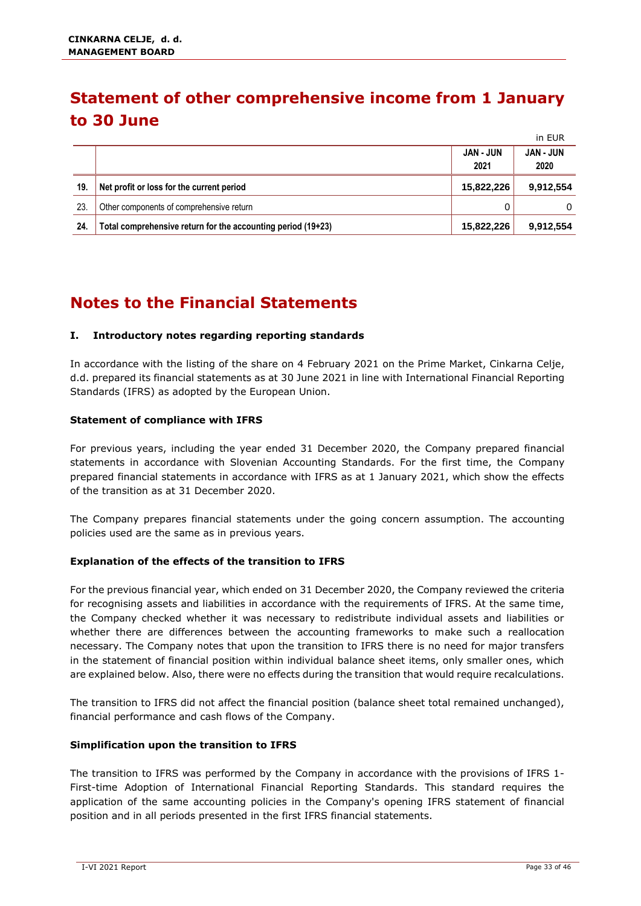# Statement of other comprehensive income from 1 January to 30 June

in EUR

| | | JAN - JUN 2021 | JAN - JUN 2020 |
|---|---|---|---|
| **19.** | **Net profit or loss for the current period** | **15,822,226** | **9,912,554** |
| 23. | Other components of comprehensive return | 0 | 0 |
| **24.** | **Total comprehensive return for the accounting period (19+23)** | **15,822,226** | **9,912,554** |

# Notes to the Financial Statements

### I. Introductory notes regarding reporting standards

In accordance with the listing of the share on 4 February 2021 on the Prime Market, Cinkarna Celje, d.d. prepared its financial statements as at 30 June 2021 in line with International Financial Reporting Standards (IFRS) as adopted by the European Union.

**Statement of compliance with IFRS**

For previous years, including the year ended 31 December 2020, the Company prepared financial statements in accordance with Slovenian Accounting Standards. For the first time, the Company prepared financial statements in accordance with IFRS as at 1 January 2021, which show the effects of the transition as at 31 December 2020.

The Company prepares financial statements under the going concern assumption. The accounting policies used are the same as in previous years.

**Explanation of the effects of the transition to IFRS**

For the previous financial year, which ended on 31 December 2020, the Company reviewed the criteria for recognising assets and liabilities in accordance with the requirements of IFRS. At the same time, the Company checked whether it was necessary to redistribute individual assets and liabilities or whether there are differences between the accounting frameworks to make such a reallocation necessary. The Company notes that upon the transition to IFRS there is no need for major transfers in the statement of financial position within individual balance sheet items, only smaller ones, which are explained below. Also, there were no effects during the transition that would require recalculations.

The transition to IFRS did not affect the financial position (balance sheet total remained unchanged), financial performance and cash flows of the Company.

**Simplification upon the transition to IFRS**

The transition to IFRS was performed by the Company in accordance with the provisions of IFRS 1-First-time Adoption of International Financial Reporting Standards. This standard requires the application of the same accounting policies in the Company's opening IFRS statement of financial position and in all periods presented in the first IFRS financial statements.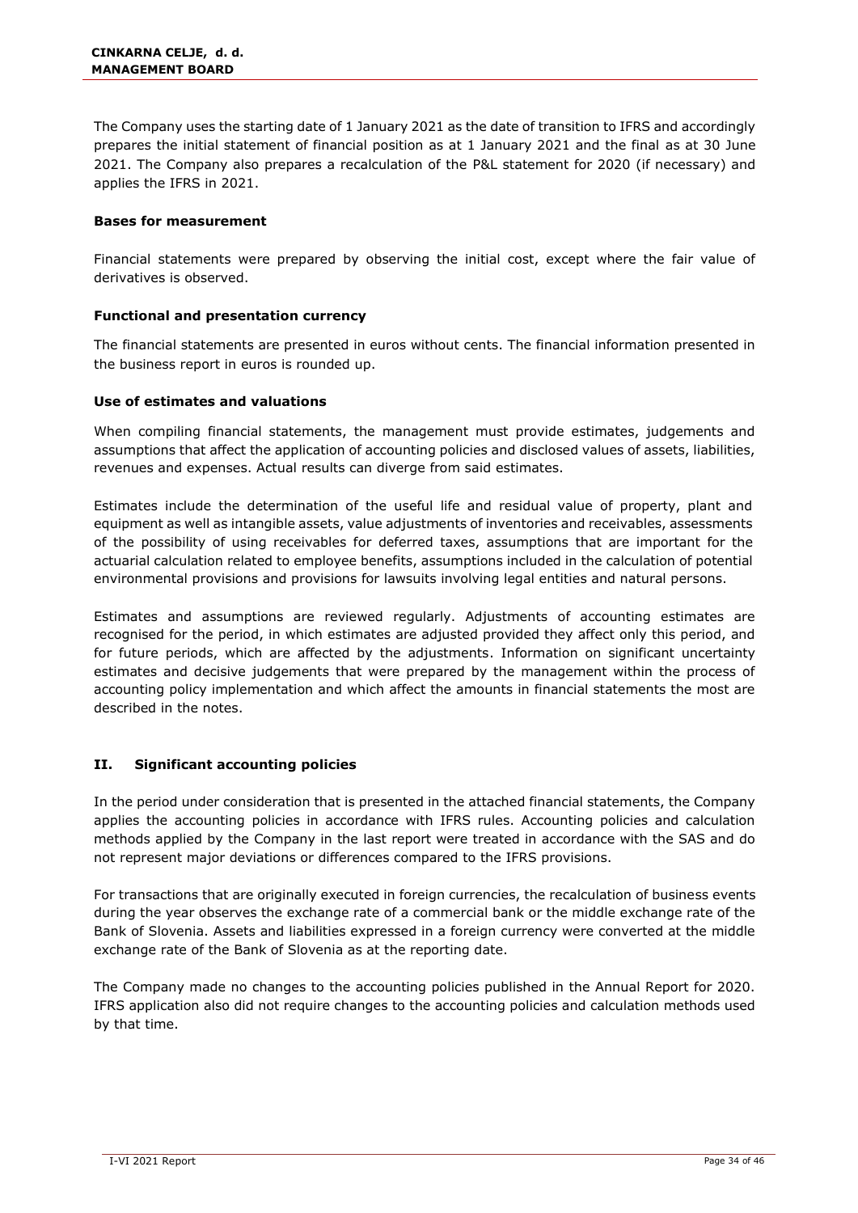The Company uses the starting date of 1 January 2021 as the date of transition to IFRS and accordingly prepares the initial statement of financial position as at 1 January 2021 and the final as at 30 June 2021. The Company also prepares a recalculation of the P&L statement for 2020 (if necessary) and applies the IFRS in 2021.

### Bases for measurement

Financial statements were prepared by observing the initial cost, except where the fair value of derivatives is observed.

### Functional and presentation currency

The financial statements are presented in euros without cents. The financial information presented in the business report in euros is rounded up.

### Use of estimates and valuations

When compiling financial statements, the management must provide estimates, judgements and assumptions that affect the application of accounting policies and disclosed values of assets, liabilities, revenues and expenses. Actual results can diverge from said estimates.

Estimates include the determination of the useful life and residual value of property, plant and equipment as well as intangible assets, value adjustments of inventories and receivables, assessments of the possibility of using receivables for deferred taxes, assumptions that are important for the actuarial calculation related to employee benefits, assumptions included in the calculation of potential environmental provisions and provisions for lawsuits involving legal entities and natural persons.

Estimates and assumptions are reviewed regularly. Adjustments of accounting estimates are recognised for the period, in which estimates are adjusted provided they affect only this period, and for future periods, which are affected by the adjustments. Information on significant uncertainty estimates and decisive judgements that were prepared by the management within the process of accounting policy implementation and which affect the amounts in financial statements the most are described in the notes.

## II. Significant accounting policies

In the period under consideration that is presented in the attached financial statements, the Company applies the accounting policies in accordance with IFRS rules. Accounting policies and calculation methods applied by the Company in the last report were treated in accordance with the SAS and do not represent major deviations or differences compared to the IFRS provisions.

For transactions that are originally executed in foreign currencies, the recalculation of business events during the year observes the exchange rate of a commercial bank or the middle exchange rate of the Bank of Slovenia. Assets and liabilities expressed in a foreign currency were converted at the middle exchange rate of the Bank of Slovenia as at the reporting date.

The Company made no changes to the accounting policies published in the Annual Report for 2020. IFRS application also did not require changes to the accounting policies and calculation methods used by that time.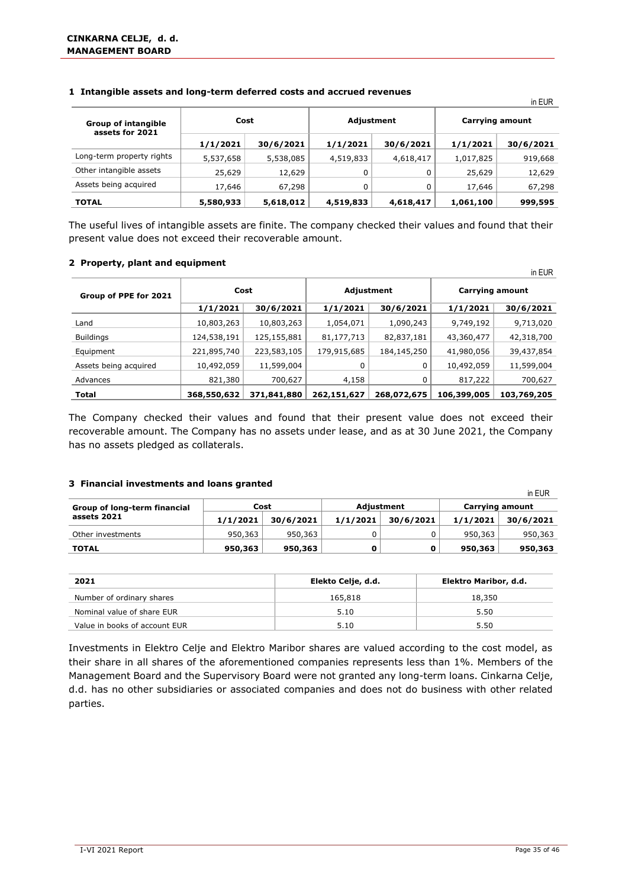## 1 Intangible assets and long-term deferred costs and accrued revenues

in EUR

| Group of intangible assets for 2021 | Cost | | Adjustment | | Carrying amount | |
|---|---|---|---|---|---|---|
| | 1/1/2021 | 30/6/2021 | 1/1/2021 | 30/6/2021 | 1/1/2021 | 30/6/2021 |
| Long-term property rights | 5,537,658 | 5,538,085 | 4,519,833 | 4,618,417 | 1,017,825 | 919,668 |
| Other intangible assets | 25,629 | 12,629 | 0 | 0 | 25,629 | 12,629 |
| Assets being acquired | 17,646 | 67,298 | 0 | 0 | 17,646 | 67,298 |
| **TOTAL** | **5,580,933** | **5,618,012** | **4,519,833** | **4,618,417** | **1,061,100** | **999,595** |

The useful lives of intangible assets are finite. The company checked their values and found that their present value does not exceed their recoverable amount.

## 2 Property, plant and equipment

in EUR

| Group of PPE for 2021 | Cost | | Adjustment | | Carrying amount | |
|---|---|---|---|---|---|---|
| | 1/1/2021 | 30/6/2021 | 1/1/2021 | 30/6/2021 | 1/1/2021 | 30/6/2021 |
| Land | 10,803,263 | 10,803,263 | 1,054,071 | 1,090,243 | 9,749,192 | 9,713,020 |
| Buildings | 124,538,191 | 125,155,881 | 81,177,713 | 82,837,181 | 43,360,477 | 42,318,700 |
| Equipment | 221,895,740 | 223,583,105 | 179,915,685 | 184,145,250 | 41,980,056 | 39,437,854 |
| Assets being acquired | 10,492,059 | 11,599,004 | 0 | 0 | 10,492,059 | 11,599,004 |
| Advances | 821,380 | 700,627 | 4,158 | 0 | 817,222 | 700,627 |
| **Total** | **368,550,632** | **371,841,880** | **262,151,627** | **268,072,675** | **106,399,005** | **103,769,205** |

The Company checked their values and found that their present value does not exceed their recoverable amount. The Company has no assets under lease, and as at 30 June 2021, the Company has no assets pledged as collaterals.

## 3 Financial investments and loans granted

in EUR

| Group of long-term financial assets 2021 | Cost | | Adjustment | | Carrying amount | |
|---|---|---|---|---|---|---|
| | 1/1/2021 | 30/6/2021 | 1/1/2021 | 30/6/2021 | 1/1/2021 | 30/6/2021 |
| Other investments | 950,363 | 950,363 | 0 | 0 | 950,363 | 950,363 |
| **TOTAL** | **950,363** | **950,363** | **0** | **0** | **950,363** | **950,363** |

| 2021 | Elekto Celje, d.d. | Elektro Maribor, d.d. |
|---|---|---|
| Number of ordinary shares | 165,818 | 18,350 |
| Nominal value of share EUR | 5.10 | 5.50 |
| Value in books of account EUR | 5.10 | 5.50 |

Investments in Elektro Celje and Elektro Maribor shares are valued according to the cost model, as their share in all shares of the aforementioned companies represents less than 1%. Members of the Management Board and the Supervisory Board were not granted any long-term loans. Cinkarna Celje, d.d. has no other subsidiaries or associated companies and does not do business with other related parties.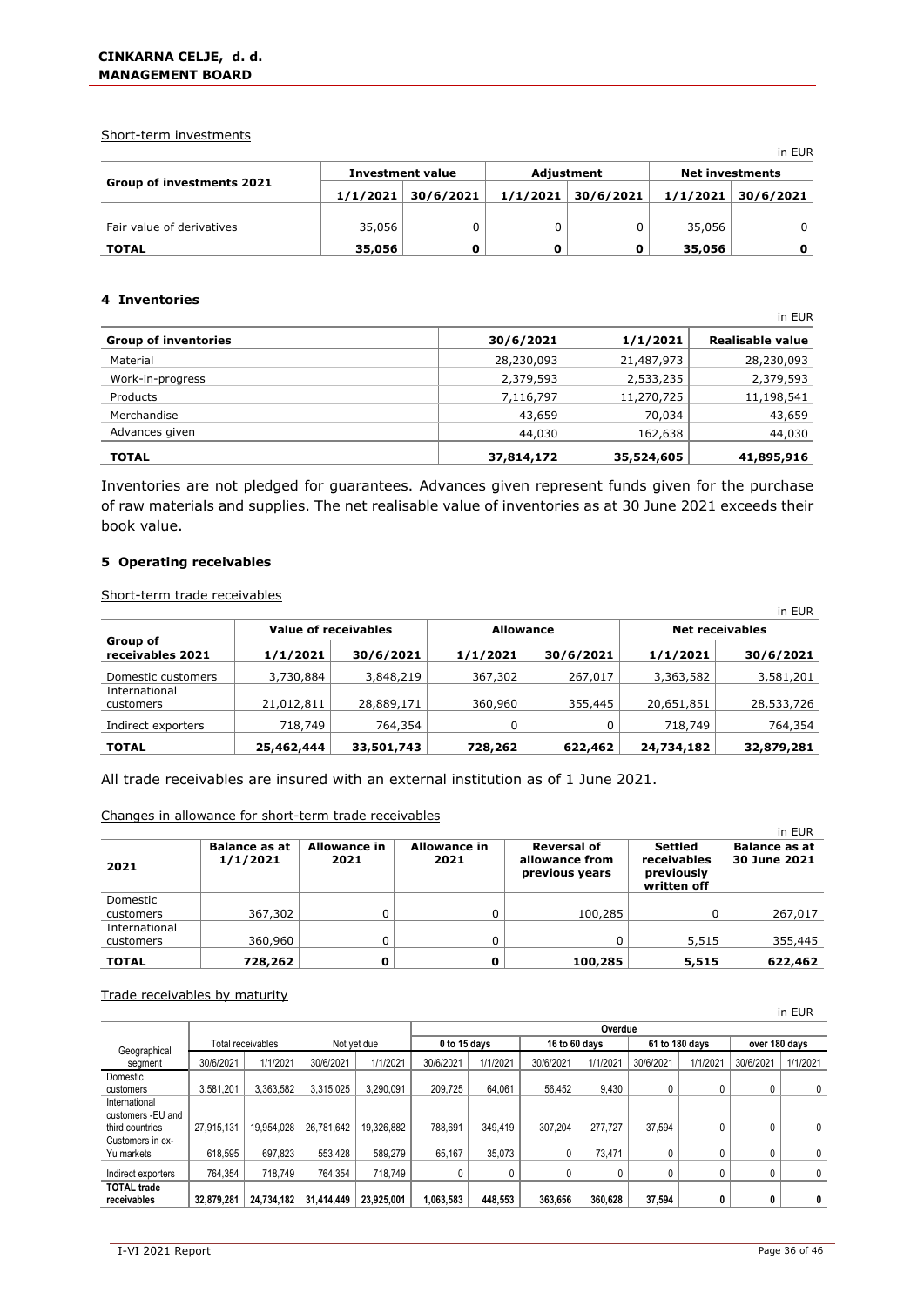Short-term investments

in EUR

| Group of investments 2021 | Investment value | | Adjustment | | Net investments | |
|---|---|---|---|---|---|---|
| | 1/1/2021 | 30/6/2021 | 1/1/2021 | 30/6/2021 | 1/1/2021 | 30/6/2021 |
| Fair value of derivatives | 35,056 | 0 | 0 | 0 | 35,056 | 0 |
| **TOTAL** | **35,056** | **0** | **0** | **0** | **35,056** | **0** |

### 4 Inventories

in EUR

| Group of inventories | 30/6/2021 | 1/1/2021 | Realisable value |
|---|---|---|---|
| Material | 28,230,093 | 21,487,973 | 28,230,093 |
| Work-in-progress | 2,379,593 | 2,533,235 | 2,379,593 |
| Products | 7,116,797 | 11,270,725 | 11,198,541 |
| Merchandise | 43,659 | 70,034 | 43,659 |
| Advances given | 44,030 | 162,638 | 44,030 |
| **TOTAL** | **37,814,172** | **35,524,605** | **41,895,916** |

Inventories are not pledged for guarantees. Advances given represent funds given for the purchase of raw materials and supplies. The net realisable value of inventories as at 30 June 2021 exceeds their book value.

### 5 Operating receivables

Short-term trade receivables

in EUR

| Group of receivables 2021 | Value of receivables | | Allowance | | Net receivables | |
|---|---|---|---|---|---|---|
| | 1/1/2021 | 30/6/2021 | 1/1/2021 | 30/6/2021 | 1/1/2021 | 30/6/2021 |
| Domestic customers | 3,730,884 | 3,848,219 | 367,302 | 267,017 | 3,363,582 | 3,581,201 |
| International customers | 21,012,811 | 28,889,171 | 360,960 | 355,445 | 20,651,851 | 28,533,726 |
| Indirect exporters | 718,749 | 764,354 | 0 | 0 | 718,749 | 764,354 |
| **TOTAL** | **25,462,444** | **33,501,743** | **728,262** | **622,462** | **24,734,182** | **32,879,281** |

All trade receivables are insured with an external institution as of 1 June 2021.

Changes in allowance for short-term trade receivables

in EUR

| 2021 | Balance as at 1/1/2021 | Allowance in 2021 | Allowance in 2021 | Reversal of allowance from previous years | Settled receivables previously written off | Balance as at 30 June 2021 |
|---|---|---|---|---|---|---|
| Domestic customers | 367,302 | 0 | 0 | 100,285 | 0 | 267,017 |
| International customers | 360,960 | 0 | 0 | 0 | 5,515 | 355,445 |
| **TOTAL** | **728,262** | **0** | **0** | **100,285** | **5,515** | **622,462** |

Trade receivables by maturity

in EUR

| Geographical segment | Total receivables | | Not yet due | | Overdue | | | | | | | |
|---|---|---|---|---|---|---|---|---|---|---|---|---|
| | | | | | 0 to 15 days | | 16 to 60 days | | 61 to 180 days | | over 180 days | |
| | 30/6/2021 | 1/1/2021 | 30/6/2021 | 1/1/2021 | 30/6/2021 | 1/1/2021 | 30/6/2021 | 1/1/2021 | 30/6/2021 | 1/1/2021 | 30/6/2021 | 1/1/2021 |
| Domestic customers | 3,581,201 | 3,363,582 | 3,315,025 | 3,290,091 | 209,725 | 64,061 | 56,452 | 9,430 | 0 | 0 | 0 | 0 |
| International customers -EU and third countries | 27,915,131 | 19,954,028 | 26,781,642 | 19,326,882 | 788,691 | 349,419 | 307,204 | 277,727 | 37,594 | 0 | 0 | 0 |
| Customers in ex-Yu markets | 618,595 | 697,823 | 553,428 | 589,279 | 65,167 | 35,073 | 0 | 73,471 | 0 | 0 | 0 | 0 |
| Indirect exporters | 764,354 | 718,749 | 764,354 | 718,749 | 0 | 0 | 0 | 0 | 0 | 0 | 0 | 0 |
| **TOTAL trade receivables** | **32,879,281** | **24,734,182** | **31,414,449** | **23,925,001** | **1,063,583** | **448,553** | **363,656** | **360,628** | **37,594** | **0** | **0** | **0** |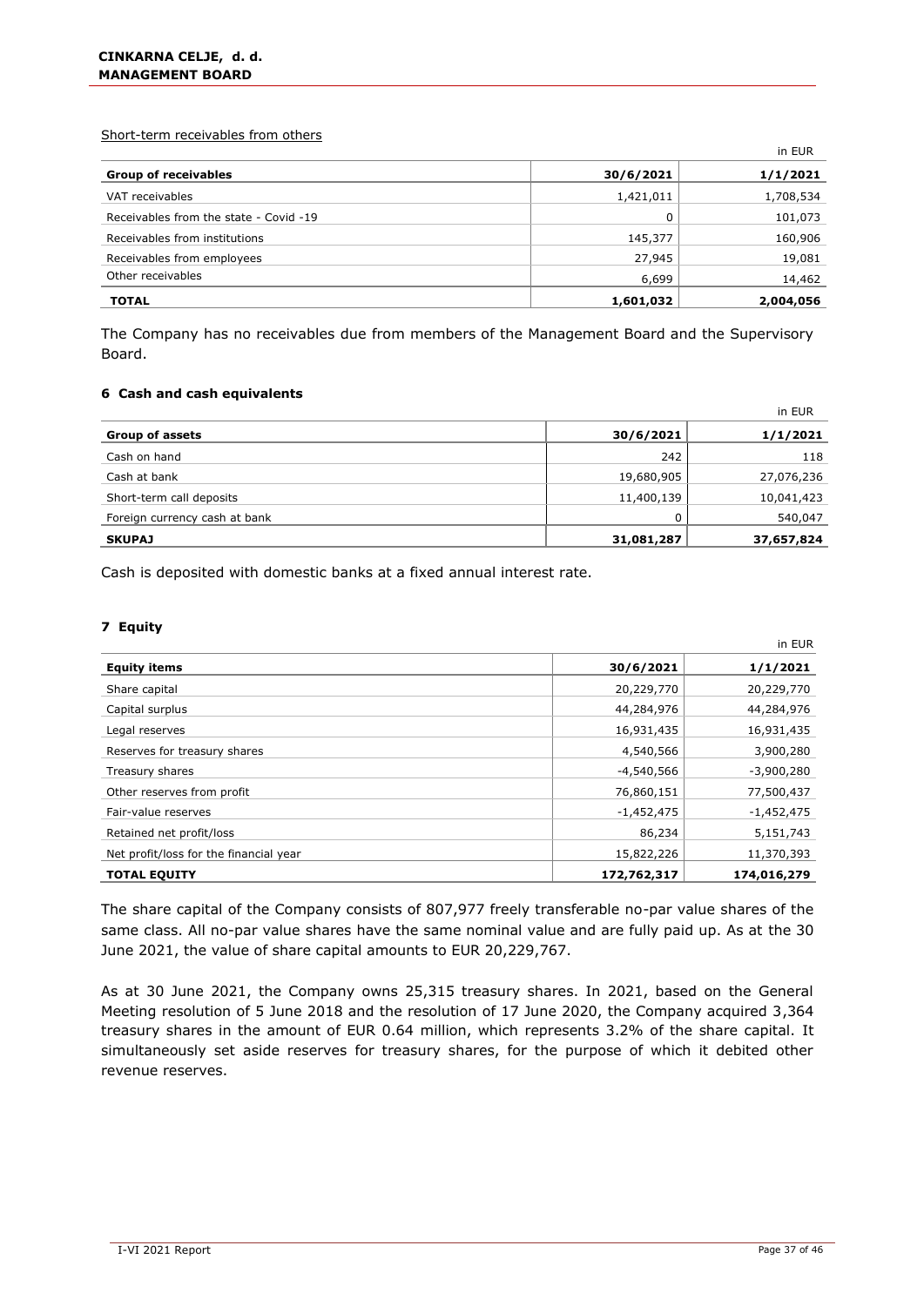Short-term receivables from others

in EUR

| Group of receivables | 30/6/2021 | 1/1/2021 |
|---|---|---|
| VAT receivables | 1,421,011 | 1,708,534 |
| Receivables from the state - Covid -19 | 0 | 101,073 |
| Receivables from institutions | 145,377 | 160,906 |
| Receivables from employees | 27,945 | 19,081 |
| Other receivables | 6,699 | 14,462 |
| **TOTAL** | **1,601,032** | **2,004,056** |

The Company has no receivables due from members of the Management Board and the Supervisory Board.

#### 6 Cash and cash equivalents

in EUR

| Group of assets | 30/6/2021 | 1/1/2021 |
|---|---|---|
| Cash on hand | 242 | 118 |
| Cash at bank | 19,680,905 | 27,076,236 |
| Short-term call deposits | 11,400,139 | 10,041,423 |
| Foreign currency cash at bank | 0 | 540,047 |
| **SKUPAJ** | **31,081,287** | **37,657,824** |

Cash is deposited with domestic banks at a fixed annual interest rate.

#### 7 Equity

in EUR

| Equity items | 30/6/2021 | 1/1/2021 |
|---|---|---|
| Share capital | 20,229,770 | 20,229,770 |
| Capital surplus | 44,284,976 | 44,284,976 |
| Legal reserves | 16,931,435 | 16,931,435 |
| Reserves for treasury shares | 4,540,566 | 3,900,280 |
| Treasury shares | -4,540,566 | -3,900,280 |
| Other reserves from profit | 76,860,151 | 77,500,437 |
| Fair-value reserves | -1,452,475 | -1,452,475 |
| Retained net profit/loss | 86,234 | 5,151,743 |
| Net profit/loss for the financial year | 15,822,226 | 11,370,393 |
| **TOTAL EQUITY** | **172,762,317** | **174,016,279** |

The share capital of the Company consists of 807,977 freely transferable no-par value shares of the same class. All no-par value shares have the same nominal value and are fully paid up. As at the 30 June 2021, the value of share capital amounts to EUR 20,229,767.

As at 30 June 2021, the Company owns 25,315 treasury shares. In 2021, based on the General Meeting resolution of 5 June 2018 and the resolution of 17 June 2020, the Company acquired 3,364 treasury shares in the amount of EUR 0.64 million, which represents 3.2% of the share capital. It simultaneously set aside reserves for treasury shares, for the purpose of which it debited other revenue reserves.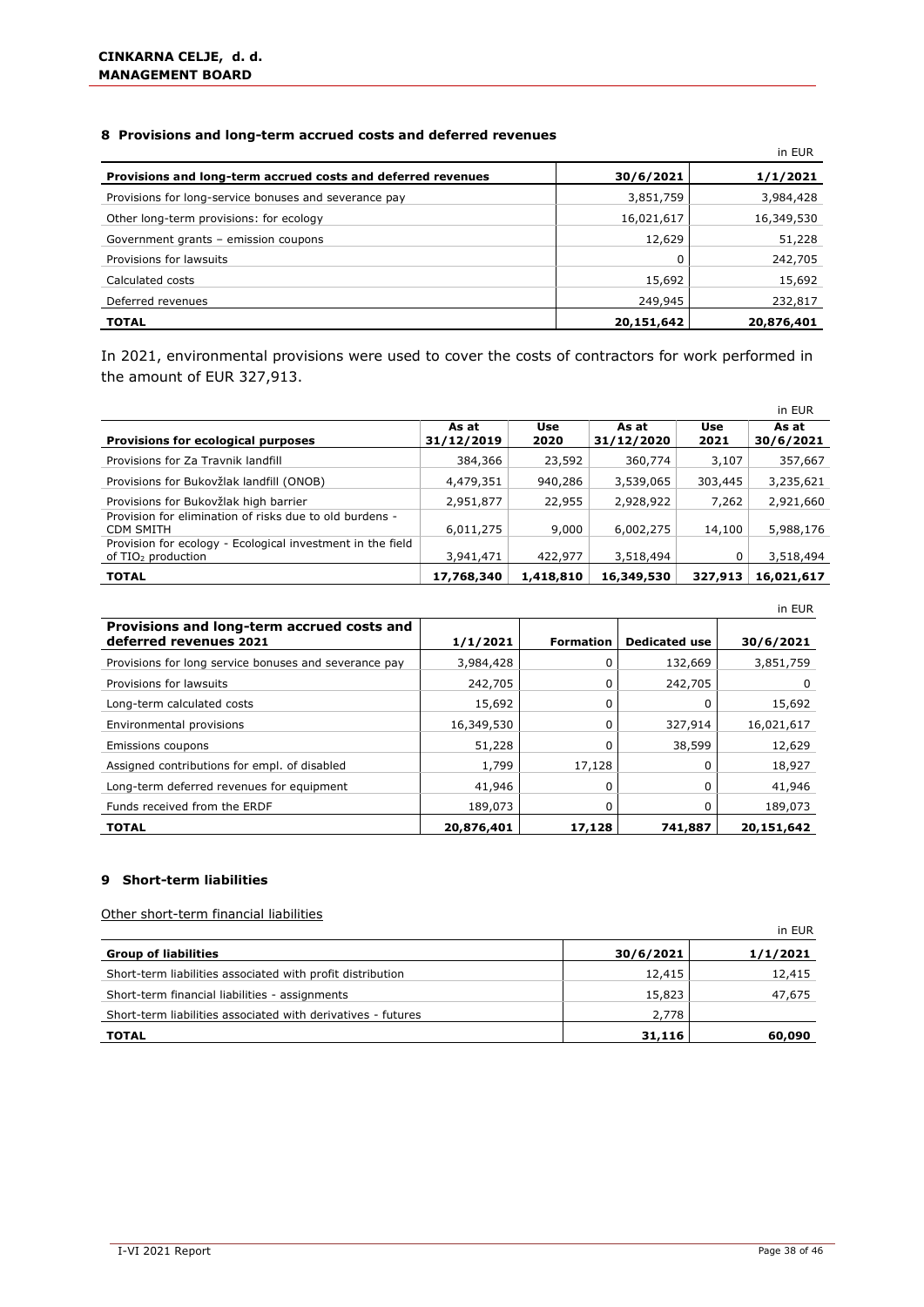## 8 Provisions and long-term accrued costs and deferred revenues

in EUR

| Provisions and long-term accrued costs and deferred revenues | 30/6/2021 | 1/1/2021 |
|---|---|---|
| Provisions for long-service bonuses and severance pay | 3,851,759 | 3,984,428 |
| Other long-term provisions: for ecology | 16,021,617 | 16,349,530 |
| Government grants – emission coupons | 12,629 | 51,228 |
| Provisions for lawsuits | 0 | 242,705 |
| Calculated costs | 15,692 | 15,692 |
| Deferred revenues | 249,945 | 232,817 |
| **TOTAL** | **20,151,642** | **20,876,401** |

In 2021, environmental provisions were used to cover the costs of contractors for work performed in the amount of EUR 327,913.

in EUR

| Provisions for ecological purposes | As at 31/12/2019 | Use 2020 | As at 31/12/2020 | Use 2021 | As at 30/6/2021 |
|---|---|---|---|---|---|
| Provisions for Za Travnik landfill | 384,366 | 23,592 | 360,774 | 3,107 | 357,667 |
| Provisions for Bukovžlak landfill (ONOB) | 4,479,351 | 940,286 | 3,539,065 | 303,445 | 3,235,621 |
| Provisions for Bukovžlak high barrier | 2,951,877 | 22,955 | 2,928,922 | 7,262 | 2,921,660 |
| Provision for elimination of risks due to old burdens - CDM SMITH | 6,011,275 | 9,000 | 6,002,275 | 14,100 | 5,988,176 |
| Provision for ecology - Ecological investment in the field of $TiO_2$ production | 3,941,471 | 422,977 | 3,518,494 | 0 | 3,518,494 |
| **TOTAL** | **17,768,340** | **1,418,810** | **16,349,530** | **327,913** | **16,021,617** |

in EUR

| Provisions and long-term accrued costs and deferred revenues 2021 | 1/1/2021 | Formation | Dedicated use | 30/6/2021 |
|---|---|---|---|---|
| Provisions for long service bonuses and severance pay | 3,984,428 | 0 | 132,669 | 3,851,759 |
| Provisions for lawsuits | 242,705 | 0 | 242,705 | 0 |
| Long-term calculated costs | 15,692 | 0 | 0 | 15,692 |
| Environmental provisions | 16,349,530 | 0 | 327,914 | 16,021,617 |
| Emissions coupons | 51,228 | 0 | 38,599 | 12,629 |
| Assigned contributions for empl. of disabled | 1,799 | 17,128 | 0 | 18,927 |
| Long-term deferred revenues for equipment | 41,946 | 0 | 0 | 41,946 |
| Funds received from the ERDF | 189,073 | 0 | 0 | 189,073 |
| **TOTAL** | **20,876,401** | **17,128** | **741,887** | **20,151,642** |

## 9 Short-term liabilities

Other short-term financial liabilities

in EUR

| Group of liabilities | 30/6/2021 | 1/1/2021 |
|---|---|---|
| Short-term liabilities associated with profit distribution | 12,415 | 12,415 |
| Short-term financial liabilities - assignments | 15,823 | 47,675 |
| Short-term liabilities associated with derivatives - futures | 2,778 | |
| **TOTAL** | **31,116** | **60,090** |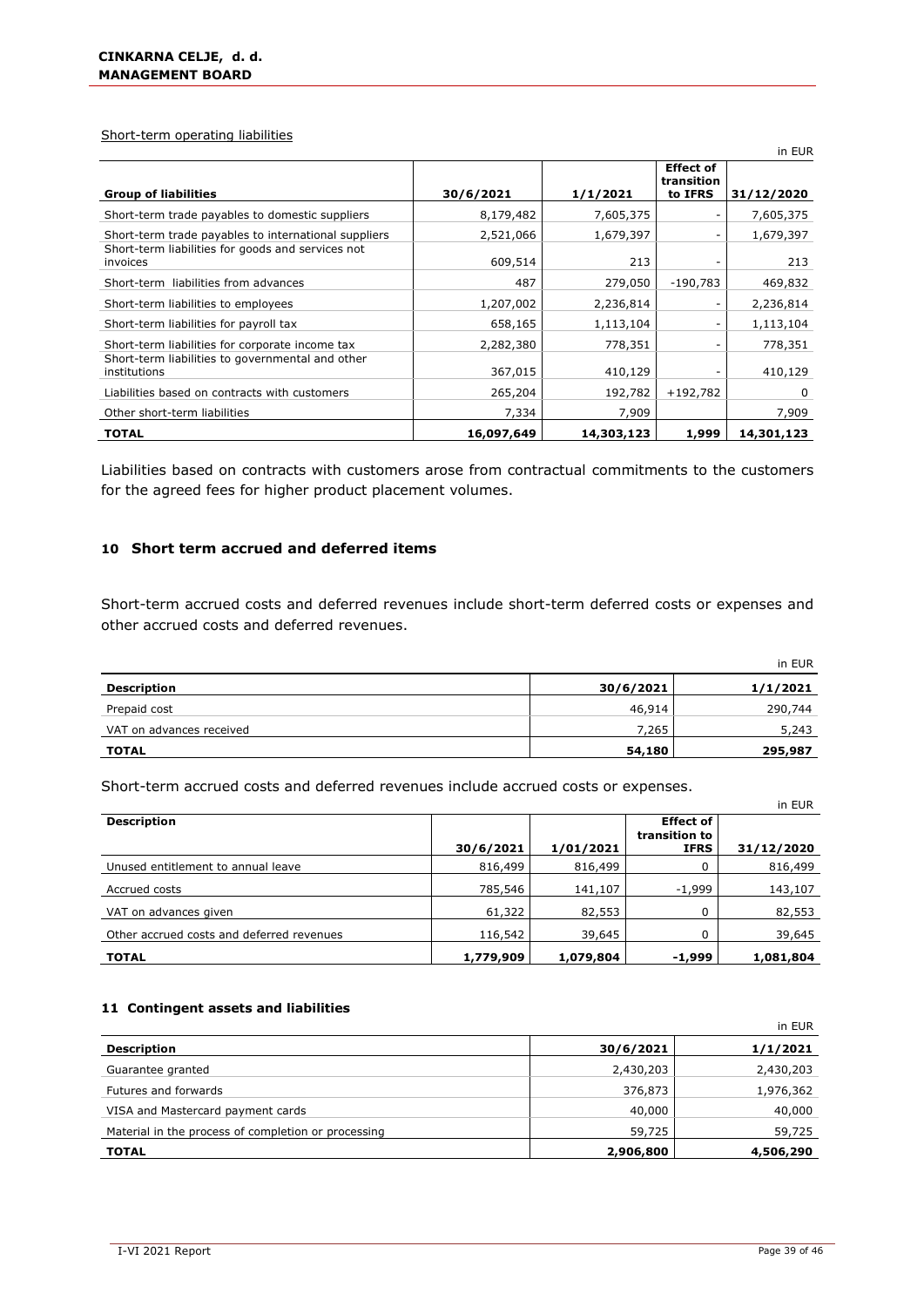Short-term operating liabilities

in EUR

| Group of liabilities | 30/6/2021 | 1/1/2021 | Effect of transition to IFRS | 31/12/2020 |
|---|---|---|---|---|
| Short-term trade payables to domestic suppliers | 8,179,482 | 7,605,375 | - | 7,605,375 |
| Short-term trade payables to international suppliers | 2,521,066 | 1,679,397 | - | 1,679,397 |
| Short-term liabilities for goods and services not invoices | 609,514 | 213 | - | 213 |
| Short-term liabilities from advances | 487 | 279,050 | -190,783 | 469,832 |
| Short-term liabilities to employees | 1,207,002 | 2,236,814 | - | 2,236,814 |
| Short-term liabilities for payroll tax | 658,165 | 1,113,104 | - | 1,113,104 |
| Short-term liabilities for corporate income tax | 2,282,380 | 778,351 | - | 778,351 |
| Short-term liabilities to governmental and other institutions | 367,015 | 410,129 | - | 410,129 |
| Liabilities based on contracts with customers | 265,204 | 192,782 | +192,782 | 0 |
| Other short-term liabilities | 7,334 | 7,909 | | 7,909 |
| **TOTAL** | **16,097,649** | **14,303,123** | **1,999** | **14,301,123** |

Liabilities based on contracts with customers arose from contractual commitments to the customers for the agreed fees for higher product placement volumes.

## 10 Short term accrued and deferred items

Short-term accrued costs and deferred revenues include short-term deferred costs or expenses and other accrued costs and deferred revenues.

in EUR

| Description | 30/6/2021 | 1/1/2021 |
|---|---|---|
| Prepaid cost | 46,914 | 290,744 |
| VAT on advances received | 7,265 | 5,243 |
| **TOTAL** | **54,180** | **295,987** |

Short-term accrued costs and deferred revenues include accrued costs or expenses.

in EUR

| Description | 30/6/2021 | 1/01/2021 | Effect of transition to IFRS | 31/12/2020 |
|---|---|---|---|---|
| Unused entitlement to annual leave | 816,499 | 816,499 | 0 | 816,499 |
| Accrued costs | 785,546 | 141,107 | -1,999 | 143,107 |
| VAT on advances given | 61,322 | 82,553 | 0 | 82,553 |
| Other accrued costs and deferred revenues | 116,542 | 39,645 | 0 | 39,645 |
| **TOTAL** | **1,779,909** | **1,079,804** | **-1,999** | **1,081,804** |

### 11 Contingent assets and liabilities

in EUR

| Description | 30/6/2021 | 1/1/2021 |
|---|---|---|
| Guarantee granted | 2,430,203 | 2,430,203 |
| Futures and forwards | 376,873 | 1,976,362 |
| VISA and Mastercard payment cards | 40,000 | 40,000 |
| Material in the process of completion or processing | 59,725 | 59,725 |
| **TOTAL** | **2,906,800** | **4,506,290** |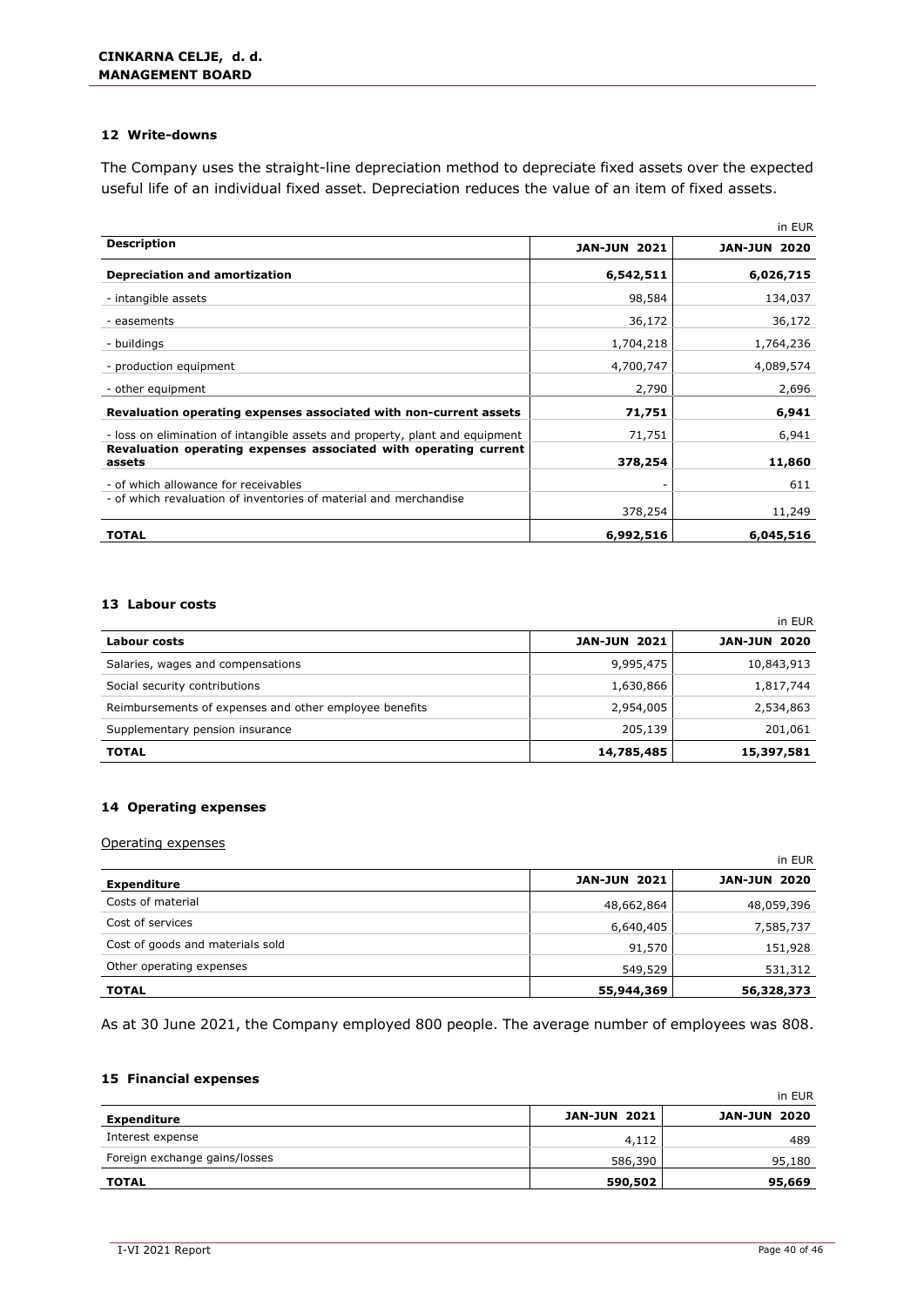## 12 Write-downs

The Company uses the straight-line depreciation method to depreciate fixed assets over the expected useful life of an individual fixed asset. Depreciation reduces the value of an item of fixed assets.

in EUR

| Description | JAN-JUN 2021 | JAN-JUN 2020 |
|---|---|---|
| **Depreciation and amortization** | **6,542,511** | **6,026,715** |
| - intangible assets | 98,584 | 134,037 |
| - easements | 36,172 | 36,172 |
| - buildings | 1,704,218 | 1,764,236 |
| - production equipment | 4,700,747 | 4,089,574 |
| - other equipment | 2,790 | 2,696 |
| **Revaluation operating expenses associated with non-current assets** | **71,751** | **6,941** |
| - loss on elimination of intangible assets and property, plant and equipment | 71,751 | 6,941 |
| **Revaluation operating expenses associated with operating current assets** | **378,254** | **11,860** |
| - of which allowance for receivables | - | 611 |
| - of which revaluation of inventories of material and merchandise | 378,254 | 11,249 |
| **TOTAL** | **6,992,516** | **6,045,516** |

## 13 Labour costs

in EUR

| Labour costs | JAN-JUN 2021 | JAN-JUN 2020 |
|---|---|---|
| Salaries, wages and compensations | 9,995,475 | 10,843,913 |
| Social security contributions | 1,630,866 | 1,817,744 |
| Reimbursements of expenses and other employee benefits | 2,954,005 | 2,534,863 |
| Supplementary pension insurance | 205,139 | 201,061 |
| **TOTAL** | **14,785,485** | **15,397,581** |

## 14 Operating expenses

Operating expenses

in EUR

| Expenditure | JAN-JUN 2021 | JAN-JUN 2020 |
|---|---|---|
| Costs of material | 48,662,864 | 48,059,396 |
| Cost of services | 6,640,405 | 7,585,737 |
| Cost of goods and materials sold | 91,570 | 151,928 |
| Other operating expenses | 549,529 | 531,312 |
| **TOTAL** | **55,944,369** | **56,328,373** |

As at 30 June 2021, the Company employed 800 people. The average number of employees was 808.

## 15 Financial expenses

in EUR

| Expenditure | JAN-JUN 2021 | JAN-JUN 2020 |
|---|---|---|
| Interest expense | 4,112 | 489 |
| Foreign exchange gains/losses | 586,390 | 95,180 |
| **TOTAL** | **590,502** | **95,669** |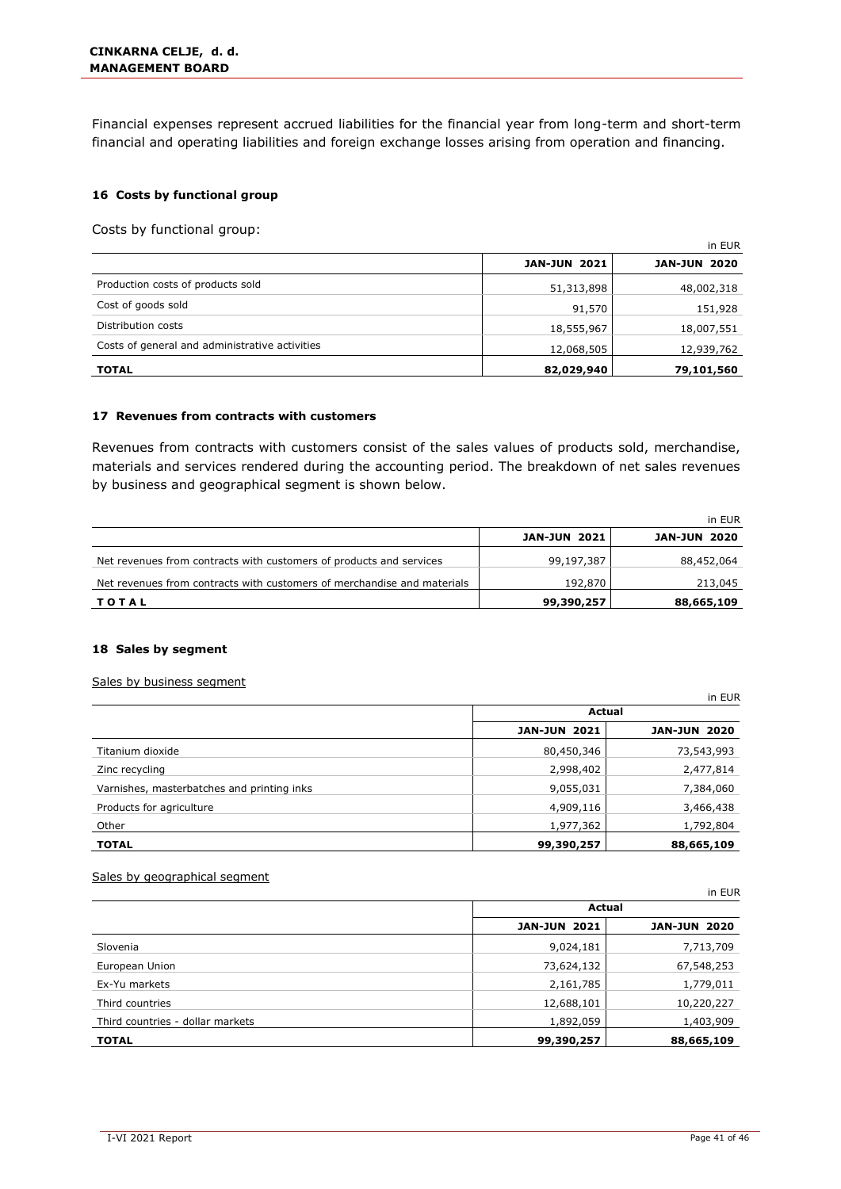Financial expenses represent accrued liabilities for the financial year from long-term and short-term financial and operating liabilities and foreign exchange losses arising from operation and financing.

### 16 Costs by functional group

Costs by functional group:

in EUR

| | JAN-JUN 2021 | JAN-JUN 2020 |
|---|---|---|
| Production costs of products sold | 51,313,898 | 48,002,318 |
| Cost of goods sold | 91,570 | 151,928 |
| Distribution costs | 18,555,967 | 18,007,551 |
| Costs of general and administrative activities | 12,068,505 | 12,939,762 |
| **TOTAL** | **82,029,940** | **79,101,560** |

### 17 Revenues from contracts with customers

Revenues from contracts with customers consist of the sales values of products sold, merchandise, materials and services rendered during the accounting period. The breakdown of net sales revenues by business and geographical segment is shown below.

in EUR

| | JAN-JUN 2021 | JAN-JUN 2020 |
|---|---|---|
| Net revenues from contracts with customers of products and services | 99,197,387 | 88,452,064 |
| Net revenues from contracts with customers of merchandise and materials | 192,870 | 213,045 |
| **T O T A L** | **99,390,257** | **88,665,109** |

### 18 Sales by segment

Sales by business segment

in EUR

| | Actual | |
|---|---|---|
| | JAN-JUN 2021 | JAN-JUN 2020 |
| Titanium dioxide | 80,450,346 | 73,543,993 |
| Zinc recycling | 2,998,402 | 2,477,814 |
| Varnishes, masterbatches and printing inks | 9,055,031 | 7,384,060 |
| Products for agriculture | 4,909,116 | 3,466,438 |
| Other | 1,977,362 | 1,792,804 |
| **TOTAL** | **99,390,257** | **88,665,109** |

Sales by geographical segment

in EUR

| | Actual | |
|---|---|---|
| | JAN-JUN 2021 | JAN-JUN 2020 |
| Slovenia | 9,024,181 | 7,713,709 |
| European Union | 73,624,132 | 67,548,253 |
| Ex-Yu markets | 2,161,785 | 1,779,011 |
| Third countries | 12,688,101 | 10,220,227 |
| Third countries - dollar markets | 1,892,059 | 1,403,909 |
| **TOTAL** | **99,390,257** | **88,665,109** |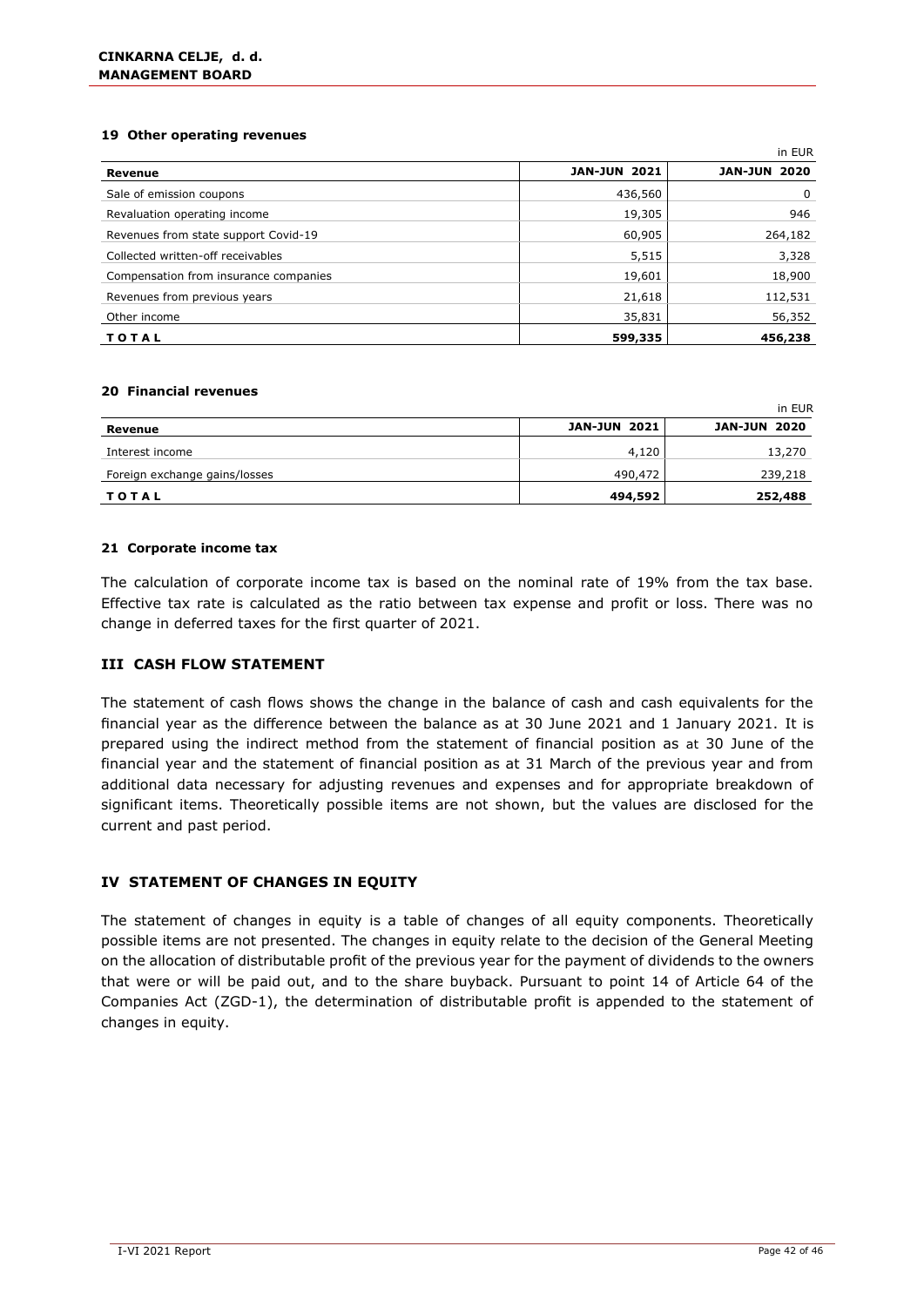### 19 Other operating revenues

in EUR

| Revenue | JAN-JUN 2021 | JAN-JUN 2020 |
|---|---|---|
| Sale of emission coupons | 436,560 | 0 |
| Revaluation operating income | 19,305 | 946 |
| Revenues from state support Covid-19 | 60,905 | 264,182 |
| Collected written-off receivables | 5,515 | 3,328 |
| Compensation from insurance companies | 19,601 | 18,900 |
| Revenues from previous years | 21,618 | 112,531 |
| Other income | 35,831 | 56,352 |
| **T O T A L** | **599,335** | **456,238** |

### 20 Financial revenues

in EUR

| Revenue | JAN-JUN 2021 | JAN-JUN 2020 |
|---|---|---|
| Interest income | 4,120 | 13,270 |
| Foreign exchange gains/losses | 490,472 | 239,218 |
| **T O T A L** | **494,592** | **252,488** |

### 21 Corporate income tax

The calculation of corporate income tax is based on the nominal rate of 19% from the tax base. Effective tax rate is calculated as the ratio between tax expense and profit or loss. There was no change in deferred taxes for the first quarter of 2021.

## III CASH FLOW STATEMENT

The statement of cash flows shows the change in the balance of cash and cash equivalents for the financial year as the difference between the balance as at 30 June 2021 and 1 January 2021. It is prepared using the indirect method from the statement of financial position as at 30 June of the financial year and the statement of financial position as at 31 March of the previous year and from additional data necessary for adjusting revenues and expenses and for appropriate breakdown of significant items. Theoretically possible items are not shown, but the values are disclosed for the current and past period.

## IV STATEMENT OF CHANGES IN EQUITY

The statement of changes in equity is a table of changes of all equity components. Theoretically possible items are not presented. The changes in equity relate to the decision of the General Meeting on the allocation of distributable profit of the previous year for the payment of dividends to the owners that were or will be paid out, and to the share buyback. Pursuant to point 14 of Article 64 of the Companies Act (ZGD-1), the determination of distributable profit is appended to the statement of changes in equity.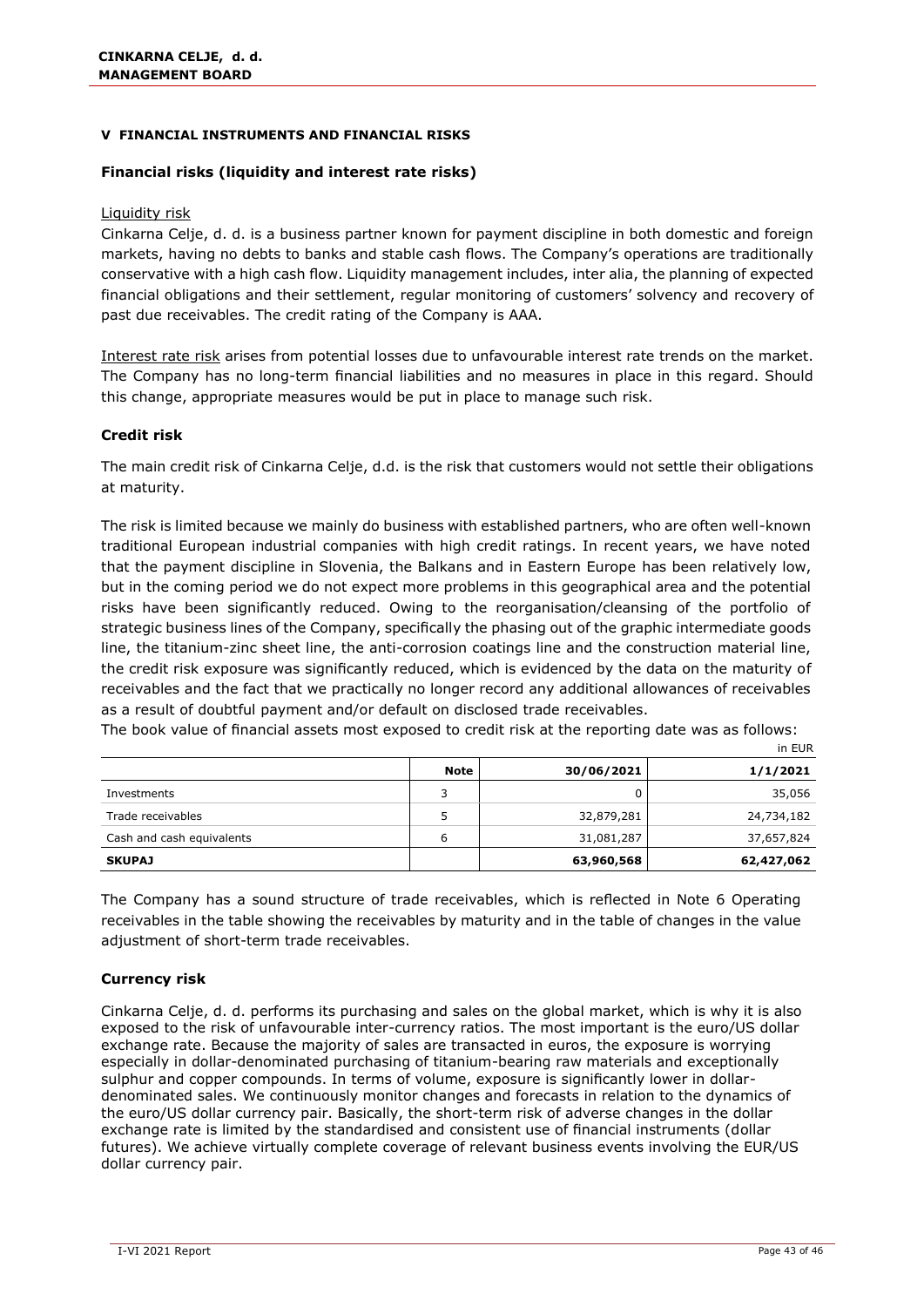## V FINANCIAL INSTRUMENTS AND FINANCIAL RISKS

### Financial risks (liquidity and interest rate risks)

Liquidity risk

Cinkarna Celje, d. d. is a business partner known for payment discipline in both domestic and foreign markets, having no debts to banks and stable cash flows. The Company's operations are traditionally conservative with a high cash flow. Liquidity management includes, inter alia, the planning of expected financial obligations and their settlement, regular monitoring of customers' solvency and recovery of past due receivables. The credit rating of the Company is AAA.

Interest rate risk arises from potential losses due to unfavourable interest rate trends on the market. The Company has no long-term financial liabilities and no measures in place in this regard. Should this change, appropriate measures would be put in place to manage such risk.

### Credit risk

The main credit risk of Cinkarna Celje, d.d. is the risk that customers would not settle their obligations at maturity.

The risk is limited because we mainly do business with established partners, who are often well-known traditional European industrial companies with high credit ratings. In recent years, we have noted that the payment discipline in Slovenia, the Balkans and in Eastern Europe has been relatively low, but in the coming period we do not expect more problems in this geographical area and the potential risks have been significantly reduced. Owing to the reorganisation/cleansing of the portfolio of strategic business lines of the Company, specifically the phasing out of the graphic intermediate goods line, the titanium-zinc sheet line, the anti-corrosion coatings line and the construction material line, the credit risk exposure was significantly reduced, which is evidenced by the data on the maturity of receivables and the fact that we practically no longer record any additional allowances of receivables as a result of doubtful payment and/or default on disclosed trade receivables.

The book value of financial assets most exposed to credit risk at the reporting date was as follows:

in EUR

| | Note | 30/06/2021 | 1/1/2021 |
|---|---|---|---|
| Investments | 3 | 0 | 35,056 |
| Trade receivables | 5 | 32,879,281 | 24,734,182 |
| Cash and cash equivalents | 6 | 31,081,287 | 37,657,824 |
| **SKUPAJ** | | **63,960,568** | **62,427,062** |

The Company has a sound structure of trade receivables, which is reflected in Note 6 Operating receivables in the table showing the receivables by maturity and in the table of changes in the value adjustment of short-term trade receivables.

### Currency risk

Cinkarna Celje, d. d. performs its purchasing and sales on the global market, which is why it is also exposed to the risk of unfavourable inter-currency ratios. The most important is the euro/US dollar exchange rate. Because the majority of sales are transacted in euros, the exposure is worrying especially in dollar-denominated purchasing of titanium-bearing raw materials and exceptionally sulphur and copper compounds. In terms of volume, exposure is significantly lower in dollar-denominated sales. We continuously monitor changes and forecasts in relation to the dynamics of the euro/US dollar currency pair. Basically, the short-term risk of adverse changes in the dollar exchange rate is limited by the standardised and consistent use of financial instruments (dollar futures). We achieve virtually complete coverage of relevant business events involving the EUR/US dollar currency pair.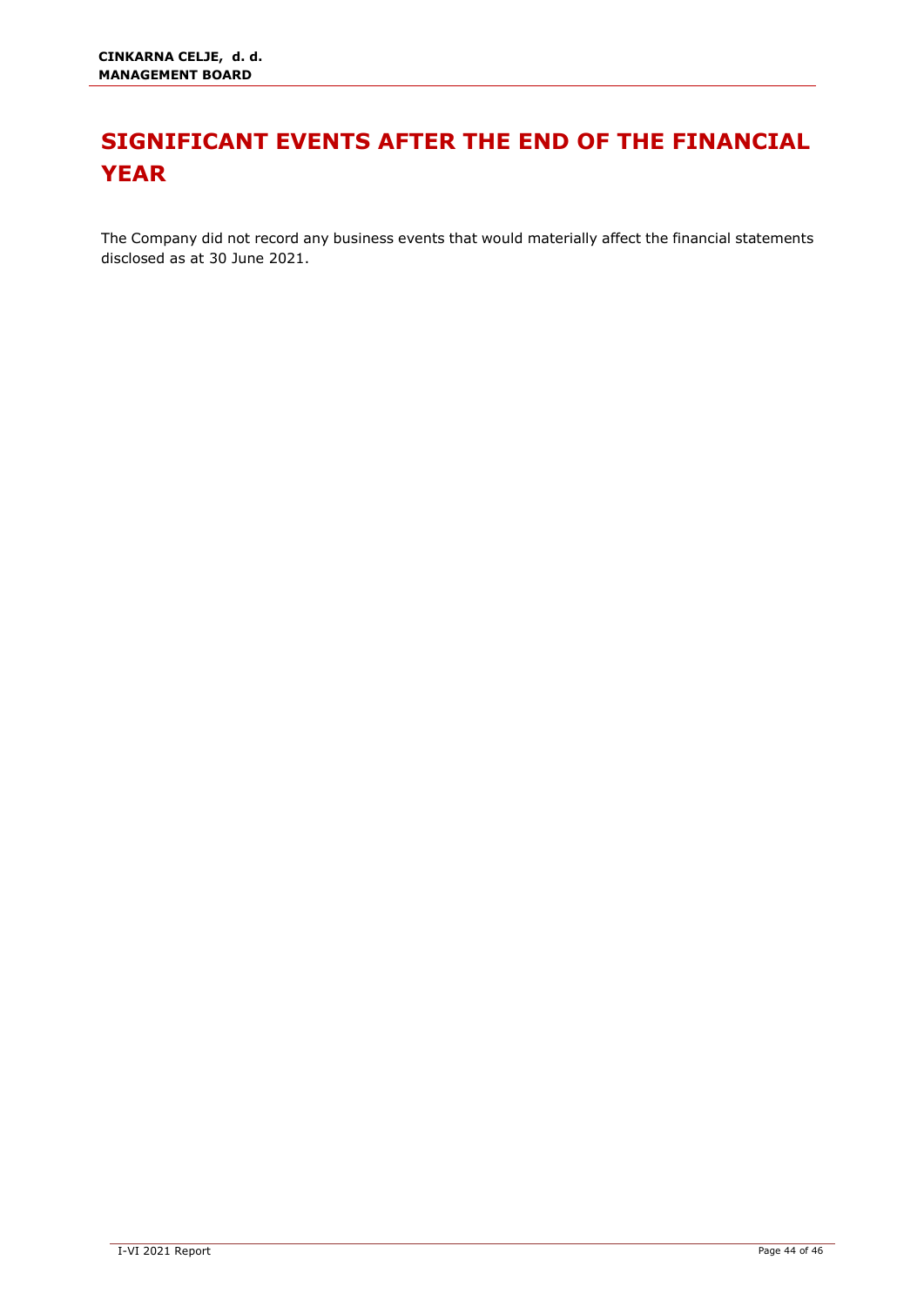# SIGNIFICANT EVENTS AFTER THE END OF THE FINANCIAL YEAR

The Company did not record any business events that would materially affect the financial statements disclosed as at 30 June 2021.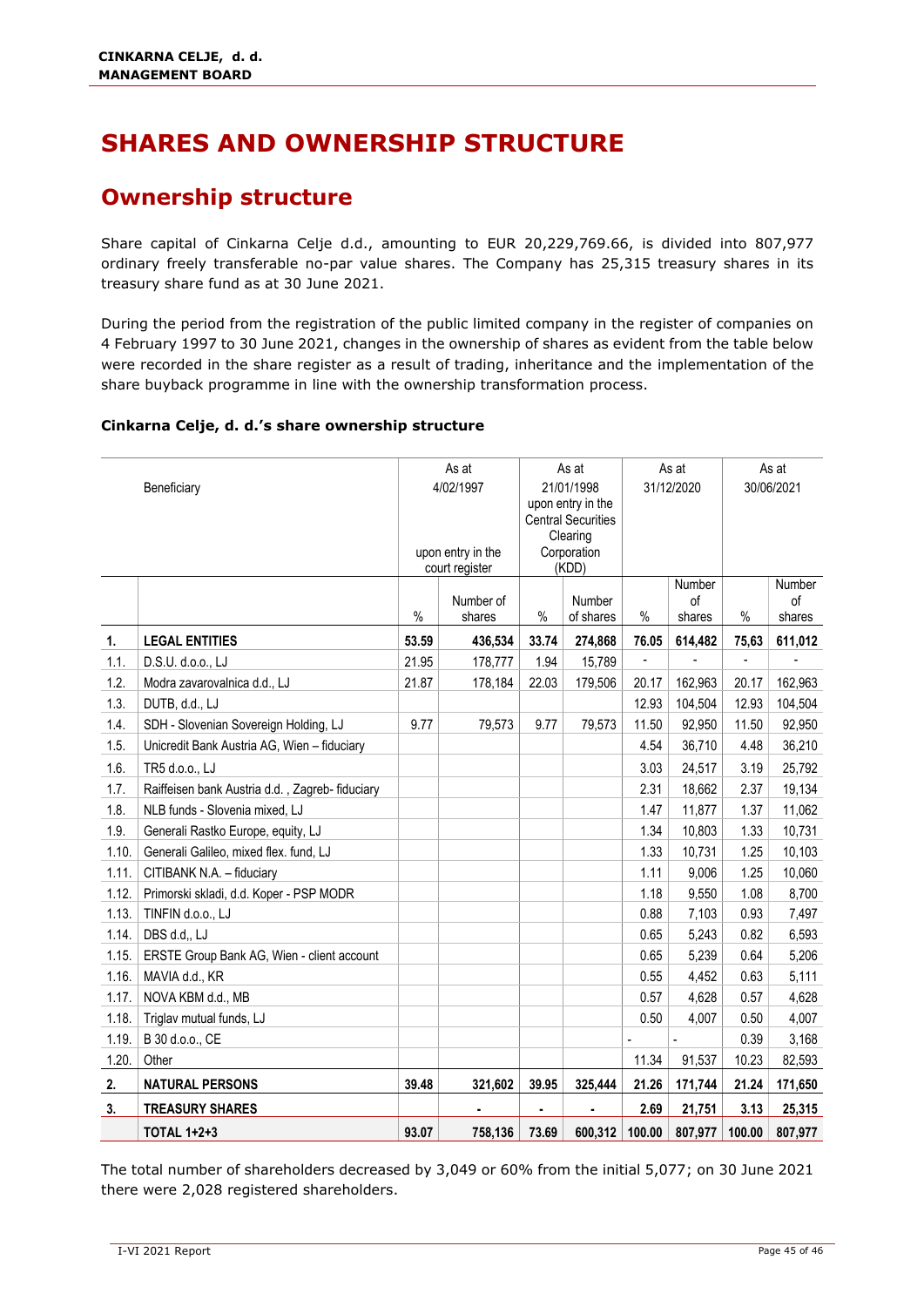# SHARES AND OWNERSHIP STRUCTURE

## Ownership structure

Share capital of Cinkarna Celje d.d., amounting to EUR 20,229,769.66, is divided into 807,977 ordinary freely transferable no-par value shares. The Company has 25,315 treasury shares in its treasury share fund as at 30 June 2021.

During the period from the registration of the public limited company in the register of companies on 4 February 1997 to 30 June 2021, changes in the ownership of shares as evident from the table below were recorded in the share register as a result of trading, inheritance and the implementation of the share buyback programme in line with the ownership transformation process.

**Cinkarna Celje, d. d.'s share ownership structure**

| | Beneficiary | As at 4/02/1997 upon entry in the court register | | As at 21/01/1998 upon entry in the Central Securities Clearing Corporation (KDD) | | As at 31/12/2020 | | As at 30/06/2021 | |
|---|---|---|---|---|---|---|---|---|---|
| | | % | Number of shares | % | Number of shares | % | Number of shares | % | Number of shares |
| **1.** | **LEGAL ENTITIES** | **53.59** | **436,534** | **33.74** | **274,868** | **76.05** | **614,482** | **75,63** | **611,012** |
| 1.1. | D.S.U. d.o.o., LJ | 21.95 | 178,777 | 1.94 | 15,789 | - | - | - | - |
| 1.2. | Modra zavarovalnica d.d., LJ | 21.87 | 178,184 | 22.03 | 179,506 | 20.17 | 162,963 | 20.17 | 162,963 |
| 1.3. | DUTB, d.d., LJ | | | | | 12.93 | 104,504 | 12.93 | 104,504 |
| 1.4. | SDH - Slovenian Sovereign Holding, LJ | 9.77 | 79,573 | 9.77 | 79,573 | 11.50 | 92,950 | 11.50 | 92,950 |
| 1.5. | Unicredit Bank Austria AG, Wien – fiduciary | | | | | 4.54 | 36,710 | 4.48 | 36,210 |
| 1.6. | TR5 d.o.o., LJ | | | | | 3.03 | 24,517 | 3.19 | 25,792 |
| 1.7. | Raiffeisen bank Austria d.d. , Zagreb- fiduciary | | | | | 2.31 | 18,662 | 2.37 | 19,134 |
| 1.8. | NLB funds - Slovenia mixed, LJ | | | | | 1.47 | 11,877 | 1.37 | 11,062 |
| 1.9. | Generali Rastko Europe, equity, LJ | | | | | 1.34 | 10,803 | 1.33 | 10,731 |
| 1.10. | Generali Galileo, mixed flex. fund, LJ | | | | | 1.33 | 10,731 | 1.25 | 10,103 |
| 1.11. | CITIBANK N.A. – fiduciary | | | | | 1.11 | 9,006 | 1.25 | 10,060 |
| 1.12. | Primorski skladi, d.d. Koper - PSP MODR | | | | | 1.18 | 9,550 | 1.08 | 8,700 |
| 1.13. | TINFIN d.o.o., LJ | | | | | 0.88 | 7,103 | 0.93 | 7,497 |
| 1.14. | DBS d.d,, LJ | | | | | 0.65 | 5,243 | 0.82 | 6,593 |
| 1.15. | ERSTE Group Bank AG, Wien - client account | | | | | 0.65 | 5,239 | 0.64 | 5,206 |
| 1.16. | MAVIA d.d., KR | | | | | 0.55 | 4,452 | 0.63 | 5,111 |
| 1.17. | NOVA KBM d.d., MB | | | | | 0.57 | 4,628 | 0.57 | 4,628 |
| 1.18. | Triglav mutual funds, LJ | | | | | 0.50 | 4,007 | 0.50 | 4,007 |
| 1.19. | B 30 d.o.o., CE | | | | | - | - | 0.39 | 3,168 |
| 1.20. | Other | | | | | 11.34 | 91,537 | 10.23 | 82,593 |
| **2.** | **NATURAL PERSONS** | **39.48** | **321,602** | **39.95** | **325,444** | **21.26** | **171,744** | **21.24** | **171,650** |
| **3.** | **TREASURY SHARES** | | **-** | **-** | **-** | **2.69** | **21,751** | **3.13** | **25,315** |
| | **TOTAL 1+2+3** | **93.07** | **758,136** | **73.69** | **600,312** | **100.00** | **807,977** | **100.00** | **807,977** |

The total number of shareholders decreased by 3,049 or 60% from the initial 5,077; on 30 June 2021 there were 2,028 registered shareholders.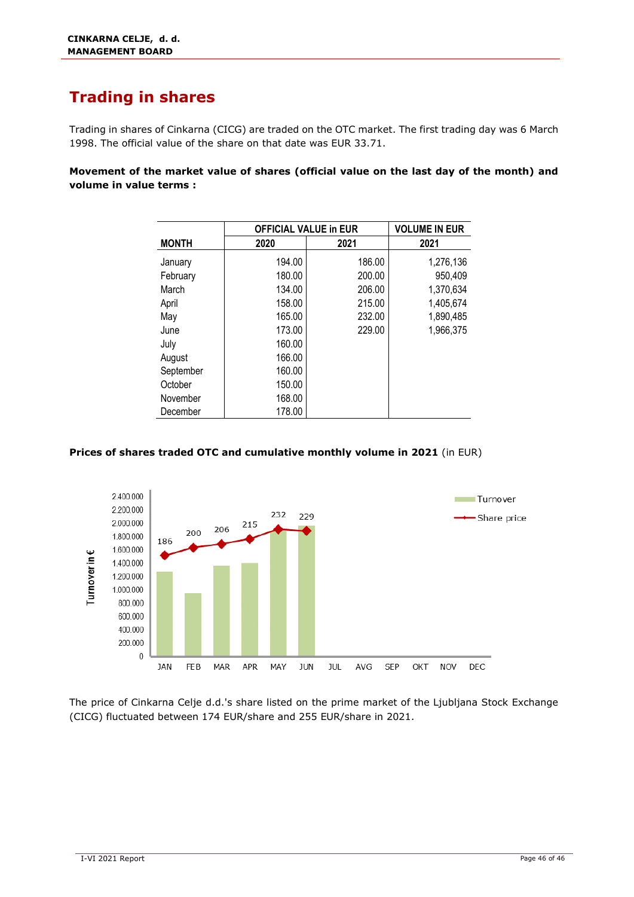# Trading in shares

Trading in shares of Cinkarna (CICG) are traded on the OTC market. The first trading day was 6 March 1998. The official value of the share on that date was EUR 33.71.

**Movement of the market value of shares (official value on the last day of the month) and volume in value terms :**

| | OFFICIAL VALUE in EUR | | VOLUME IN EUR |
|---|---|---|---|
| MONTH | 2020 | 2021 | 2021 |
| January | 194.00 | 186.00 | 1,276,136 |
| February | 180.00 | 200.00 | 950,409 |
| March | 134.00 | 206.00 | 1,370,634 |
| April | 158.00 | 215.00 | 1,405,674 |
| May | 165.00 | 232.00 | 1,890,485 |
| June | 173.00 | 229.00 | 1,966,375 |
| July | 160.00 | | |
| August | 166.00 | | |
| September | 160.00 | | |
| October | 150.00 | | |
| November | 168.00 | | |
| December | 178.00 | | |

**Prices of shares traded OTC and cumulative monthly volume in 2021** (in EUR)

Turnover in €

2.400.000
2.200.000
2.000.000
1.800.000
1.600.000
1.400.000
1.200.000
1.000.000
800.000
600.000
400.000
200.000
0

186 200 206 215 232 229

JAN FEB MAR APR MAY JUN JUL AVG SEP OKT NOV DEC

Turnover
Share price

The price of Cinkarna Celje d.d.'s share listed on the prime market of the Ljubljana Stock Exchange (CICG) fluctuated between 174 EUR/share and 255 EUR/share in 2021.